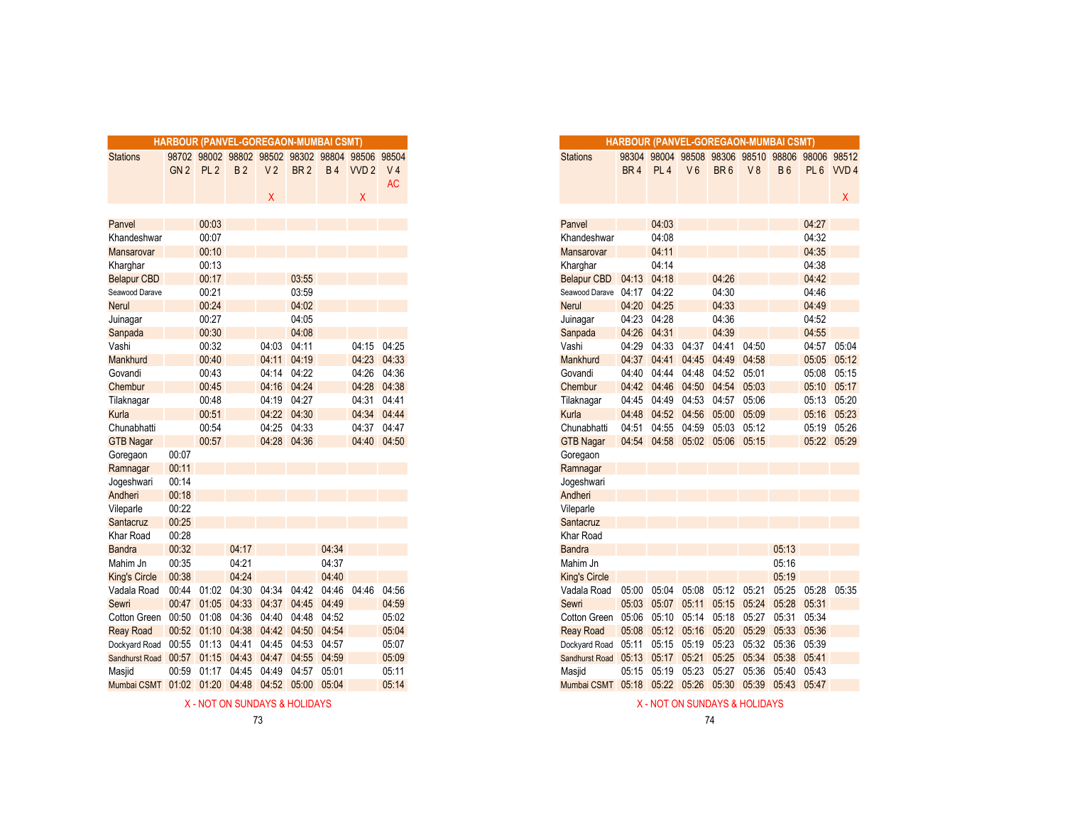## HARBOUR (PANVEL-GOREGAON-MUMBAI CSMT)

| Stations | 98702 GN 2 | 98002 PL 2 | 98802 B 2 | 98502 V 2 X | 98302 BR 2 | 98804 B 4 | 98506 VVD 2 X | 98504 V 4 AC |
|---|---|---|---|---|---|---|---|---|
| Panvel | | 00:03 | | | | | | |
| Khandeshwar | | 00:07 | | | | | | |
| Mansarovar | | 00:10 | | | | | | |
| Kharghar | | 00:13 | | | | | | |
| Belapur CBD | | 00:17 | | | 03:55 | | | |
| Seawood Darave | | 00:21 | | | 03:59 | | | |
| Nerul | | 00:24 | | | 04:02 | | | |
| Juinagar | | 00:27 | | | 04:05 | | | |
| Sanpada | | 00:30 | | | 04:08 | | | |
| Vashi | | 00:32 | | 04:03 | 04:11 | | 04:15 | 04:25 |
| Mankhurd | | 00:40 | | 04:11 | 04:19 | | 04:23 | 04:33 |
| Govandi | | 00:43 | | 04:14 | 04:22 | | 04:26 | 04:36 |
| Chembur | | 00:45 | | 04:16 | 04:24 | | 04:28 | 04:38 |
| Tilaknagar | | 00:48 | | 04:19 | 04:27 | | 04:31 | 04:41 |
| Kurla | | 00:51 | | 04:22 | 04:30 | | 04:34 | 04:44 |
| Chunabhatti | | 00:54 | | 04:25 | 04:33 | | 04:37 | 04:47 |
| GTB Nagar | | 00:57 | | 04:28 | 04:36 | | 04:40 | 04:50 |
| Goregaon | 00:07 | | | | | | | |
| Ramnagar | 00:11 | | | | | | | |
| Jogeshwari | 00:14 | | | | | | | |
| Andheri | 00:18 | | | | | | | |
| Vileparle | 00:22 | | | | | | | |
| Santacruz | 00:25 | | | | | | | |
| Khar Road | 00:28 | | | | | | | |
| Bandra | 00:32 | | 04:17 | | | 04:34 | | |
| Mahim Jn | 00:35 | | 04:21 | | | 04:37 | | |
| King's Circle | 00:38 | | 04:24 | | | 04:40 | | |
| Vadala Road | 00:44 | 01:02 | 04:30 | 04:34 | 04:42 | 04:46 | 04:46 | 04:56 |
| Sewri | 00:47 | 01:05 | 04:33 | 04:37 | 04:45 | 04:49 | | 04:59 |
| Cotton Green | 00:50 | 01:08 | 04:36 | 04:40 | 04:48 | 04:52 | | 05:02 |
| Reay Road | 00:52 | 01:10 | 04:38 | 04:42 | 04:50 | 04:54 | | 05:04 |
| Dockyard Road | 00:55 | 01:13 | 04:41 | 04:45 | 04:53 | 04:57 | | 05:07 |
| Sandhurst Road | 00:57 | 01:15 | 04:43 | 04:47 | 04:55 | 04:59 | | 05:09 |
| Masjid | 00:59 | 01:17 | 04:45 | 04:49 | 04:57 | 05:01 | | 05:11 |
| Mumbai CSMT | 01:02 | 01:20 | 04:48 | 04:52 | 05:00 | 05:04 | | 05:14 |

X - NOT ON SUNDAYS & HOLIDAYS

## HARBOUR (PANVEL-GOREGAON-MUMBAI CSMT)

| Stations | 98304 BR 4 | 98004 PL 4 | 98508 V 6 | 98306 BR 6 | 98510 V 8 | 98806 B 6 | 98006 PL 6 | 98512 VVD 4 X |
|---|---|---|---|---|---|---|---|---|
| Panvel | | 04:03 | | | | | 04:27 | |
| Khandeshwar | | 04:08 | | | | | 04:32 | |
| Mansarovar | | 04:11 | | | | | 04:35 | |
| Kharghar | | 04:14 | | | | | 04:38 | |
| Belapur CBD | 04:13 | 04:18 | | 04:26 | | | 04:42 | |
| Seawood Darave | 04:17 | 04:22 | | 04:30 | | | 04:46 | |
| Nerul | 04:20 | 04:25 | | 04:33 | | | 04:49 | |
| Juinagar | 04:23 | 04:28 | | 04:36 | | | 04:52 | |
| Sanpada | 04:26 | 04:31 | | 04:39 | | | 04:55 | |
| Vashi | 04:29 | 04:33 | 04:37 | 04:41 | 04:50 | | 04:57 | 05:04 |
| Mankhurd | 04:37 | 04:41 | 04:45 | 04:49 | 04:58 | | 05:05 | 05:12 |
| Govandi | 04:40 | 04:44 | 04:48 | 04:52 | 05:01 | | 05:08 | 05:15 |
| Chembur | 04:42 | 04:46 | 04:50 | 04:54 | 05:03 | | 05:10 | 05:17 |
| Tilaknagar | 04:45 | 04:49 | 04:53 | 04:57 | 05:06 | | 05:13 | 05:20 |
| Kurla | 04:48 | 04:52 | 04:56 | 05:00 | 05:09 | | 05:16 | 05:23 |
| Chunabhatti | 04:51 | 04:55 | 04:59 | 05:03 | 05:12 | | 05:19 | 05:26 |
| GTB Nagar | 04:54 | 04:58 | 05:02 | 05:06 | 05:15 | | 05:22 | 05:29 |
| Goregaon | | | | | | | | |
| Ramnagar | | | | | | | | |
| Jogeshwari | | | | | | | | |
| Andheri | | | | | | | | |
| Vileparle | | | | | | | | |
| Santacruz | | | | | | | | |
| Khar Road | | | | | | | | |
| Bandra | | | | | | 05:13 | | |
| Mahim Jn | | | | | | 05:16 | | |
| King's Circle | | | | | | 05:19 | | |
| Vadala Road | 05:00 | 05:04 | 05:08 | 05:12 | 05:21 | 05:25 | 05:28 | 05:35 |
| Sewri | 05:03 | 05:07 | 05:11 | 05:15 | 05:24 | 05:28 | 05:31 | |
| Cotton Green | 05:06 | 05:10 | 05:14 | 05:18 | 05:27 | 05:31 | 05:34 | |
| Reay Road | 05:08 | 05:12 | 05:16 | 05:20 | 05:29 | 05:33 | 05:36 | |
| Dockyard Road | 05:11 | 05:15 | 05:19 | 05:23 | 05:32 | 05:36 | 05:39 | |
| Sandhurst Road | 05:13 | 05:17 | 05:21 | 05:25 | 05:34 | 05:38 | 05:41 | |
| Masjid | 05:15 | 05:19 | 05:23 | 05:27 | 05:36 | 05:40 | 05:43 | |
| Mumbai CSMT | 05:18 | 05:22 | 05:26 | 05:30 | 05:39 | 05:43 | 05:47 | |

X - NOT ON SUNDAYS & HOLIDAYS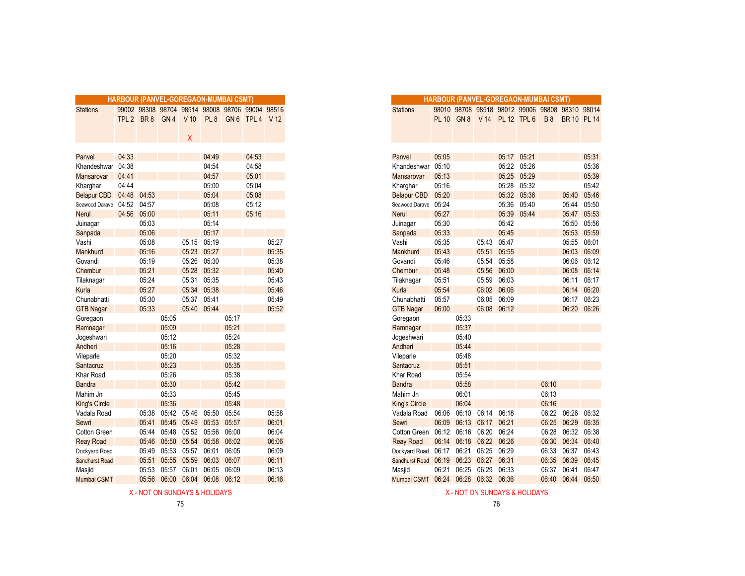## HARBOUR (PANVEL-GOREGAON-MUMBAI CSMT)

| Stations | 99002 TPL 2 | 98308 BR 8 | 98704 GN 4 | 98514 V 10 X | 98008 PL 8 | 98706 GN 6 | 99004 TPL 4 | 98516 V 12 |
|---|---|---|---|---|---|---|---|---|
| Panvel | 04:33 | | | | 04:49 | | 04:53 | |
| Khandeshwar | 04:38 | | | | 04:54 | | 04:58 | |
| Mansarovar | 04:41 | | | | 04:57 | | 05:01 | |
| Kharghar | 04:44 | | | | 05:00 | | 05:04 | |
| Belapur CBD | 04:48 | 04:53 | | | 05:04 | | 05:08 | |
| Seawood Darave | 04:52 | 04:57 | | | 05:08 | | 05:12 | |
| Nerul | 04:56 | 05:00 | | | 05:11 | | 05:16 | |
| Juinagar | | 05:03 | | | 05:14 | | | |
| Sanpada | | 05:06 | | | 05:17 | | | |
| Vashi | | 05:08 | | 05:15 | 05:19 | | | 05:27 |
| Mankhurd | | 05:16 | | 05:23 | 05:27 | | | 05:35 |
| Govandi | | 05:19 | | 05:26 | 05:30 | | | 05:38 |
| Chembur | | 05:21 | | 05:28 | 05:32 | | | 05:40 |
| Tilaknagar | | 05:24 | | 05:31 | 05:35 | | | 05:43 |
| Kurla | | 05:27 | | 05:34 | 05:38 | | | 05:46 |
| Chunabhatti | | 05:30 | | 05:37 | 05:41 | | | 05:49 |
| GTB Nagar | | 05:33 | | 05:40 | 05:44 | | | 05:52 |
| Goregaon | | | 05:05 | | | 05:17 | | |
| Ramnagar | | | 05:09 | | | 05:21 | | |
| Jogeshwari | | | 05:12 | | | 05:24 | | |
| Andheri | | | 05:16 | | | 05:28 | | |
| Vileparle | | | 05:20 | | | 05:32 | | |
| Santacruz | | | 05:23 | | | 05:35 | | |
| Khar Road | | | 05:26 | | | 05:38 | | |
| Bandra | | | 05:30 | | | 05:42 | | |
| Mahim Jn | | | 05:33 | | | 05:45 | | |
| King's Circle | | | 05:36 | | | 05:48 | | |
| Vadala Road | | 05:38 | 05:42 | 05:46 | 05:50 | 05:54 | | 05:58 |
| Sewri | | 05:41 | 05:45 | 05:49 | 05:53 | 05:57 | | 06:01 |
| Cotton Green | | 05:44 | 05:48 | 05:52 | 05:56 | 06:00 | | 06:04 |
| Reay Road | | 05:46 | 05:50 | 05:54 | 05:58 | 06:02 | | 06:06 |
| Dockyard Road | | 05:49 | 05:53 | 05:57 | 06:01 | 06:05 | | 06:09 |
| Sandhurst Road | | 05:51 | 05:55 | 05:59 | 06:03 | 06:07 | | 06:11 |
| Masjid | | 05:53 | 05:57 | 06:01 | 06:05 | 06:09 | | 06:13 |
| Mumbai CSMT | | 05:56 | 06:00 | 06:04 | 06:08 | 06:12 | | 06:16 |

X - NOT ON SUNDAYS & HOLIDAYS

## HARBOUR (PANVEL-GOREGAON-MUMBAI CSMT)

| Stations | 98010 PL 10 | 98708 GN 8 | 98518 V 14 | 98012 PL 12 | 99006 TPL 6 | 98808 B 8 | 98310 BR 10 | 98014 PL 14 |
|---|---|---|---|---|---|---|---|---|
| Panvel | 05:05 | | | 05:17 | 05:21 | | | 05:31 |
| Khandeshwar | 05:10 | | | 05:22 | 05:26 | | | 05:36 |
| Mansarovar | 05:13 | | | 05:25 | 05:29 | | | 05:39 |
| Kharghar | 05:16 | | | 05:28 | 05:32 | | | 05:42 |
| Belapur CBD | 05:20 | | | 05:32 | 05:36 | | 05:40 | 05:46 |
| Seawood Darave | 05:24 | | | 05:36 | 05:40 | | 05:44 | 05:50 |
| Nerul | 05:27 | | | 05:39 | 05:44 | | 05:47 | 05:53 |
| Juinagar | 05:30 | | | 05:42 | | | 05:50 | 05:56 |
| Sanpada | 05:33 | | | 05:45 | | | 05:53 | 05:59 |
| Vashi | 05:35 | | 05:43 | 05:47 | | | 05:55 | 06:01 |
| Mankhurd | 05:43 | | 05:51 | 05:55 | | | 06:03 | 06:09 |
| Govandi | 05:46 | | 05:54 | 05:58 | | | 06:06 | 06:12 |
| Chembur | 05:48 | | 05:56 | 06:00 | | | 06:08 | 06:14 |
| Tilaknagar | 05:51 | | 05:59 | 06:03 | | | 06:11 | 06:17 |
| Kurla | 05:54 | | 06:02 | 06:06 | | | 06:14 | 06:20 |
| Chunabhatti | 05:57 | | 06:05 | 06:09 | | | 06:17 | 06:23 |
| GTB Nagar | 06:00 | | 06:08 | 06:12 | | | 06:20 | 06:26 |
| Goregaon | | 05:33 | | | | | | |
| Ramnagar | | 05:37 | | | | | | |
| Jogeshwari | | 05:40 | | | | | | |
| Andheri | | 05:44 | | | | | | |
| Vileparle | | 05:48 | | | | | | |
| Santacruz | | 05:51 | | | | | | |
| Khar Road | | 05:54 | | | | | | |
| Bandra | | 05:58 | | | | 06:10 | | |
| Mahim Jn | | 06:01 | | | | 06:13 | | |
| King's Circle | | 06:04 | | | | 06:16 | | |
| Vadala Road | 06:06 | 06:10 | 06:14 | 06:18 | | 06:22 | 06:26 | 06:32 |
| Sewri | 06:09 | 06:13 | 06:17 | 06:21 | | 06:25 | 06:29 | 06:35 |
| Cotton Green | 06:12 | 06:16 | 06:20 | 06:24 | | 06:28 | 06:32 | 06:38 |
| Reay Road | 06:14 | 06:18 | 06:22 | 06:26 | | 06:30 | 06:34 | 06:40 |
| Dockyard Road | 06:17 | 06:21 | 06:25 | 06:29 | | 06:33 | 06:37 | 06:43 |
| Sandhurst Road | 06:19 | 06:23 | 06:27 | 06:31 | | 06:35 | 06:39 | 06:45 |
| Masjid | 06:21 | 06:25 | 06:29 | 06:33 | | 06:37 | 06:41 | 06:47 |
| Mumbai CSMT | 06:24 | 06:28 | 06:32 | 06:36 | | 06:40 | 06:44 | 06:50 |

X - NOT ON SUNDAYS & HOLIDAYS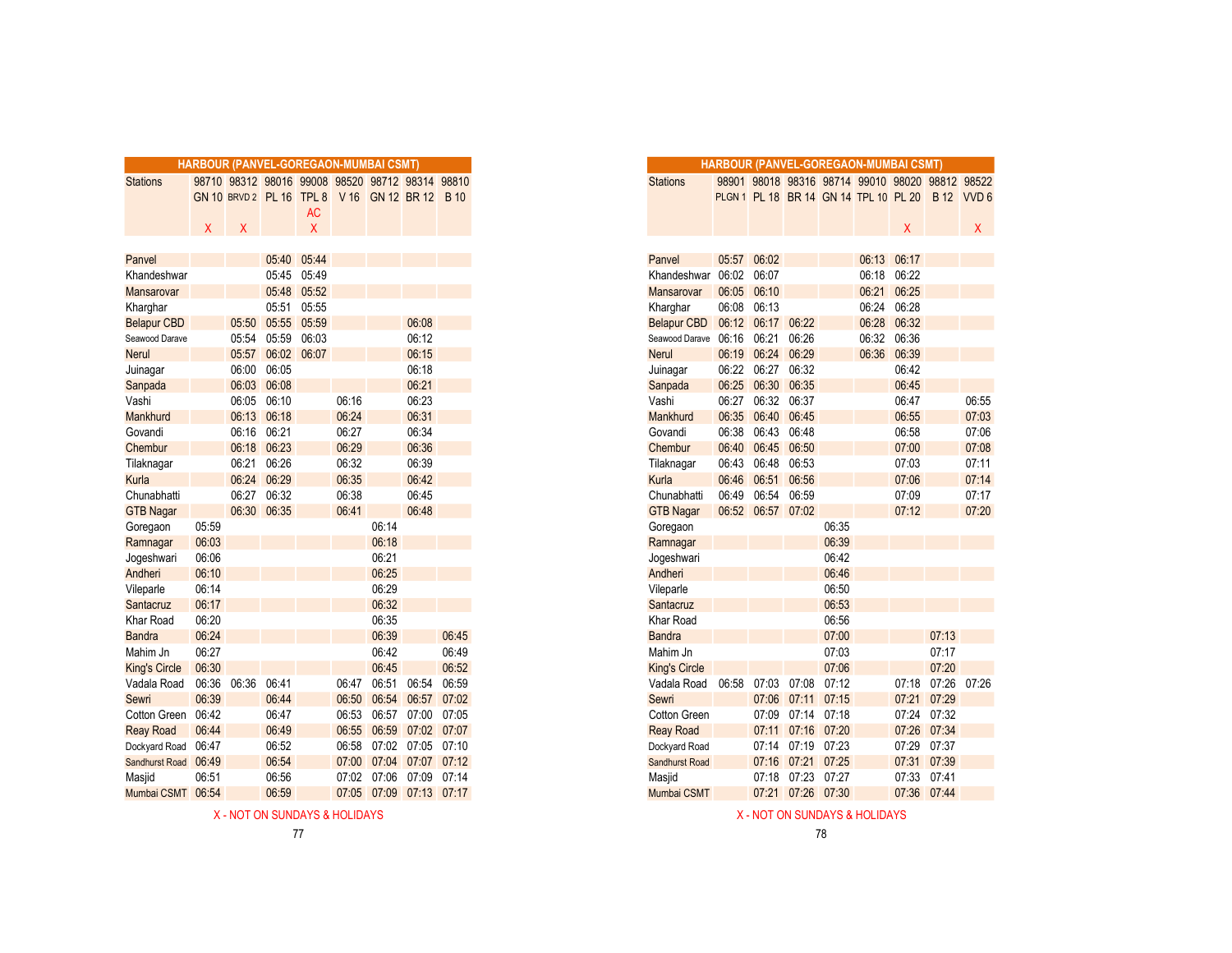## HARBOUR (PANVEL-GOREGAON-MUMBAI CSMT)

| Stations | 98710 | 98312 | 98016 | 99008 | 98520 | 98712 | 98314 | 98810 |
|---|---|---|---|---|---|---|---|---|
| | GN 10 | BRVD 2 | PL 16 | TPL 8 | V 16 | GN 12 | BR 12 | B 10 |
| | | | | AC | | | | |
| | X | X | | X | | | | |
| Panvel | | | 05:40 | 05:44 | | | | |
| Khandeshwar | | | 05:45 | 05:49 | | | | |
| Mansarovar | | | 05:48 | 05:52 | | | | |
| Kharghar | | | 05:51 | 05:55 | | | | |
| Belapur CBD | | 05:50 | 05:55 | 05:59 | | | 06:08 | |
| Seawood Darave | | 05:54 | 05:59 | 06:03 | | | 06:12 | |
| Nerul | | 05:57 | 06:02 | 06:07 | | | 06:15 | |
| Juinagar | | 06:00 | 06:05 | | | | 06:18 | |
| Sanpada | | 06:03 | 06:08 | | | | 06:21 | |
| Vashi | | 06:05 | 06:10 | | 06:16 | | 06:23 | |
| Mankhurd | | 06:13 | 06:18 | | 06:24 | | 06:31 | |
| Govandi | | 06:16 | 06:21 | | 06:27 | | 06:34 | |
| Chembur | | 06:18 | 06:23 | | 06:29 | | 06:36 | |
| Tilaknagar | | 06:21 | 06:26 | | 06:32 | | 06:39 | |
| Kurla | | 06:24 | 06:29 | | 06:35 | | 06:42 | |
| Chunabhatti | | 06:27 | 06:32 | | 06:38 | | 06:45 | |
| GTB Nagar | | 06:30 | 06:35 | | 06:41 | | 06:48 | |
| Goregaon | 05:59 | | | | | 06:14 | | |
| Ramnagar | 06:03 | | | | | 06:18 | | |
| Jogeshwari | 06:06 | | | | | 06:21 | | |
| Andheri | 06:10 | | | | | 06:25 | | |
| Vileparle | 06:14 | | | | | 06:29 | | |
| Santacruz | 06:17 | | | | | 06:32 | | |
| Khar Road | 06:20 | | | | | 06:35 | | |
| Bandra | 06:24 | | | | | 06:39 | | 06:45 |
| Mahim Jn | 06:27 | | | | | 06:42 | | 06:49 |
| King's Circle | 06:30 | | | | | 06:45 | | 06:52 |
| Vadala Road | 06:36 | 06:36 | 06:41 | | 06:47 | 06:51 | 06:54 | 06:59 |
| Sewri | 06:39 | | 06:44 | | 06:50 | 06:54 | 06:57 | 07:02 |
| Cotton Green | 06:42 | | 06:47 | | 06:53 | 06:57 | 07:00 | 07:05 |
| Reay Road | 06:44 | | 06:49 | | 06:55 | 06:59 | 07:02 | 07:07 |
| Dockyard Road | 06:47 | | 06:52 | | 06:58 | 07:02 | 07:05 | 07:10 |
| Sandhurst Road | 06:49 | | 06:54 | | 07:00 | 07:04 | 07:07 | 07:12 |
| Masjid | 06:51 | | 06:56 | | 07:02 | 07:06 | 07:09 | 07:14 |
| Mumbai CSMT | 06:54 | | 06:59 | | 07:05 | 07:09 | 07:13 | 07:17 |

X - NOT ON SUNDAYS & HOLIDAYS

## HARBOUR (PANVEL-GOREGAON-MUMBAI CSMT)

| Stations | 98901 | 98018 | 98316 | 98714 | 99010 | 98020 | 98812 | 98522 |
|---|---|---|---|---|---|---|---|---|
| | PLGN 1 | PL 18 | BR 14 | GN 14 | TPL 10 | PL 20 | B 12 | VVD 6 |
| | | | | | | X | | X |
| Panvel | 05:57 | 06:02 | | | 06:13 | 06:17 | | |
| Khandeshwar | 06:02 | 06:07 | | | 06:18 | 06:22 | | |
| Mansarovar | 06:05 | 06:10 | | | 06:21 | 06:25 | | |
| Kharghar | 06:08 | 06:13 | | | 06:24 | 06:28 | | |
| Belapur CBD | 06:12 | 06:17 | 06:22 | | 06:28 | 06:32 | | |
| Seawood Darave | 06:16 | 06:21 | 06:26 | | 06:32 | 06:36 | | |
| Nerul | 06:19 | 06:24 | 06:29 | | 06:36 | 06:39 | | |
| Juinagar | 06:22 | 06:27 | 06:32 | | | 06:42 | | |
| Sanpada | 06:25 | 06:30 | 06:35 | | | 06:45 | | |
| Vashi | 06:27 | 06:32 | 06:37 | | | 06:47 | | 06:55 |
| Mankhurd | 06:35 | 06:40 | 06:45 | | | 06:55 | | 07:03 |
| Govandi | 06:38 | 06:43 | 06:48 | | | 06:58 | | 07:06 |
| Chembur | 06:40 | 06:45 | 06:50 | | | 07:00 | | 07:08 |
| Tilaknagar | 06:43 | 06:48 | 06:53 | | | 07:03 | | 07:11 |
| Kurla | 06:46 | 06:51 | 06:56 | | | 07:06 | | 07:14 |
| Chunabhatti | 06:49 | 06:54 | 06:59 | | | 07:09 | | 07:17 |
| GTB Nagar | 06:52 | 06:57 | 07:02 | | | 07:12 | | 07:20 |
| Goregaon | | | | 06:35 | | | | |
| Ramnagar | | | | 06:39 | | | | |
| Jogeshwari | | | | 06:42 | | | | |
| Andheri | | | | 06:46 | | | | |
| Vileparle | | | | 06:50 | | | | |
| Santacruz | | | | 06:53 | | | | |
| Khar Road | | | | 06:56 | | | | |
| Bandra | | | | 07:00 | | | 07:13 | |
| Mahim Jn | | | | 07:03 | | | 07:17 | |
| King's Circle | | | | 07:06 | | | 07:20 | |
| Vadala Road | 06:58 | 07:03 | 07:08 | 07:12 | | 07:18 | 07:26 | 07:26 |
| Sewri | | 07:06 | 07:11 | 07:15 | | 07:21 | 07:29 | |
| Cotton Green | | 07:09 | 07:14 | 07:18 | | 07:24 | 07:32 | |
| Reay Road | | 07:11 | 07:16 | 07:20 | | 07:26 | 07:34 | |
| Dockyard Road | | 07:14 | 07:19 | 07:23 | | 07:29 | 07:37 | |
| Sandhurst Road | | 07:16 | 07:21 | 07:25 | | 07:31 | 07:39 | |
| Masjid | | 07:18 | 07:23 | 07:27 | | 07:33 | 07:41 | |
| Mumbai CSMT | | 07:21 | 07:26 | 07:30 | | 07:36 | 07:44 | |

X - NOT ON SUNDAYS & HOLIDAYS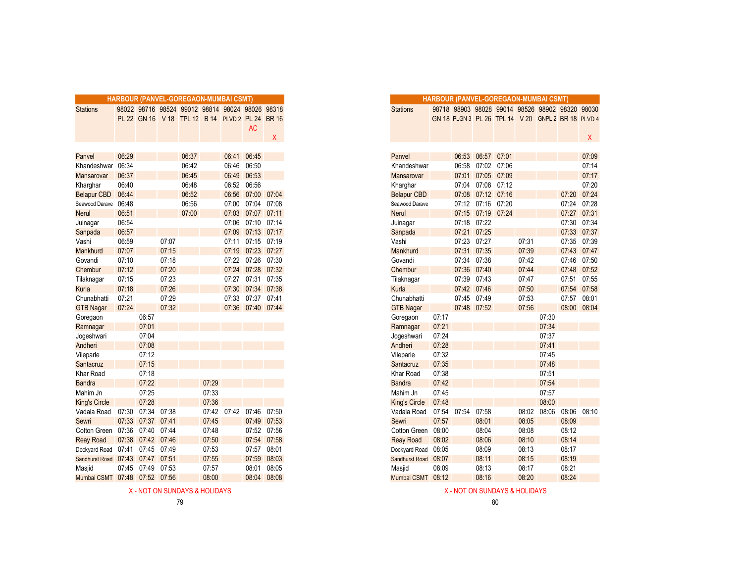## HARBOUR (PANVEL-GOREGAON-MUMBAI CSMT)

| Stations | 98022 | 98716 | 98524 | 99012 | 98814 | 98024 | 98026 | 98318 |
|---|---|---|---|---|---|---|---|---|
| | PL 22 | GN 16 | V 18 | TPL 12 | B 14 | PLVD 2 | PL 24 AC | BR 16 X |
| Panvel | 06:29 | | | 06:37 | | 06:41 | 06:45 | |
| Khandeshwar | 06:34 | | | 06:42 | | 06:46 | 06:50 | |
| Mansarovar | 06:37 | | | 06:45 | | 06:49 | 06:53 | |
| Kharghar | 06:40 | | | 06:48 | | 06:52 | 06:56 | |
| Belapur CBD | 06:44 | | | 06:52 | | 06:56 | 07:00 | 07:04 |
| Seawood Darave | 06:48 | | | 06:56 | | 07:00 | 07:04 | 07:08 |
| Nerul | 06:51 | | | 07:00 | | 07:03 | 07:07 | 07:11 |
| Juinagar | 06:54 | | | | | 07:06 | 07:10 | 07:14 |
| Sanpada | 06:57 | | | | | 07:09 | 07:13 | 07:17 |
| Vashi | 06:59 | | 07:07 | | | 07:11 | 07:15 | 07:19 |
| Mankhurd | 07:07 | | 07:15 | | | 07:19 | 07:23 | 07:27 |
| Govandi | 07:10 | | 07:18 | | | 07:22 | 07:26 | 07:30 |
| Chembur | 07:12 | | 07:20 | | | 07:24 | 07:28 | 07:32 |
| Tilaknagar | 07:15 | | 07:23 | | | 07:27 | 07:31 | 07:35 |
| Kurla | 07:18 | | 07:26 | | | 07:30 | 07:34 | 07:38 |
| Chunabhatti | 07:21 | | 07:29 | | | 07:33 | 07:37 | 07:41 |
| GTB Nagar | 07:24 | | 07:32 | | | 07:36 | 07:40 | 07:44 |
| Goregaon | | 06:57 | | | | | | |
| Ramnagar | | 07:01 | | | | | | |
| Jogeshwari | | 07:04 | | | | | | |
| Andheri | | 07:08 | | | | | | |
| Vileparle | | 07:12 | | | | | | |
| Santacruz | | 07:15 | | | | | | |
| Khar Road | | 07:18 | | | | | | |
| Bandra | | 07:22 | | | 07:29 | | | |
| Mahim Jn | | 07:25 | | | 07:33 | | | |
| King's Circle | | 07:28 | | | 07:36 | | | |
| Vadala Road | 07:30 | 07:34 | 07:38 | | 07:42 | 07:42 | 07:46 | 07:50 |
| Sewri | 07:33 | 07:37 | 07:41 | | 07:45 | | 07:49 | 07:53 |
| Cotton Green | 07:36 | 07:40 | 07:44 | | 07:48 | | 07:52 | 07:56 |
| Reay Road | 07:38 | 07:42 | 07:46 | | 07:50 | | 07:54 | 07:58 |
| Dockyard Road | 07:41 | 07:45 | 07:49 | | 07:53 | | 07:57 | 08:01 |
| Sandhurst Road | 07:43 | 07:47 | 07:51 | | 07:55 | | 07:59 | 08:03 |
| Masjid | 07:45 | 07:49 | 07:53 | | 07:57 | | 08:01 | 08:05 |
| Mumbai CSMT | 07:48 | 07:52 | 07:56 | | 08:00 | | 08:04 | 08:08 |

X - NOT ON SUNDAYS & HOLIDAYS

## HARBOUR (PANVEL-GOREGAON-MUMBAI CSMT)

| Stations | 98718 | 98903 | 98028 | 99014 | 98526 | 98902 | 98320 | 98030 |
|---|---|---|---|---|---|---|---|---|
| | GN 18 | PLGN 3 | PL 26 | TPL 14 | V 20 | GNPL 2 | BR 18 | PLVD 4 X |
| Panvel | | 06:53 | 06:57 | 07:01 | | | | 07:09 |
| Khandeshwar | | 06:58 | 07:02 | 07:06 | | | | 07:14 |
| Mansarovar | | 07:01 | 07:05 | 07:09 | | | | 07:17 |
| Kharghar | | 07:04 | 07:08 | 07:12 | | | | 07:20 |
| Belapur CBD | | 07:08 | 07:12 | 07:16 | | | 07:20 | 07:24 |
| Seawood Darave | | 07:12 | 07:16 | 07:20 | | | 07:24 | 07:28 |
| Nerul | | 07:15 | 07:19 | 07:24 | | | 07:27 | 07:31 |
| Juinagar | | 07:18 | 07:22 | | | | 07:30 | 07:34 |
| Sanpada | | 07:21 | 07:25 | | | | 07:33 | 07:37 |
| Vashi | | 07:23 | 07:27 | | 07:31 | | 07:35 | 07:39 |
| Mankhurd | | 07:31 | 07:35 | | 07:39 | | 07:43 | 07:47 |
| Govandi | | 07:34 | 07:38 | | 07:42 | | 07:46 | 07:50 |
| Chembur | | 07:36 | 07:40 | | 07:44 | | 07:48 | 07:52 |
| Tilaknagar | | 07:39 | 07:43 | | 07:47 | | 07:51 | 07:55 |
| Kurla | | 07:42 | 07:46 | | 07:50 | | 07:54 | 07:58 |
| Chunabhatti | | 07:45 | 07:49 | | 07:53 | | 07:57 | 08:01 |
| GTB Nagar | | 07:48 | 07:52 | | 07:56 | | 08:00 | 08:04 |
| Goregaon | 07:17 | | | | | 07:30 | | |
| Ramnagar | 07:21 | | | | | 07:34 | | |
| Jogeshwari | 07:24 | | | | | 07:37 | | |
| Andheri | 07:28 | | | | | 07:41 | | |
| Vileparle | 07:32 | | | | | 07:45 | | |
| Santacruz | 07:35 | | | | | 07:48 | | |
| Khar Road | 07:38 | | | | | 07:51 | | |
| Bandra | 07:42 | | | | | 07:54 | | |
| Mahim Jn | 07:45 | | | | | 07:57 | | |
| King's Circle | 07:48 | | | | | 08:00 | | |
| Vadala Road | 07:54 | 07:54 | 07:58 | | 08:02 | 08:06 | 08:06 | 08:10 |
| Sewri | 07:57 | | 08:01 | | 08:05 | | 08:09 | |
| Cotton Green | 08:00 | | 08:04 | | 08:08 | | 08:12 | |
| Reay Road | 08:02 | | 08:06 | | 08:10 | | 08:14 | |
| Dockyard Road | 08:05 | | 08:09 | | 08:13 | | 08:17 | |
| Sandhurst Road | 08:07 | | 08:11 | | 08:15 | | 08:19 | |
| Masjid | 08:09 | | 08:13 | | 08:17 | | 08:21 | |
| Mumbai CSMT | 08:12 | | 08:16 | | 08:20 | | 08:24 | |

X - NOT ON SUNDAYS & HOLIDAYS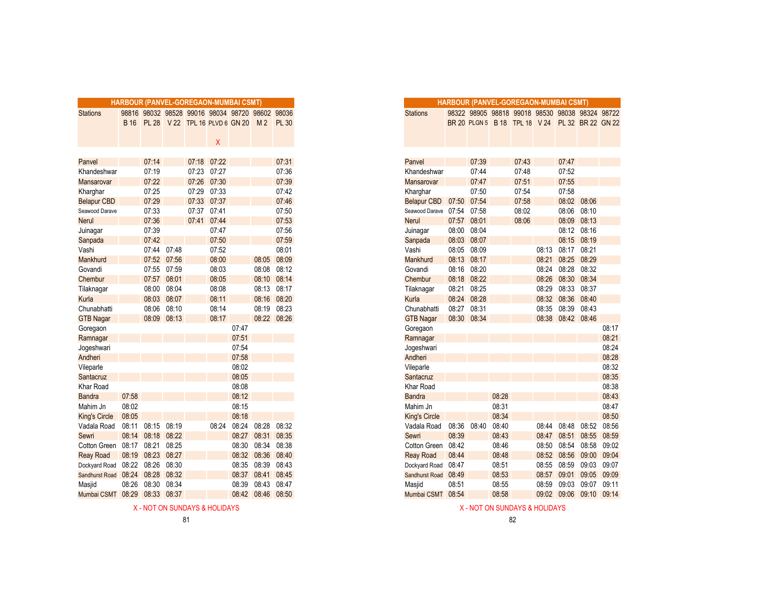## HARBOUR (PANVEL-GOREGAON-MUMBAI CSMT)

| Stations | 98816 | 98032 | 98528 | 99016 | 98034 | 98720 | 98602 | 98036 |
|---|---|---|---|---|---|---|---|---|
| | B 16 | PL 28 | V 22 | TPL 16 | PLVD 6 | GN 20 | M 2 | PL 30 |
| | | | | | X | | | |
| Panvel | | 07:14 | | 07:18 | 07:22 | | | 07:31 |
| Khandeshwar | | 07:19 | | 07:23 | 07:27 | | | 07:36 |
| Mansarovar | | 07:22 | | 07:26 | 07:30 | | | 07:39 |
| Kharghar | | 07:25 | | 07:29 | 07:33 | | | 07:42 |
| Belapur CBD | | 07:29 | | 07:33 | 07:37 | | | 07:46 |
| Seawood Darave | | 07:33 | | 07:37 | 07:41 | | | 07:50 |
| Nerul | | 07:36 | | 07:41 | 07:44 | | | 07:53 |
| Juinagar | | 07:39 | | | 07:47 | | | 07:56 |
| Sanpada | | 07:42 | | | 07:50 | | | 07:59 |
| Vashi | | 07:44 | 07:48 | | 07:52 | | | 08:01 |
| Mankhurd | | 07:52 | 07:56 | | 08:00 | | 08:05 | 08:09 |
| Govandi | | 07:55 | 07:59 | | 08:03 | | 08:08 | 08:12 |
| Chembur | | 07:57 | 08:01 | | 08:05 | | 08:10 | 08:14 |
| Tilaknagar | | 08:00 | 08:04 | | 08:08 | | 08:13 | 08:17 |
| Kurla | | 08:03 | 08:07 | | 08:11 | | 08:16 | 08:20 |
| Chunabhatti | | 08:06 | 08:10 | | 08:14 | | 08:19 | 08:23 |
| GTB Nagar | | 08:09 | 08:13 | | 08:17 | | 08:22 | 08:26 |
| Goregaon | | | | | | 07:47 | | |
| Ramnagar | | | | | | 07:51 | | |
| Jogeshwari | | | | | | 07:54 | | |
| Andheri | | | | | | 07:58 | | |
| Vileparle | | | | | | 08:02 | | |
| Santacruz | | | | | | 08:05 | | |
| Khar Road | | | | | | 08:08 | | |
| Bandra | 07:58 | | | | | 08:12 | | |
| Mahim Jn | 08:02 | | | | | 08:15 | | |
| King's Circle | 08:05 | | | | | 08:18 | | |
| Vadala Road | 08:11 | 08:15 | 08:19 | | 08:24 | 08:24 | 08:28 | 08:32 |
| Sewri | 08:14 | 08:18 | 08:22 | | | 08:27 | 08:31 | 08:35 |
| Cotton Green | 08:17 | 08:21 | 08:25 | | | 08:30 | 08:34 | 08:38 |
| Reay Road | 08:19 | 08:23 | 08:27 | | | 08:32 | 08:36 | 08:40 |
| Dockyard Road | 08:22 | 08:26 | 08:30 | | | 08:35 | 08:39 | 08:43 |
| Sandhurst Road | 08:24 | 08:28 | 08:32 | | | 08:37 | 08:41 | 08:45 |
| Masjid | 08:26 | 08:30 | 08:34 | | | 08:39 | 08:43 | 08:47 |
| Mumbai CSMT | 08:29 | 08:33 | 08:37 | | | 08:42 | 08:46 | 08:50 |

X - NOT ON SUNDAYS & HOLIDAYS

## HARBOUR (PANVEL-GOREGAON-MUMBAI CSMT)

| Stations | 98322 | 98905 | 98818 | 99018 | 98530 | 98038 | 98324 | 98722 |
|---|---|---|---|---|---|---|---|---|
| | BR 20 | PLGN 5 | B 18 | TPL 18 | V 24 | PL 32 | BR 22 | GN 22 |
| Panvel | | 07:39 | | 07:43 | | 07:47 | | |
| Khandeshwar | | 07:44 | | 07:48 | | 07:52 | | |
| Mansarovar | | 07:47 | | 07:51 | | 07:55 | | |
| Kharghar | | 07:50 | | 07:54 | | 07:58 | | |
| Belapur CBD | 07:50 | 07:54 | | 07:58 | | 08:02 | 08:06 | |
| Seawood Darave | 07:54 | 07:58 | | 08:02 | | 08:06 | 08:10 | |
| Nerul | 07:57 | 08:01 | | 08:06 | | 08:09 | 08:13 | |
| Juinagar | 08:00 | 08:04 | | | | 08:12 | 08:16 | |
| Sanpada | 08:03 | 08:07 | | | | 08:15 | 08:19 | |
| Vashi | 08:05 | 08:09 | | | 08:13 | 08:17 | 08:21 | |
| Mankhurd | 08:13 | 08:17 | | | 08:21 | 08:25 | 08:29 | |
| Govandi | 08:16 | 08:20 | | | 08:24 | 08:28 | 08:32 | |
| Chembur | 08:18 | 08:22 | | | 08:26 | 08:30 | 08:34 | |
| Tilaknagar | 08:21 | 08:25 | | | 08:29 | 08:33 | 08:37 | |
| Kurla | 08:24 | 08:28 | | | 08:32 | 08:36 | 08:40 | |
| Chunabhatti | 08:27 | 08:31 | | | 08:35 | 08:39 | 08:43 | |
| GTB Nagar | 08:30 | 08:34 | | | 08:38 | 08:42 | 08:46 | |
| Goregaon | | | | | | | | 08:17 |
| Ramnagar | | | | | | | | 08:21 |
| Jogeshwari | | | | | | | | 08:24 |
| Andheri | | | | | | | | 08:28 |
| Vileparle | | | | | | | | 08:32 |
| Santacruz | | | | | | | | 08:35 |
| Khar Road | | | | | | | | 08:38 |
| Bandra | | | 08:28 | | | | | 08:43 |
| Mahim Jn | | | 08:31 | | | | | 08:47 |
| King's Circle | | | 08:34 | | | | | 08:50 |
| Vadala Road | 08:36 | 08:40 | 08:40 | | 08:44 | 08:48 | 08:52 | 08:56 |
| Sewri | 08:39 | | 08:43 | | 08:47 | 08:51 | 08:55 | 08:59 |
| Cotton Green | 08:42 | | 08:46 | | 08:50 | 08:54 | 08:58 | 09:02 |
| Reay Road | 08:44 | | 08:48 | | 08:52 | 08:56 | 09:00 | 09:04 |
| Dockyard Road | 08:47 | | 08:51 | | 08:55 | 08:59 | 09:03 | 09:07 |
| Sandhurst Road | 08:49 | | 08:53 | | 08:57 | 09:01 | 09:05 | 09:09 |
| Masjid | 08:51 | | 08:55 | | 08:59 | 09:03 | 09:07 | 09:11 |
| Mumbai CSMT | 08:54 | | 08:58 | | 09:02 | 09:06 | 09:10 | 09:14 |

X - NOT ON SUNDAYS & HOLIDAYS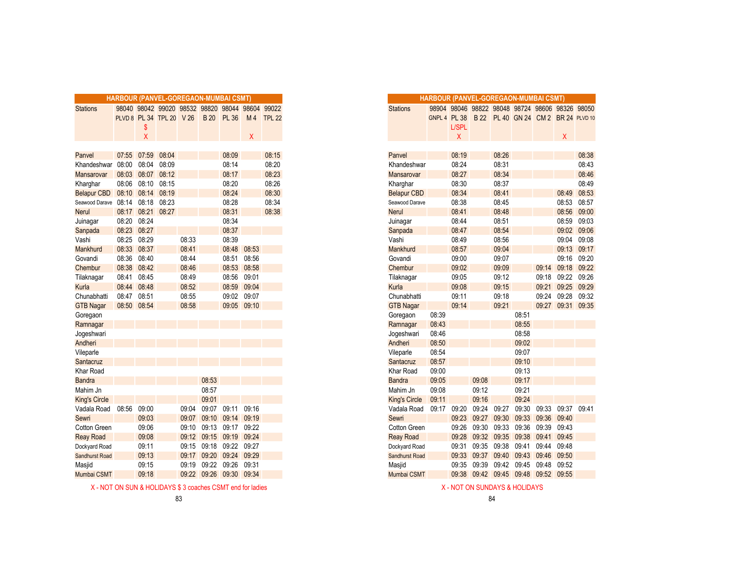## HARBOUR (PANVEL-GOREGAON-MUMBAI CSMT)

| Stations | 98040 | 98042 | 99020 | 98532 | 98820 | 98044 | 98604 | 99022 |
|---|---|---|---|---|---|---|---|---|
| | PLVD 8 | PL 34 | TPL 20 | V 26 | B 20 | PL 36 | M 4 | TPL 22 |
| | | $ | | | | | | |
| | | X | | | | | X | |
| Panvel | 07:55 | 07:59 | 08:04 | | | 08:09 | | 08:15 |
| Khandeshwar | 08:00 | 08:04 | 08:09 | | | 08:14 | | 08:20 |
| Mansarovar | 08:03 | 08:07 | 08:12 | | | 08:17 | | 08:23 |
| Kharghar | 08:06 | 08:10 | 08:15 | | | 08:20 | | 08:26 |
| Belapur CBD | 08:10 | 08:14 | 08:19 | | | 08:24 | | 08:30 |
| Seawood Darave | 08:14 | 08:18 | 08:23 | | | 08:28 | | 08:34 |
| Nerul | 08:17 | 08:21 | 08:27 | | | 08:31 | | 08:38 |
| Juinagar | 08:20 | 08:24 | | | | 08:34 | | |
| Sanpada | 08:23 | 08:27 | | | | 08:37 | | |
| Vashi | 08:25 | 08:29 | | 08:33 | | 08:39 | | |
| Mankhurd | 08:33 | 08:37 | | 08:41 | | 08:48 | 08:53 | |
| Govandi | 08:36 | 08:40 | | 08:44 | | 08:51 | 08:56 | |
| Chembur | 08:38 | 08:42 | | 08:46 | | 08:53 | 08:58 | |
| Tilaknagar | 08:41 | 08:45 | | 08:49 | | 08:56 | 09:01 | |
| Kurla | 08:44 | 08:48 | | 08:52 | | 08:59 | 09:04 | |
| Chunabhatti | 08:47 | 08:51 | | 08:55 | | 09:02 | 09:07 | |
| GTB Nagar | 08:50 | 08:54 | | 08:58 | | 09:05 | 09:10 | |
| Goregaon | | | | | | | | |
| Ramnagar | | | | | | | | |
| Jogeshwari | | | | | | | | |
| Andheri | | | | | | | | |
| Vileparle | | | | | | | | |
| Santacruz | | | | | | | | |
| Khar Road | | | | | | | | |
| Bandra | | | | | 08:53 | | | |
| Mahim Jn | | | | | 08:57 | | | |
| King's Circle | | | | | 09:01 | | | |
| Vadala Road | 08:56 | 09:00 | | 09:04 | 09:07 | 09:11 | 09:16 | |
| Sewri | | 09:03 | | 09:07 | 09:10 | 09:14 | 09:19 | |
| Cotton Green | | 09:06 | | 09:10 | 09:13 | 09:17 | 09:22 | |
| Reay Road | | 09:08 | | 09:12 | 09:15 | 09:19 | 09:24 | |
| Dockyard Road | | 09:11 | | 09:15 | 09:18 | 09:22 | 09:27 | |
| Sandhurst Road | | 09:13 | | 09:17 | 09:20 | 09:24 | 09:29 | |
| Masjid | | 09:15 | | 09:19 | 09:22 | 09:26 | 09:31 | |
| Mumbai CSMT | | 09:18 | | 09:22 | 09:26 | 09:30 | 09:34 | |

X - NOT ON SUN & HOLIDAYS $ 3 coaches CSMT end for ladies

## HARBOUR (PANVEL-GOREGAON-MUMBAI CSMT)

| Stations | 98904 | 98046 | 98822 | 98048 | 98724 | 98606 | 98326 | 98050 |
|---|---|---|---|---|---|---|---|---|
| | GNPL 4 | PL 38 | B 22 | PL 40 | GN 24 | CM 2 | BR 24 | PLVD 10 |
| | | L/SPL | | | | | | |
| | | X | | | | | X | |
| Panvel | | 08:19 | | 08:26 | | | | 08:38 |
| Khandeshwar | | 08:24 | | 08:31 | | | | 08:43 |
| Mansarovar | | 08:27 | | 08:34 | | | | 08:46 |
| Kharghar | | 08:30 | | 08:37 | | | | 08:49 |
| Belapur CBD | | 08:34 | | 08:41 | | | 08:49 | 08:53 |
| Seawood Darave | | 08:38 | | 08:45 | | | 08:53 | 08:57 |
| Nerul | | 08:41 | | 08:48 | | | 08:56 | 09:00 |
| Juinagar | | 08:44 | | 08:51 | | | 08:59 | 09:03 |
| Sanpada | | 08:47 | | 08:54 | | | 09:02 | 09:06 |
| Vashi | | 08:49 | | 08:56 | | | 09:04 | 09:08 |
| Mankhurd | | 08:57 | | 09:04 | | | 09:13 | 09:17 |
| Govandi | | 09:00 | | 09:07 | | | 09:16 | 09:20 |
| Chembur | | 09:02 | | 09:09 | | 09:14 | 09:18 | 09:22 |
| Tilaknagar | | 09:05 | | 09:12 | | 09:18 | 09:22 | 09:26 |
| Kurla | | 09:08 | | 09:15 | | 09:21 | 09:25 | 09:29 |
| Chunabhatti | | 09:11 | | 09:18 | | 09:24 | 09:28 | 09:32 |
| GTB Nagar | | 09:14 | | 09:21 | | 09:27 | 09:31 | 09:35 |
| Goregaon | 08:39 | | | | 08:51 | | | |
| Ramnagar | 08:43 | | | | 08:55 | | | |
| Jogeshwari | 08:46 | | | | 08:58 | | | |
| Andheri | 08:50 | | | | 09:02 | | | |
| Vileparle | 08:54 | | | | 09:07 | | | |
| Santacruz | 08:57 | | | | 09:10 | | | |
| Khar Road | 09:00 | | | | 09:13 | | | |
| Bandra | 09:05 | | 09:08 | | 09:17 | | | |
| Mahim Jn | 09:08 | | 09:12 | | 09:21 | | | |
| King's Circle | 09:11 | | 09:16 | | 09:24 | | | |
| Vadala Road | 09:17 | 09:20 | 09:24 | 09:27 | 09:30 | 09:33 | 09:37 | 09:41 |
| Sewri | | 09:23 | 09:27 | 09:30 | 09:33 | 09:36 | 09:40 | |
| Cotton Green | | 09:26 | 09:30 | 09:33 | 09:36 | 09:39 | 09:43 | |
| Reay Road | | 09:28 | 09:32 | 09:35 | 09:38 | 09:41 | 09:45 | |
| Dockyard Road | | 09:31 | 09:35 | 09:38 | 09:41 | 09:44 | 09:48 | |
| Sandhurst Road | | 09:33 | 09:37 | 09:40 | 09:43 | 09:46 | 09:50 | |
| Masjid | | 09:35 | 09:39 | 09:42 | 09:45 | 09:48 | 09:52 | |
| Mumbai CSMT | | 09:38 | 09:42 | 09:45 | 09:48 | 09:52 | 09:55 | |

X - NOT ON SUNDAYS & HOLIDAYS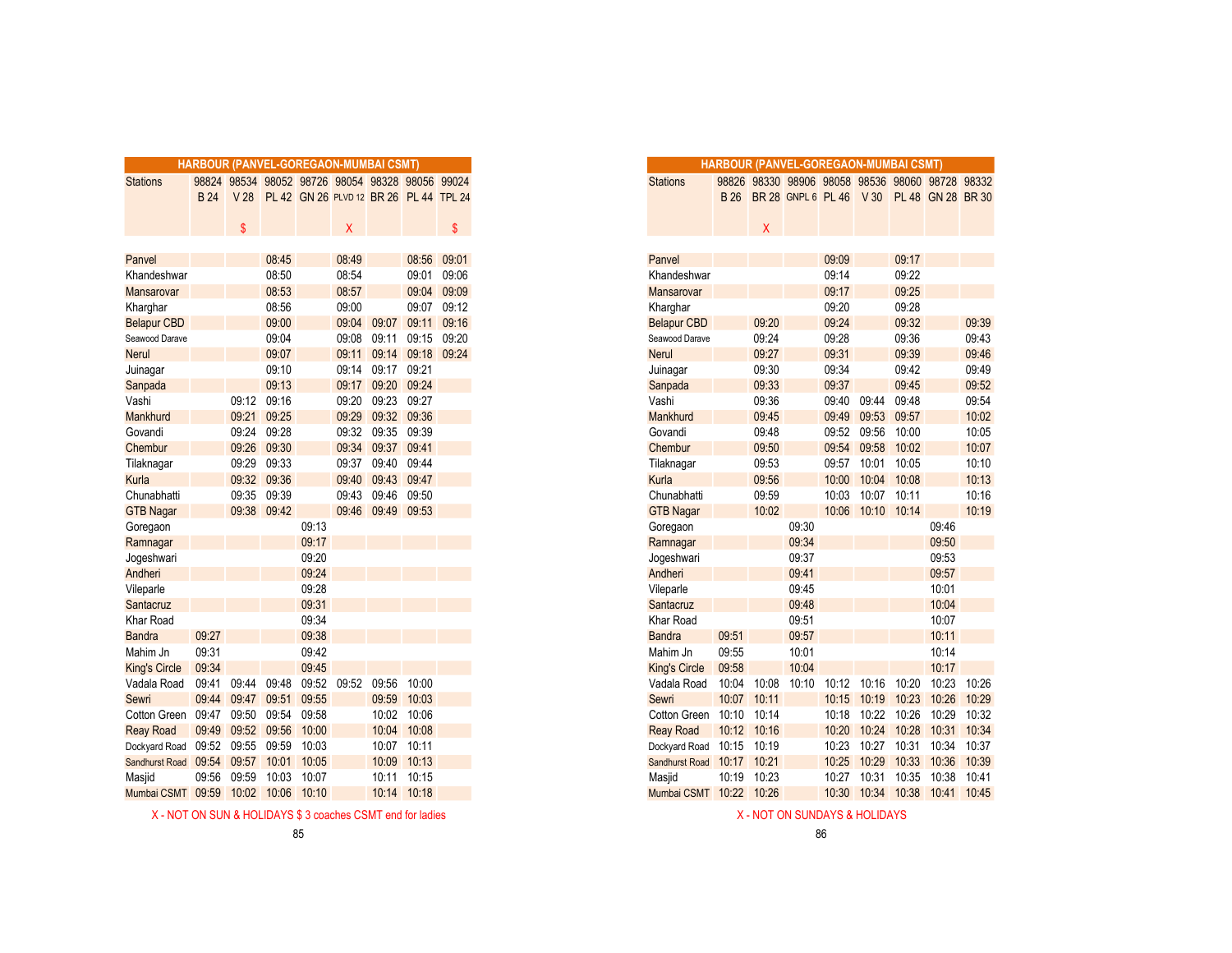## HARBOUR (PANVEL-GOREGAON-MUMBAI CSMT)

| Stations | 98824 | 98534 | 98052 | 98726 | 98054 | 98328 | 98056 | 99024 |
|---|---|---|---|---|---|---|---|---|
| | B 24 | V 28 | PL 42 | GN 26 | PLVD 12 | BR 26 | PL 44 | TPL 24 |
| | | $ | | | X | | | $ |
| Panvel | | | 08:45 | | 08:49 | | 08:56 | 09:01 |
| Khandeshwar | | | 08:50 | | 08:54 | | 09:01 | 09:06 |
| Mansarovar | | | 08:53 | | 08:57 | | 09:04 | 09:09 |
| Kharghar | | | 08:56 | | 09:00 | | 09:07 | 09:12 |
| Belapur CBD | | | 09:00 | | 09:04 | 09:07 | 09:11 | 09:16 |
| Seawood Darave | | | 09:04 | | 09:08 | 09:11 | 09:15 | 09:20 |
| Nerul | | | 09:07 | | 09:11 | 09:14 | 09:18 | 09:24 |
| Juinagar | | | 09:10 | | 09:14 | 09:17 | 09:21 | |
| Sanpada | | | 09:13 | | 09:17 | 09:20 | 09:24 | |
| Vashi | | 09:12 | 09:16 | | 09:20 | 09:23 | 09:27 | |
| Mankhurd | | 09:21 | 09:25 | | 09:29 | 09:32 | 09:36 | |
| Govandi | | 09:24 | 09:28 | | 09:32 | 09:35 | 09:39 | |
| Chembur | | 09:26 | 09:30 | | 09:34 | 09:37 | 09:41 | |
| Tilaknagar | | 09:29 | 09:33 | | 09:37 | 09:40 | 09:44 | |
| Kurla | | 09:32 | 09:36 | | 09:40 | 09:43 | 09:47 | |
| Chunabhatti | | 09:35 | 09:39 | | 09:43 | 09:46 | 09:50 | |
| GTB Nagar | | 09:38 | 09:42 | | 09:46 | 09:49 | 09:53 | |
| Goregaon | | | | 09:13 | | | | |
| Ramnagar | | | | 09:17 | | | | |
| Jogeshwari | | | | 09:20 | | | | |
| Andheri | | | | 09:24 | | | | |
| Vileparle | | | | 09:28 | | | | |
| Santacruz | | | | 09:31 | | | | |
| Khar Road | | | | 09:34 | | | | |
| Bandra | 09:27 | | | 09:38 | | | | |
| Mahim Jn | 09:31 | | | 09:42 | | | | |
| King's Circle | 09:34 | | | 09:45 | | | | |
| Vadala Road | 09:41 | 09:44 | 09:48 | 09:52 | 09:52 | 09:56 | 10:00 | |
| Sewri | 09:44 | 09:47 | 09:51 | 09:55 | | 09:59 | 10:03 | |
| Cotton Green | 09:47 | 09:50 | 09:54 | 09:58 | | 10:02 | 10:06 | |
| Reay Road | 09:49 | 09:52 | 09:56 | 10:00 | | 10:04 | 10:08 | |
| Dockyard Road | 09:52 | 09:55 | 09:59 | 10:03 | | 10:07 | 10:11 | |
| Sandhurst Road | 09:54 | 09:57 | 10:01 | 10:05 | | 10:09 | 10:13 | |
| Masjid | 09:56 | 09:59 | 10:03 | 10:07 | | 10:11 | 10:15 | |
| Mumbai CSMT | 09:59 | 10:02 | 10:06 | 10:10 | | 10:14 | 10:18 | |

X - NOT ON SUN & HOLIDAYS $ 3 coaches CSMT end for ladies

## HARBOUR (PANVEL-GOREGAON-MUMBAI CSMT)

| Stations | 98826 | 98330 | 98906 | 98058 | 98536 | 98060 | 98728 | 98332 |
|---|---|---|---|---|---|---|---|---|
| | B 26 | BR 28 | GNPL 6 | PL 46 | V 30 | PL 48 | GN 28 | BR 30 |
| | | X | | | | | | |
| Panvel | | | | 09:09 | | 09:17 | | |
| Khandeshwar | | | | 09:14 | | 09:22 | | |
| Mansarovar | | | | 09:17 | | 09:25 | | |
| Kharghar | | | | 09:20 | | 09:28 | | |
| Belapur CBD | | 09:20 | | 09:24 | | 09:32 | | 09:39 |
| Seawood Darave | | 09:24 | | 09:28 | | 09:36 | | 09:43 |
| Nerul | | 09:27 | | 09:31 | | 09:39 | | 09:46 |
| Juinagar | | 09:30 | | 09:34 | | 09:42 | | 09:49 |
| Sanpada | | 09:33 | | 09:37 | | 09:45 | | 09:52 |
| Vashi | | 09:36 | | 09:40 | 09:44 | 09:48 | | 09:54 |
| Mankhurd | | 09:45 | | 09:49 | 09:53 | 09:57 | | 10:02 |
| Govandi | | 09:48 | | 09:52 | 09:56 | 10:00 | | 10:05 |
| Chembur | | 09:50 | | 09:54 | 09:58 | 10:02 | | 10:07 |
| Tilaknagar | | 09:53 | | 09:57 | 10:01 | 10:05 | | 10:10 |
| Kurla | | 09:56 | | 10:00 | 10:04 | 10:08 | | 10:13 |
| Chunabhatti | | 09:59 | | 10:03 | 10:07 | 10:11 | | 10:16 |
| GTB Nagar | | 10:02 | | 10:06 | 10:10 | 10:14 | | 10:19 |
| Goregaon | | | 09:30 | | | | 09:46 | |
| Ramnagar | | | 09:34 | | | | 09:50 | |
| Jogeshwari | | | 09:37 | | | | 09:53 | |
| Andheri | | | 09:41 | | | | 09:57 | |
| Vileparle | | | 09:45 | | | | 10:01 | |
| Santacruz | | | 09:48 | | | | 10:04 | |
| Khar Road | | | 09:51 | | | | 10:07 | |
| Bandra | 09:51 | | 09:57 | | | | 10:11 | |
| Mahim Jn | 09:55 | | 10:01 | | | | 10:14 | |
| King's Circle | 09:58 | | 10:04 | | | | 10:17 | |
| Vadala Road | 10:04 | 10:08 | 10:10 | 10:12 | 10:16 | 10:20 | 10:23 | 10:26 |
| Sewri | 10:07 | 10:11 | | 10:15 | 10:19 | 10:23 | 10:26 | 10:29 |
| Cotton Green | 10:10 | 10:14 | | 10:18 | 10:22 | 10:26 | 10:29 | 10:32 |
| Reay Road | 10:12 | 10:16 | | 10:20 | 10:24 | 10:28 | 10:31 | 10:34 |
| Dockyard Road | 10:15 | 10:19 | | 10:23 | 10:27 | 10:31 | 10:34 | 10:37 |
| Sandhurst Road | 10:17 | 10:21 | | 10:25 | 10:29 | 10:33 | 10:36 | 10:39 |
| Masjid | 10:19 | 10:23 | | 10:27 | 10:31 | 10:35 | 10:38 | 10:41 |
| Mumbai CSMT | 10:22 | 10:26 | | 10:30 | 10:34 | 10:38 | 10:41 | 10:45 |

X - NOT ON SUNDAYS & HOLIDAYS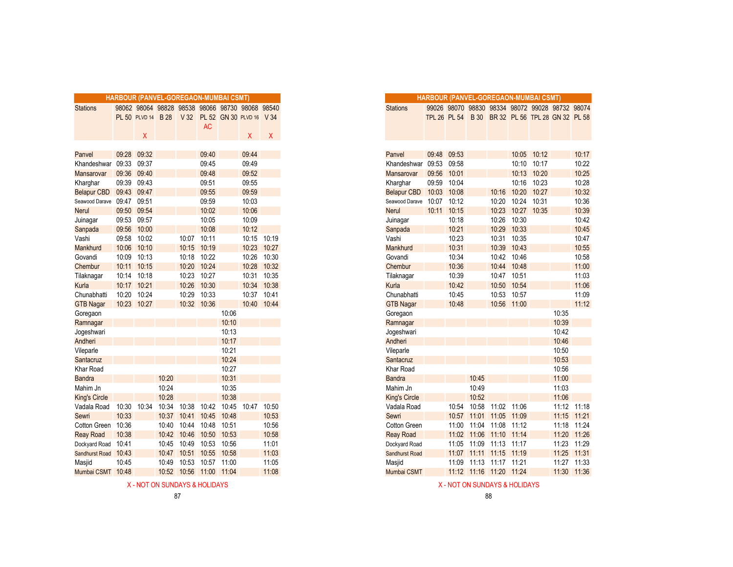## HARBOUR (PANVEL-GOREGAON-MUMBAI CSMT)

| Stations | 98062 | 98064 | 98828 | 98538 | 98066 | 98730 | 98068 | 98540 |
|---|---|---|---|---|---|---|---|---|
| | PL 50 | PLVD 14 | B 28 | V 32 | PL 52 | GN 30 | PLVD 16 | V 34 |
| | | | | | AC | | | |
| | | X | | | | | X | X |
| Panvel | 09:28 | 09:32 | | | 09:40 | | 09:44 | |
| Khandeshwar | 09:33 | 09:37 | | | 09:45 | | 09:49 | |
| Mansarovar | 09:36 | 09:40 | | | 09:48 | | 09:52 | |
| Kharghar | 09:39 | 09:43 | | | 09:51 | | 09:55 | |
| Belapur CBD | 09:43 | 09:47 | | | 09:55 | | 09:59 | |
| Seawood Darave | 09:47 | 09:51 | | | 09:59 | | 10:03 | |
| Nerul | 09:50 | 09:54 | | | 10:02 | | 10:06 | |
| Juinagar | 09:53 | 09:57 | | | 10:05 | | 10:09 | |
| Sanpada | 09:56 | 10:00 | | | 10:08 | | 10:12 | |
| Vashi | 09:58 | 10:02 | | 10:07 | 10:11 | | 10:15 | 10:19 |
| Mankhurd | 10:06 | 10:10 | | 10:15 | 10:19 | | 10:23 | 10:27 |
| Govandi | 10:09 | 10:13 | | 10:18 | 10:22 | | 10:26 | 10:30 |
| Chembur | 10:11 | 10:15 | | 10:20 | 10:24 | | 10:28 | 10:32 |
| Tilaknagar | 10:14 | 10:18 | | 10:23 | 10:27 | | 10:31 | 10:35 |
| Kurla | 10:17 | 10:21 | | 10:26 | 10:30 | | 10:34 | 10:38 |
| Chunabhatti | 10:20 | 10:24 | | 10:29 | 10:33 | | 10:37 | 10:41 |
| GTB Nagar | 10:23 | 10:27 | | 10:32 | 10:36 | | 10:40 | 10:44 |
| Goregaon | | | | | | 10:06 | | |
| Ramnagar | | | | | | 10:10 | | |
| Jogeshwari | | | | | | 10:13 | | |
| Andheri | | | | | | 10:17 | | |
| Vileparle | | | | | | 10:21 | | |
| Santacruz | | | | | | 10:24 | | |
| Khar Road | | | | | | 10:27 | | |
| Bandra | | | 10:20 | | | 10:31 | | |
| Mahim Jn | | | 10:24 | | | 10:35 | | |
| King's Circle | | | 10:28 | | | 10:38 | | |
| Vadala Road | 10:30 | 10:34 | 10:34 | 10:38 | 10:42 | 10:45 | 10:47 | 10:50 |
| Sewri | 10:33 | | 10:37 | 10:41 | 10:45 | 10:48 | | 10:53 |
| Cotton Green | 10:36 | | 10:40 | 10:44 | 10:48 | 10:51 | | 10:56 |
| Reay Road | 10:38 | | 10:42 | 10:46 | 10:50 | 10:53 | | 10:58 |
| Dockyard Road | 10:41 | | 10:45 | 10:49 | 10:53 | 10:56 | | 11:01 |
| Sandhurst Road | 10:43 | | 10:47 | 10:51 | 10:55 | 10:58 | | 11:03 |
| Masjid | 10:45 | | 10:49 | 10:53 | 10:57 | 11:00 | | 11:05 |
| Mumbai CSMT | 10:48 | | 10:52 | 10:56 | 11:00 | 11:04 | | 11:08 |

X - NOT ON SUNDAYS & HOLIDAYS

## HARBOUR (PANVEL-GOREGAON-MUMBAI CSMT)

| Stations | 99026 | 98070 | 98830 | 98334 | 98072 | 99028 | 98732 | 98074 |
|---|---|---|---|---|---|---|---|---|
| | TPL 26 | PL 54 | B 30 | BR 32 | PL 56 | TPL 28 | GN 32 | PL 58 |
| Panvel | 09:48 | 09:53 | | | 10:05 | 10:12 | | 10:17 |
| Khandeshwar | 09:53 | 09:58 | | | 10:10 | 10:17 | | 10:22 |
| Mansarovar | 09:56 | 10:01 | | | 10:13 | 10:20 | | 10:25 |
| Kharghar | 09:59 | 10:04 | | | 10:16 | 10:23 | | 10:28 |
| Belapur CBD | 10:03 | 10:08 | | 10:16 | 10:20 | 10:27 | | 10:32 |
| Seawood Darave | 10:07 | 10:12 | | 10:20 | 10:24 | 10:31 | | 10:36 |
| Nerul | 10:11 | 10:15 | | 10:23 | 10:27 | 10:35 | | 10:39 |
| Juinagar | | 10:18 | | 10:26 | 10:30 | | | 10:42 |
| Sanpada | | 10:21 | | 10:29 | 10:33 | | | 10:45 |
| Vashi | | 10:23 | | 10:31 | 10:35 | | | 10:47 |
| Mankhurd | | 10:31 | | 10:39 | 10:43 | | | 10:55 |
| Govandi | | 10:34 | | 10:42 | 10:46 | | | 10:58 |
| Chembur | | 10:36 | | 10:44 | 10:48 | | | 11:00 |
| Tilaknagar | | 10:39 | | 10:47 | 10:51 | | | 11:03 |
| Kurla | | 10:42 | | 10:50 | 10:54 | | | 11:06 |
| Chunabhatti | | 10:45 | | 10:53 | 10:57 | | | 11:09 |
| GTB Nagar | | 10:48 | | 10:56 | 11:00 | | | 11:12 |
| Goregaon | | | | | | | 10:35 | |
| Ramnagar | | | | | | | 10:39 | |
| Jogeshwari | | | | | | | 10:42 | |
| Andheri | | | | | | | 10:46 | |
| Vileparle | | | | | | | 10:50 | |
| Santacruz | | | | | | | 10:53 | |
| Khar Road | | | | | | | 10:56 | |
| Bandra | | | 10:45 | | | | 11:00 | |
| Mahim Jn | | | 10:49 | | | | 11:03 | |
| King's Circle | | | 10:52 | | | | 11:06 | |
| Vadala Road | | 10:54 | 10:58 | 11:02 | 11:06 | | 11:12 | 11:18 |
| Sewri | | 10:57 | 11:01 | 11:05 | 11:09 | | 11:15 | 11:21 |
| Cotton Green | | 11:00 | 11:04 | 11:08 | 11:12 | | 11:18 | 11:24 |
| Reay Road | | 11:02 | 11:06 | 11:10 | 11:14 | | 11:20 | 11:26 |
| Dockyard Road | | 11:05 | 11:09 | 11:13 | 11:17 | | 11:23 | 11:29 |
| Sandhurst Road | | 11:07 | 11:11 | 11:15 | 11:19 | | 11:25 | 11:31 |
| Masjid | | 11:09 | 11:13 | 11:17 | 11:21 | | 11:27 | 11:33 |
| Mumbai CSMT | | 11:12 | 11:16 | 11:20 | 11:24 | | 11:30 | 11:36 |

X - NOT ON SUNDAYS & HOLIDAYS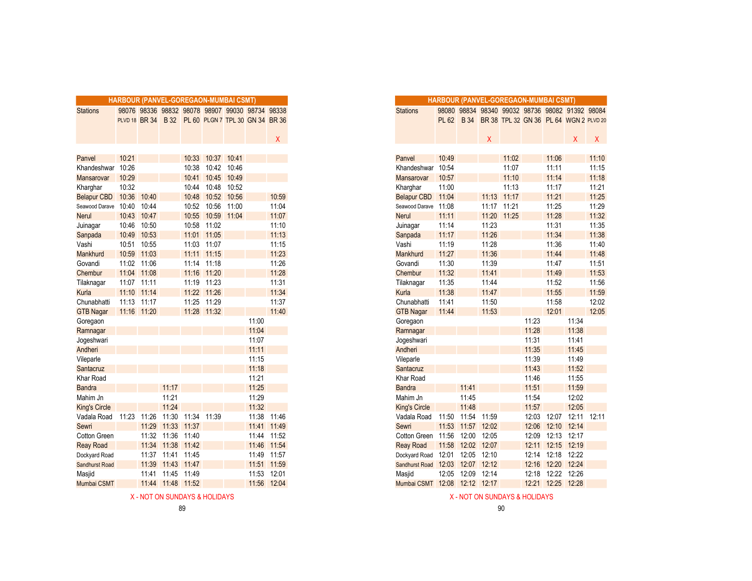## HARBOUR (PANVEL-GOREGAON-MUMBAI CSMT)

| Stations | 98076 | 98336 | 98832 | 98078 | 98907 | 99030 | 98734 | 98338 |
|---|---|---|---|---|---|---|---|---|
| | PLVD 18 | BR 34 | B 32 | PL 60 | PLGN 7 | TPL 30 | GN 34 | BR 36 |
| | | | | | | | | X |
| Panvel | 10:21 | | | 10:33 | 10:37 | 10:41 | | |
| Khandeshwar | 10:26 | | | 10:38 | 10:42 | 10:46 | | |
| Mansarovar | 10:29 | | | 10:41 | 10:45 | 10:49 | | |
| Kharghar | 10:32 | | | 10:44 | 10:48 | 10:52 | | |
| Belapur CBD | 10:36 | 10:40 | | 10:48 | 10:52 | 10:56 | | 10:59 |
| Seawood Darave | 10:40 | 10:44 | | 10:52 | 10:56 | 11:00 | | 11:04 |
| Nerul | 10:43 | 10:47 | | 10:55 | 10:59 | 11:04 | | 11:07 |
| Juinagar | 10:46 | 10:50 | | 10:58 | 11:02 | | | 11:10 |
| Sanpada | 10:49 | 10:53 | | 11:01 | 11:05 | | | 11:13 |
| Vashi | 10:51 | 10:55 | | 11:03 | 11:07 | | | 11:15 |
| Mankhurd | 10:59 | 11:03 | | 11:11 | 11:15 | | | 11:23 |
| Govandi | 11:02 | 11:06 | | 11:14 | 11:18 | | | 11:26 |
| Chembur | 11:04 | 11:08 | | 11:16 | 11:20 | | | 11:28 |
| Tilaknagar | 11:07 | 11:11 | | 11:19 | 11:23 | | | 11:31 |
| Kurla | 11:10 | 11:14 | | 11:22 | 11:26 | | | 11:34 |
| Chunabhatti | 11:13 | 11:17 | | 11:25 | 11:29 | | | 11:37 |
| GTB Nagar | 11:16 | 11:20 | | 11:28 | 11:32 | | | 11:40 |
| Goregaon | | | | | | | 11:00 | |
| Ramnagar | | | | | | | 11:04 | |
| Jogeshwari | | | | | | | 11:07 | |
| Andheri | | | | | | | 11:11 | |
| Vileparle | | | | | | | 11:15 | |
| Santacruz | | | | | | | 11:18 | |
| Khar Road | | | | | | | 11:21 | |
| Bandra | | | 11:17 | | | | 11:25 | |
| Mahim Jn | | | 11:21 | | | | 11:29 | |
| King's Circle | | | 11:24 | | | | 11:32 | |
| Vadala Road | 11:23 | 11:26 | 11:30 | 11:34 | 11:39 | | 11:38 | 11:46 |
| Sewri | | 11:29 | 11:33 | 11:37 | | | 11:41 | 11:49 |
| Cotton Green | | 11:32 | 11:36 | 11:40 | | | 11:44 | 11:52 |
| Reay Road | | 11:34 | 11:38 | 11:42 | | | 11:46 | 11:54 |
| Dockyard Road | | 11:37 | 11:41 | 11:45 | | | 11:49 | 11:57 |
| Sandhurst Road | | 11:39 | 11:43 | 11:47 | | | 11:51 | 11:59 |
| Masjid | | 11:41 | 11:45 | 11:49 | | | 11:53 | 12:01 |
| Mumbai CSMT | | 11:44 | 11:48 | 11:52 | | | 11:56 | 12:04 |

X - NOT ON SUNDAYS & HOLIDAYS

## HARBOUR (PANVEL-GOREGAON-MUMBAI CSMT)

| Stations | 98080 | 98834 | 98340 | 99032 | 98736 | 98082 | 91392 | 98084 |
|---|---|---|---|---|---|---|---|---|
| | PL 62 | B 34 | BR 38 | TPL 32 | GN 36 | PL 64 | WGN 2 | PLVD 20 |
| | | | X | | | | X | X |
| Panvel | 10:49 | | | 11:02 | | 11:06 | | 11:10 |
| Khandeshwar | 10:54 | | | 11:07 | | 11:11 | | 11:15 |
| Mansarovar | 10:57 | | | 11:10 | | 11:14 | | 11:18 |
| Kharghar | 11:00 | | | 11:13 | | 11:17 | | 11:21 |
| Belapur CBD | 11:04 | | 11:13 | 11:17 | | 11:21 | | 11:25 |
| Seawood Darave | 11:08 | | 11:17 | 11:21 | | 11:25 | | 11:29 |
| Nerul | 11:11 | | 11:20 | 11:25 | | 11:28 | | 11:32 |
| Juinagar | 11:14 | | 11:23 | | | 11:31 | | 11:35 |
| Sanpada | 11:17 | | 11:26 | | | 11:34 | | 11:38 |
| Vashi | 11:19 | | 11:28 | | | 11:36 | | 11:40 |
| Mankhurd | 11:27 | | 11:36 | | | 11:44 | | 11:48 |
| Govandi | 11:30 | | 11:39 | | | 11:47 | | 11:51 |
| Chembur | 11:32 | | 11:41 | | | 11:49 | | 11:53 |
| Tilaknagar | 11:35 | | 11:44 | | | 11:52 | | 11:56 |
| Kurla | 11:38 | | 11:47 | | | 11:55 | | 11:59 |
| Chunabhatti | 11:41 | | 11:50 | | | 11:58 | | 12:02 |
| GTB Nagar | 11:44 | | 11:53 | | | 12:01 | | 12:05 |
| Goregaon | | | | | 11:23 | | 11:34 | |
| Ramnagar | | | | | 11:28 | | 11:38 | |
| Jogeshwari | | | | | 11:31 | | 11:41 | |
| Andheri | | | | | 11:35 | | 11:45 | |
| Vileparle | | | | | 11:39 | | 11:49 | |
| Santacruz | | | | | 11:43 | | 11:52 | |
| Khar Road | | | | | 11:46 | | 11:55 | |
| Bandra | | 11:41 | | | 11:51 | | 11:59 | |
| Mahim Jn | | 11:45 | | | 11:54 | | 12:02 | |
| King's Circle | | 11:48 | | | 11:57 | | 12:05 | |
| Vadala Road | 11:50 | 11:54 | 11:59 | | 12:03 | 12:07 | 12:11 | 12:11 |
| Sewri | 11:53 | 11:57 | 12:02 | | 12:06 | 12:10 | 12:14 | |
| Cotton Green | 11:56 | 12:00 | 12:05 | | 12:09 | 12:13 | 12:17 | |
| Reay Road | 11:58 | 12:02 | 12:07 | | 12:11 | 12:15 | 12:19 | |
| Dockyard Road | 12:01 | 12:05 | 12:10 | | 12:14 | 12:18 | 12:22 | |
| Sandhurst Road | 12:03 | 12:07 | 12:12 | | 12:16 | 12:20 | 12:24 | |
| Masjid | 12:05 | 12:09 | 12:14 | | 12:18 | 12:22 | 12:26 | |
| Mumbai CSMT | 12:08 | 12:12 | 12:17 | | 12:21 | 12:25 | 12:28 | |

X - NOT ON SUNDAYS & HOLIDAYS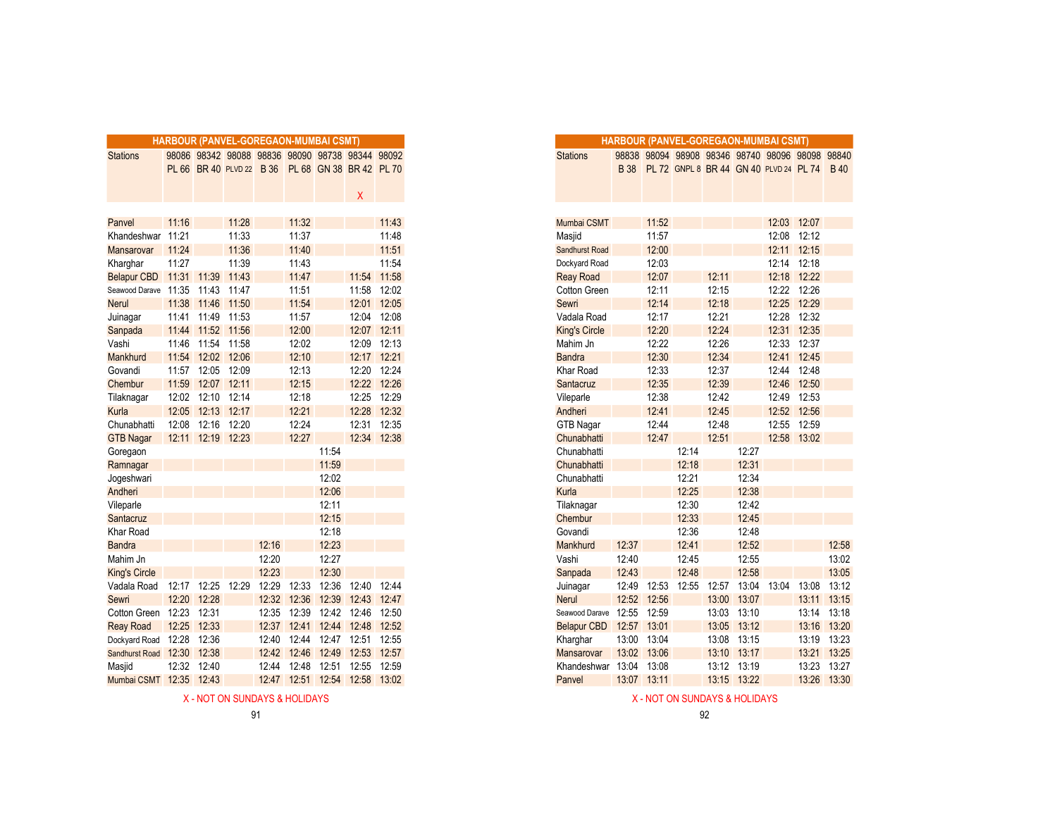## HARBOUR (PANVEL-GOREGAON-MUMBAI CSMT)

| Stations | 98086 | 98342 | 98088 | 98836 | 98090 | 98738 | 98344 | 98092 |
|---|---|---|---|---|---|---|---|---|
| | PL 66 | BR 40 | PLVD 22 | B 36 | PL 68 | GN 38 | BR 42 | PL 70 |
| | | | | | | | X | |
| Panvel | 11:16 | | 11:28 | | 11:32 | | | 11:43 |
| Khandeshwar | 11:21 | | 11:33 | | 11:37 | | | 11:48 |
| Mansarovar | 11:24 | | 11:36 | | 11:40 | | | 11:51 |
| Kharghar | 11:27 | | 11:39 | | 11:43 | | | 11:54 |
| Belapur CBD | 11:31 | 11:39 | 11:43 | | 11:47 | | 11:54 | 11:58 |
| Seawood Darave | 11:35 | 11:43 | 11:47 | | 11:51 | | 11:58 | 12:02 |
| Nerul | 11:38 | 11:46 | 11:50 | | 11:54 | | 12:01 | 12:05 |
| Juinagar | 11:41 | 11:49 | 11:53 | | 11:57 | | 12:04 | 12:08 |
| Sanpada | 11:44 | 11:52 | 11:56 | | 12:00 | | 12:07 | 12:11 |
| Vashi | 11:46 | 11:54 | 11:58 | | 12:02 | | 12:09 | 12:13 |
| Mankhurd | 11:54 | 12:02 | 12:06 | | 12:10 | | 12:17 | 12:21 |
| Govandi | 11:57 | 12:05 | 12:09 | | 12:13 | | 12:20 | 12:24 |
| Chembur | 11:59 | 12:07 | 12:11 | | 12:15 | | 12:22 | 12:26 |
| Tilaknagar | 12:02 | 12:10 | 12:14 | | 12:18 | | 12:25 | 12:29 |
| Kurla | 12:05 | 12:13 | 12:17 | | 12:21 | | 12:28 | 12:32 |
| Chunabhatti | 12:08 | 12:16 | 12:20 | | 12:24 | | 12:31 | 12:35 |
| GTB Nagar | 12:11 | 12:19 | 12:23 | | 12:27 | | 12:34 | 12:38 |
| Goregaon | | | | | | 11:54 | | |
| Ramnagar | | | | | | 11:59 | | |
| Jogeshwari | | | | | | 12:02 | | |
| Andheri | | | | | | 12:06 | | |
| Vileparle | | | | | | 12:11 | | |
| Santacruz | | | | | | 12:15 | | |
| Khar Road | | | | | | 12:18 | | |
| Bandra | | | | 12:16 | | 12:23 | | |
| Mahim Jn | | | | 12:20 | | 12:27 | | |
| King's Circle | | | | 12:23 | | 12:30 | | |
| Vadala Road | 12:17 | 12:25 | 12:29 | 12:29 | 12:33 | 12:36 | 12:40 | 12:44 |
| Sewri | 12:20 | 12:28 | | 12:32 | 12:36 | 12:39 | 12:43 | 12:47 |
| Cotton Green | 12:23 | 12:31 | | 12:35 | 12:39 | 12:42 | 12:46 | 12:50 |
| Reay Road | 12:25 | 12:33 | | 12:37 | 12:41 | 12:44 | 12:48 | 12:52 |
| Dockyard Road | 12:28 | 12:36 | | 12:40 | 12:44 | 12:47 | 12:51 | 12:55 |
| Sandhurst Road | 12:30 | 12:38 | | 12:42 | 12:46 | 12:49 | 12:53 | 12:57 |
| Masjid | 12:32 | 12:40 | | 12:44 | 12:48 | 12:51 | 12:55 | 12:59 |
| Mumbai CSMT | 12:35 | 12:43 | | 12:47 | 12:51 | 12:54 | 12:58 | 13:02 |

X - NOT ON SUNDAYS & HOLIDAYS

## HARBOUR (PANVEL-GOREGAON-MUMBAI CSMT)

| Stations | 98838 | 98094 | 98908 | 98346 | 98740 | 98096 | 98098 | 98840 |
|---|---|---|---|---|---|---|---|---|
| | B 38 | PL 72 | GNPL 8 | BR 44 | GN 40 | PLVD 24 | PL 74 | B 40 |
| Mumbai CSMT | | 11:52 | | | | 12:03 | 12:07 | |
| Masjid | | 11:57 | | | | 12:08 | 12:12 | |
| Sandhurst Road | | 12:00 | | | | 12:11 | 12:15 | |
| Dockyard Road | | 12:03 | | | | 12:14 | 12:18 | |
| Reay Road | | 12:07 | | 12:11 | | 12:18 | 12:22 | |
| Cotton Green | | 12:11 | | 12:15 | | 12:22 | 12:26 | |
| Sewri | | 12:14 | | 12:18 | | 12:25 | 12:29 | |
| Vadala Road | | 12:17 | | 12:21 | | 12:28 | 12:32 | |
| King's Circle | | 12:20 | | 12:24 | | 12:31 | 12:35 | |
| Mahim Jn | | 12:22 | | 12:26 | | 12:33 | 12:37 | |
| Bandra | | 12:30 | | 12:34 | | 12:41 | 12:45 | |
| Khar Road | | 12:33 | | 12:37 | | 12:44 | 12:48 | |
| Santacruz | | 12:35 | | 12:39 | | 12:46 | 12:50 | |
| Vileparle | | 12:38 | | 12:42 | | 12:49 | 12:53 | |
| Andheri | | 12:41 | | 12:45 | | 12:52 | 12:56 | |
| GTB Nagar | | 12:44 | | 12:48 | | 12:55 | 12:59 | |
| Chunabhatti | | 12:47 | | 12:51 | | 12:58 | 13:02 | |
| Chunabhatti | | | 12:14 | | 12:27 | | | |
| Chunabhatti | | | 12:18 | | 12:31 | | | |
| Chunabhatti | | | 12:21 | | 12:34 | | | |
| Kurla | | | 12:25 | | 12:38 | | | |
| Tilaknagar | | | 12:30 | | 12:42 | | | |
| Chembur | | | 12:33 | | 12:45 | | | |
| Govandi | | | 12:36 | | 12:48 | | | |
| Mankhurd | 12:37 | | 12:41 | | 12:52 | | | 12:58 |
| Vashi | 12:40 | | 12:45 | | 12:55 | | | 13:02 |
| Sanpada | 12:43 | | 12:48 | | 12:58 | | | 13:05 |
| Juinagar | 12:49 | 12:53 | 12:55 | 12:57 | 13:04 | 13:04 | 13:08 | 13:12 |
| Nerul | 12:52 | 12:56 | | 13:00 | 13:07 | | 13:11 | 13:15 |
| Seawood Darave | 12:55 | 12:59 | | 13:03 | 13:10 | | 13:14 | 13:18 |
| Belapur CBD | 12:57 | 13:01 | | 13:05 | 13:12 | | 13:16 | 13:20 |
| Kharghar | 13:00 | 13:04 | | 13:08 | 13:15 | | 13:19 | 13:23 |
| Mansarovar | 13:02 | 13:06 | | 13:10 | 13:17 | | 13:21 | 13:25 |
| Khandeshwar | 13:04 | 13:08 | | 13:12 | 13:19 | | 13:23 | 13:27 |
| Panvel | 13:07 | 13:11 | | 13:15 | 13:22 | | 13:26 | 13:30 |

X - NOT ON SUNDAYS & HOLIDAYS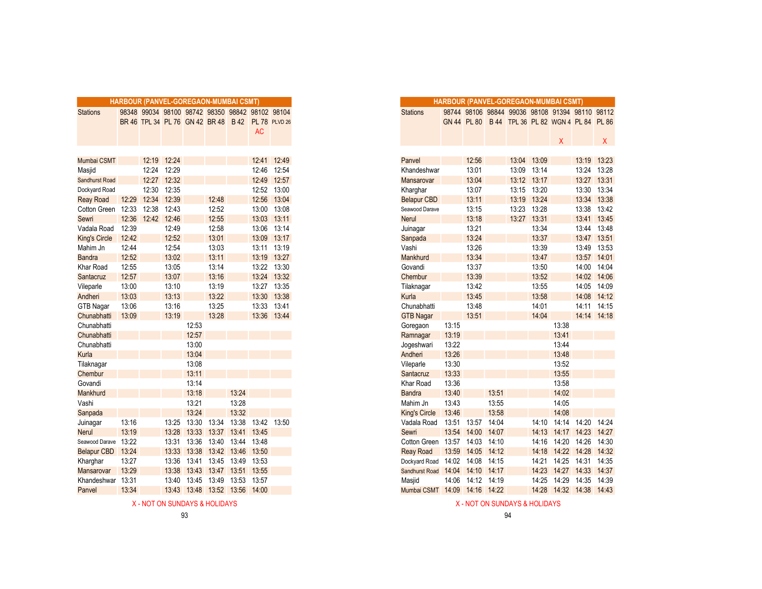## HARBOUR (PANVEL-GOREGAON-MUMBAI CSMT)

| Stations | 98348 | 99034 | 98100 | 98742 | 98350 | 98842 | 98102 | 98104 |
|---|---|---|---|---|---|---|---|---|
| | BR 46 | TPL 34 | PL 76 | GN 42 | BR 48 | B 42 | PL 78 AC | PLVD 26 |
| Mumbai CSMT | | 12:19 | 12:24 | | | | 12:41 | 12:49 |
| Masjid | | 12:24 | 12:29 | | | | 12:46 | 12:54 |
| Sandhurst Road | | 12:27 | 12:32 | | | | 12:49 | 12:57 |
| Dockyard Road | | 12:30 | 12:35 | | | | 12:52 | 13:00 |
| Reay Road | 12:29 | 12:34 | 12:39 | | 12:48 | | 12:56 | 13:04 |
| Cotton Green | 12:33 | 12:38 | 12:43 | | 12:52 | | 13:00 | 13:08 |
| Sewri | 12:36 | 12:42 | 12:46 | | 12:55 | | 13:03 | 13:11 |
| Vadala Road | 12:39 | | 12:49 | | 12:58 | | 13:06 | 13:14 |
| King's Circle | 12:42 | | 12:52 | | 13:01 | | 13:09 | 13:17 |
| Mahim Jn | 12:44 | | 12:54 | | 13:03 | | 13:11 | 13:19 |
| Bandra | 12:52 | | 13:02 | | 13:11 | | 13:19 | 13:27 |
| Khar Road | 12:55 | | 13:05 | | 13:14 | | 13:22 | 13:30 |
| Santacruz | 12:57 | | 13:07 | | 13:16 | | 13:24 | 13:32 |
| Vileparle | 13:00 | | 13:10 | | 13:19 | | 13:27 | 13:35 |
| Andheri | 13:03 | | 13:13 | | 13:22 | | 13:30 | 13:38 |
| GTB Nagar | 13:06 | | 13:16 | | 13:25 | | 13:33 | 13:41 |
| Chunabhatti | 13:09 | | 13:19 | | 13:28 | | 13:36 | 13:44 |
| Chunabhatti | | | | 12:53 | | | | |
| Chunabhatti | | | | 12:57 | | | | |
| Chunabhatti | | | | 13:00 | | | | |
| Kurla | | | | 13:04 | | | | |
| Tilaknagar | | | | 13:08 | | | | |
| Chembur | | | | 13:11 | | | | |
| Govandi | | | | 13:14 | | | | |
| Mankhurd | | | | 13:18 | | 13:24 | | |
| Vashi | | | | 13:21 | | 13:28 | | |
| Sanpada | | | | 13:24 | | 13:32 | | |
| Juinagar | 13:16 | | 13:25 | 13:30 | 13:34 | 13:38 | 13:42 | 13:50 |
| Nerul | 13:19 | | 13:28 | 13:33 | 13:37 | 13:41 | 13:45 | |
| Seawood Darave | 13:22 | | 13:31 | 13:36 | 13:40 | 13:44 | 13:48 | |
| Belapur CBD | 13:24 | | 13:33 | 13:38 | 13:42 | 13:46 | 13:50 | |
| Kharghar | 13:27 | | 13:36 | 13:41 | 13:45 | 13:49 | 13:53 | |
| Mansarovar | 13:29 | | 13:38 | 13:43 | 13:47 | 13:51 | 13:55 | |
| Khandeshwar | 13:31 | | 13:40 | 13:45 | 13:49 | 13:53 | 13:57 | |
| Panvel | 13:34 | | 13:43 | 13:48 | 13:52 | 13:56 | 14:00 | |

X - NOT ON SUNDAYS & HOLIDAYS

## HARBOUR (PANVEL-GOREGAON-MUMBAI CSMT)

| Stations | 98744 | 98106 | 98844 | 99036 | 98108 | 91394 | 98110 | 98112 |
|---|---|---|---|---|---|---|---|---|
| | GN 44 | PL 80 | B 44 | TPL 36 | PL 82 | WGN 4 X | PL 84 | PL 86 X |
| Panvel | | 12:56 | | 13:04 | 13:09 | | 13:19 | 13:23 |
| Khandeshwar | | 13:01 | | 13:09 | 13:14 | | 13:24 | 13:28 |
| Mansarovar | | 13:04 | | 13:12 | 13:17 | | 13:27 | 13:31 |
| Kharghar | | 13:07 | | 13:15 | 13:20 | | 13:30 | 13:34 |
| Belapur CBD | | 13:11 | | 13:19 | 13:24 | | 13:34 | 13:38 |
| Seawood Darave | | 13:15 | | 13:23 | 13:28 | | 13:38 | 13:42 |
| Nerul | | 13:18 | | 13:27 | 13:31 | | 13:41 | 13:45 |
| Juinagar | | 13:21 | | | 13:34 | | 13:44 | 13:48 |
| Sanpada | | 13:24 | | | 13:37 | | 13:47 | 13:51 |
| Vashi | | 13:26 | | | 13:39 | | 13:49 | 13:53 |
| Mankhurd | | 13:34 | | | 13:47 | | 13:57 | 14:01 |
| Govandi | | 13:37 | | | 13:50 | | 14:00 | 14:04 |
| Chembur | | 13:39 | | | 13:52 | | 14:02 | 14:06 |
| Tilaknagar | | 13:42 | | | 13:55 | | 14:05 | 14:09 |
| Kurla | | 13:45 | | | 13:58 | | 14:08 | 14:12 |
| Chunabhatti | | 13:48 | | | 14:01 | | 14:11 | 14:15 |
| GTB Nagar | | 13:51 | | | 14:04 | | 14:14 | 14:18 |
| Goregaon | 13:15 | | | | | 13:38 | | |
| Ramnagar | 13:19 | | | | | 13:41 | | |
| Jogeshwari | 13:22 | | | | | 13:44 | | |
| Andheri | 13:26 | | | | | 13:48 | | |
| Vileparle | 13:30 | | | | | 13:52 | | |
| Santacruz | 13:33 | | | | | 13:55 | | |
| Khar Road | 13:36 | | | | | 13:58 | | |
| Bandra | 13:40 | | 13:51 | | | 14:02 | | |
| Mahim Jn | 13:43 | | 13:55 | | | 14:05 | | |
| King's Circle | 13:46 | | 13:58 | | | 14:08 | | |
| Vadala Road | 13:51 | 13:57 | 14:04 | | 14:10 | 14:14 | 14:20 | 14:24 |
| Sewri | 13:54 | 14:00 | 14:07 | | 14:13 | 14:17 | 14:23 | 14:27 |
| Cotton Green | 13:57 | 14:03 | 14:10 | | 14:16 | 14:20 | 14:26 | 14:30 |
| Reay Road | 13:59 | 14:05 | 14:12 | | 14:18 | 14:22 | 14:28 | 14:32 |
| Dockyard Road | 14:02 | 14:08 | 14:15 | | 14:21 | 14:25 | 14:31 | 14:35 |
| Sandhurst Road | 14:04 | 14:10 | 14:17 | | 14:23 | 14:27 | 14:33 | 14:37 |
| Masjid | 14:06 | 14:12 | 14:19 | | 14:25 | 14:29 | 14:35 | 14:39 |
| Mumbai CSMT | 14:09 | 14:16 | 14:22 | | 14:28 | 14:32 | 14:38 | 14:43 |

X - NOT ON SUNDAYS & HOLIDAYS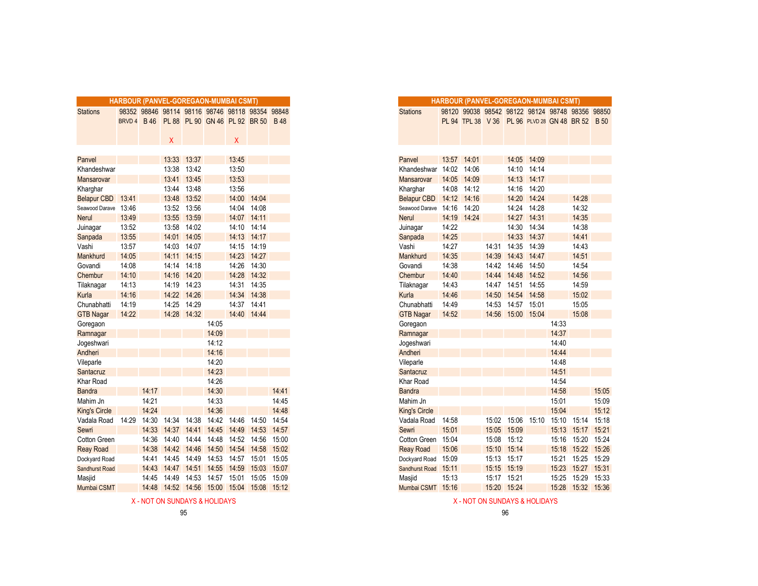## HARBOUR (PANVEL-GOREGAON-MUMBAI CSMT)

| Stations | 98352 BRVD 4 | 98846 B 46 | 98114 PL 88 X | 98116 PL 90 | 98746 GN 46 | 98118 PL 92 X | 98354 BR 50 | 98848 B 48 |
|---|---|---|---|---|---|---|---|---|
| Panvel | | | 13:33 | 13:37 | | 13:45 | | |
| Khandeshwar | | | 13:38 | 13:42 | | 13:50 | | |
| Mansarovar | | | 13:41 | 13:45 | | 13:53 | | |
| Kharghar | | | 13:44 | 13:48 | | 13:56 | | |
| Belapur CBD | 13:41 | | 13:48 | 13:52 | | 14:00 | 14:04 | |
| Seawood Darave | 13:46 | | 13:52 | 13:56 | | 14:04 | 14:08 | |
| Nerul | 13:49 | | 13:55 | 13:59 | | 14:07 | 14:11 | |
| Juinagar | 13:52 | | 13:58 | 14:02 | | 14:10 | 14:14 | |
| Sanpada | 13:55 | | 14:01 | 14:05 | | 14:13 | 14:17 | |
| Vashi | 13:57 | | 14:03 | 14:07 | | 14:15 | 14:19 | |
| Mankhurd | 14:05 | | 14:11 | 14:15 | | 14:23 | 14:27 | |
| Govandi | 14:08 | | 14:14 | 14:18 | | 14:26 | 14:30 | |
| Chembur | 14:10 | | 14:16 | 14:20 | | 14:28 | 14:32 | |
| Tilaknagar | 14:13 | | 14:19 | 14:23 | | 14:31 | 14:35 | |
| Kurla | 14:16 | | 14:22 | 14:26 | | 14:34 | 14:38 | |
| Chunabhatti | 14:19 | | 14:25 | 14:29 | | 14:37 | 14:41 | |
| GTB Nagar | 14:22 | | 14:28 | 14:32 | | 14:40 | 14:44 | |
| Goregaon | | | | | 14:05 | | | |
| Ramnagar | | | | | 14:09 | | | |
| Jogeshwari | | | | | 14:12 | | | |
| Andheri | | | | | 14:16 | | | |
| Vileparle | | | | | 14:20 | | | |
| Santacruz | | | | | 14:23 | | | |
| Khar Road | | | | | 14:26 | | | |
| Bandra | | 14:17 | | | 14:30 | | | 14:41 |
| Mahim Jn | | 14:21 | | | 14:33 | | | 14:45 |
| King's Circle | | 14:24 | | | 14:36 | | | 14:48 |
| Vadala Road | 14:29 | 14:30 | 14:34 | 14:38 | 14:42 | 14:46 | 14:50 | 14:54 |
| Sewri | | 14:33 | 14:37 | 14:41 | 14:45 | 14:49 | 14:53 | 14:57 |
| Cotton Green | | 14:36 | 14:40 | 14:44 | 14:48 | 14:52 | 14:56 | 15:00 |
| Reay Road | | 14:38 | 14:42 | 14:46 | 14:50 | 14:54 | 14:58 | 15:02 |
| Dockyard Road | | 14:41 | 14:45 | 14:49 | 14:53 | 14:57 | 15:01 | 15:05 |
| Sandhurst Road | | 14:43 | 14:47 | 14:51 | 14:55 | 14:59 | 15:03 | 15:07 |
| Masjid | | 14:45 | 14:49 | 14:53 | 14:57 | 15:01 | 15:05 | 15:09 |
| Mumbai CSMT | | 14:48 | 14:52 | 14:56 | 15:00 | 15:04 | 15:08 | 15:12 |

X - NOT ON SUNDAYS & HOLIDAYS

## HARBOUR (PANVEL-GOREGAON-MUMBAI CSMT)

| Stations | 98120 PL 94 | 99038 TPL 38 | 98542 V 36 | 98122 PL 96 | 98124 PLVD 28 | 98748 GN 48 | 98356 BR 52 | 98850 B 50 |
|---|---|---|---|---|---|---|---|---|
| Panvel | 13:57 | 14:01 | | 14:05 | 14:09 | | | |
| Khandeshwar | 14:02 | 14:06 | | 14:10 | 14:14 | | | |
| Mansarovar | 14:05 | 14:09 | | 14:13 | 14:17 | | | |
| Kharghar | 14:08 | 14:12 | | 14:16 | 14:20 | | | |
| Belapur CBD | 14:12 | 14:16 | | 14:20 | 14:24 | | 14:28 | |
| Seawood Darave | 14:16 | 14:20 | | 14:24 | 14:28 | | 14:32 | |
| Nerul | 14:19 | 14:24 | | 14:27 | 14:31 | | 14:35 | |
| Juinagar | 14:22 | | | 14:30 | 14:34 | | 14:38 | |
| Sanpada | 14:25 | | | 14:33 | 14:37 | | 14:41 | |
| Vashi | 14:27 | | 14:31 | 14:35 | 14:39 | | 14:43 | |
| Mankhurd | 14:35 | | 14:39 | 14:43 | 14:47 | | 14:51 | |
| Govandi | 14:38 | | 14:42 | 14:46 | 14:50 | | 14:54 | |
| Chembur | 14:40 | | 14:44 | 14:48 | 14:52 | | 14:56 | |
| Tilaknagar | 14:43 | | 14:47 | 14:51 | 14:55 | | 14:59 | |
| Kurla | 14:46 | | 14:50 | 14:54 | 14:58 | | 15:02 | |
| Chunabhatti | 14:49 | | 14:53 | 14:57 | 15:01 | | 15:05 | |
| GTB Nagar | 14:52 | | 14:56 | 15:00 | 15:04 | | 15:08 | |
| Goregaon | | | | | | 14:33 | | |
| Ramnagar | | | | | | 14:37 | | |
| Jogeshwari | | | | | | 14:40 | | |
| Andheri | | | | | | 14:44 | | |
| Vileparle | | | | | | 14:48 | | |
| Santacruz | | | | | | 14:51 | | |
| Khar Road | | | | | | 14:54 | | |
| Bandra | | | | | | 14:58 | | 15:05 |
| Mahim Jn | | | | | | 15:01 | | 15:09 |
| King's Circle | | | | | | 15:04 | | 15:12 |
| Vadala Road | 14:58 | | 15:02 | 15:06 | 15:10 | 15:10 | 15:14 | 15:18 |
| Sewri | 15:01 | | 15:05 | 15:09 | | 15:13 | 15:17 | 15:21 |
| Cotton Green | 15:04 | | 15:08 | 15:12 | | 15:16 | 15:20 | 15:24 |
| Reay Road | 15:06 | | 15:10 | 15:14 | | 15:18 | 15:22 | 15:26 |
| Dockyard Road | 15:09 | | 15:13 | 15:17 | | 15:21 | 15:25 | 15:29 |
| Sandhurst Road | 15:11 | | 15:15 | 15:19 | | 15:23 | 15:27 | 15:31 |
| Masjid | 15:13 | | 15:17 | 15:21 | | 15:25 | 15:29 | 15:33 |
| Mumbai CSMT | 15:16 | | 15:20 | 15:24 | | 15:28 | 15:32 | 15:36 |

X - NOT ON SUNDAYS & HOLIDAYS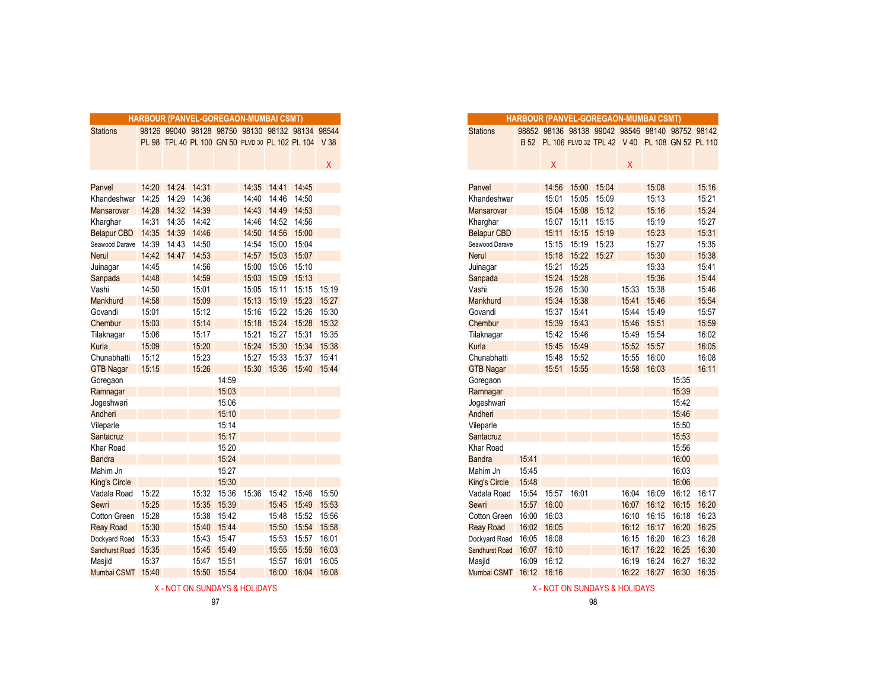## HARBOUR (PANVEL-GOREGAON-MUMBAI CSMT)

| Stations | 98126 | 99040 | 98128 | 98750 | 98130 | 98132 | 98134 | 98544 |
|---|---|---|---|---|---|---|---|---|
| | PL 98 | TPL 40 | PL 100 | GN 50 | PLVD 30 | PL 102 | PL 104 | V 38 |
| | | | | | | | | X |
| Panvel | 14:20 | 14:24 | 14:31 | | 14:35 | 14:41 | 14:45 | |
| Khandeshwar | 14:25 | 14:29 | 14:36 | | 14:40 | 14:46 | 14:50 | |
| Mansarovar | 14:28 | 14:32 | 14:39 | | 14:43 | 14:49 | 14:53 | |
| Kharghar | 14:31 | 14:35 | 14:42 | | 14:46 | 14:52 | 14:56 | |
| Belapur CBD | 14:35 | 14:39 | 14:46 | | 14:50 | 14:56 | 15:00 | |
| Seawood Darave | 14:39 | 14:43 | 14:50 | | 14:54 | 15:00 | 15:04 | |
| Nerul | 14:42 | 14:47 | 14:53 | | 14:57 | 15:03 | 15:07 | |
| Juinagar | 14:45 | | 14:56 | | 15:00 | 15:06 | 15:10 | |
| Sanpada | 14:48 | | 14:59 | | 15:03 | 15:09 | 15:13 | |
| Vashi | 14:50 | | 15:01 | | 15:05 | 15:11 | 15:15 | 15:19 |
| Mankhurd | 14:58 | | 15:09 | | 15:13 | 15:19 | 15:23 | 15:27 |
| Govandi | 15:01 | | 15:12 | | 15:16 | 15:22 | 15:26 | 15:30 |
| Chembur | 15:03 | | 15:14 | | 15:18 | 15:24 | 15:28 | 15:32 |
| Tilaknagar | 15:06 | | 15:17 | | 15:21 | 15:27 | 15:31 | 15:35 |
| Kurla | 15:09 | | 15:20 | | 15:24 | 15:30 | 15:34 | 15:38 |
| Chunabhatti | 15:12 | | 15:23 | | 15:27 | 15:33 | 15:37 | 15:41 |
| GTB Nagar | 15:15 | | 15:26 | | 15:30 | 15:36 | 15:40 | 15:44 |
| Goregaon | | | | 14:59 | | | | |
| Ramnagar | | | | 15:03 | | | | |
| Jogeshwari | | | | 15:06 | | | | |
| Andheri | | | | 15:10 | | | | |
| Vileparle | | | | 15:14 | | | | |
| Santacruz | | | | 15:17 | | | | |
| Khar Road | | | | 15:20 | | | | |
| Bandra | | | | 15:24 | | | | |
| Mahim Jn | | | | 15:27 | | | | |
| King's Circle | | | | 15:30 | | | | |
| Vadala Road | 15:22 | | 15:32 | 15:36 | 15:36 | 15:42 | 15:46 | 15:50 |
| Sewri | 15:25 | | 15:35 | 15:39 | | 15:45 | 15:49 | 15:53 |
| Cotton Green | 15:28 | | 15:38 | 15:42 | | 15:48 | 15:52 | 15:56 |
| Reay Road | 15:30 | | 15:40 | 15:44 | | 15:50 | 15:54 | 15:58 |
| Dockyard Road | 15:33 | | 15:43 | 15:47 | | 15:53 | 15:57 | 16:01 |
| Sandhurst Road | 15:35 | | 15:45 | 15:49 | | 15:55 | 15:59 | 16:03 |
| Masjid | 15:37 | | 15:47 | 15:51 | | 15:57 | 16:01 | 16:05 |
| Mumbai CSMT | 15:40 | | 15:50 | 15:54 | | 16:00 | 16:04 | 16:08 |

X - NOT ON SUNDAYS & HOLIDAYS

## HARBOUR (PANVEL-GOREGAON-MUMBAI CSMT)

| Stations | 98852 | 98136 | 98138 | 99042 | 98546 | 98140 | 98752 | 98142 |
|---|---|---|---|---|---|---|---|---|
| | B 52 | PL 106 | PLVD 32 | TPL 42 | V 40 | PL 108 | GN 52 | PL 110 |
| | | X | | | X | | | |
| Panvel | | 14:56 | 15:00 | 15:04 | | 15:08 | | 15:16 |
| Khandeshwar | | 15:01 | 15:05 | 15:09 | | 15:13 | | 15:21 |
| Mansarovar | | 15:04 | 15:08 | 15:12 | | 15:16 | | 15:24 |
| Kharghar | | 15:07 | 15:11 | 15:15 | | 15:19 | | 15:27 |
| Belapur CBD | | 15:11 | 15:15 | 15:19 | | 15:23 | | 15:31 |
| Seawood Darave | | 15:15 | 15:19 | 15:23 | | 15:27 | | 15:35 |
| Nerul | | 15:18 | 15:22 | 15:27 | | 15:30 | | 15:38 |
| Juinagar | | 15:21 | 15:25 | | | 15:33 | | 15:41 |
| Sanpada | | 15:24 | 15:28 | | | 15:36 | | 15:44 |
| Vashi | | 15:26 | 15:30 | | 15:33 | 15:38 | | 15:46 |
| Mankhurd | | 15:34 | 15:38 | | 15:41 | 15:46 | | 15:54 |
| Govandi | | 15:37 | 15:41 | | 15:44 | 15:49 | | 15:57 |
| Chembur | | 15:39 | 15:43 | | 15:46 | 15:51 | | 15:59 |
| Tilaknagar | | 15:42 | 15:46 | | 15:49 | 15:54 | | 16:02 |
| Kurla | | 15:45 | 15:49 | | 15:52 | 15:57 | | 16:05 |
| Chunabhatti | | 15:48 | 15:52 | | 15:55 | 16:00 | | 16:08 |
| GTB Nagar | | 15:51 | 15:55 | | 15:58 | 16:03 | | 16:11 |
| Goregaon | | | | | | | 15:35 | |
| Ramnagar | | | | | | | 15:39 | |
| Jogeshwari | | | | | | | 15:42 | |
| Andheri | | | | | | | 15:46 | |
| Vileparle | | | | | | | 15:50 | |
| Santacruz | | | | | | | 15:53 | |
| Khar Road | | | | | | | 15:56 | |
| Bandra | 15:41 | | | | | | 16:00 | |
| Mahim Jn | 15:45 | | | | | | 16:03 | |
| King's Circle | 15:48 | | | | | | 16:06 | |
| Vadala Road | 15:54 | 15:57 | 16:01 | | 16:04 | 16:09 | 16:12 | 16:17 |
| Sewri | 15:57 | 16:00 | | | 16:07 | 16:12 | 16:15 | 16:20 |
| Cotton Green | 16:00 | 16:03 | | | 16:10 | 16:15 | 16:18 | 16:23 |
| Reay Road | 16:02 | 16:05 | | | 16:12 | 16:17 | 16:20 | 16:25 |
| Dockyard Road | 16:05 | 16:08 | | | 16:15 | 16:20 | 16:23 | 16:28 |
| Sandhurst Road | 16:07 | 16:10 | | | 16:17 | 16:22 | 16:25 | 16:30 |
| Masjid | 16:09 | 16:12 | | | 16:19 | 16:24 | 16:27 | 16:32 |
| Mumbai CSMT | 16:12 | 16:16 | | | 16:22 | 16:27 | 16:30 | 16:35 |

X - NOT ON SUNDAYS & HOLIDAYS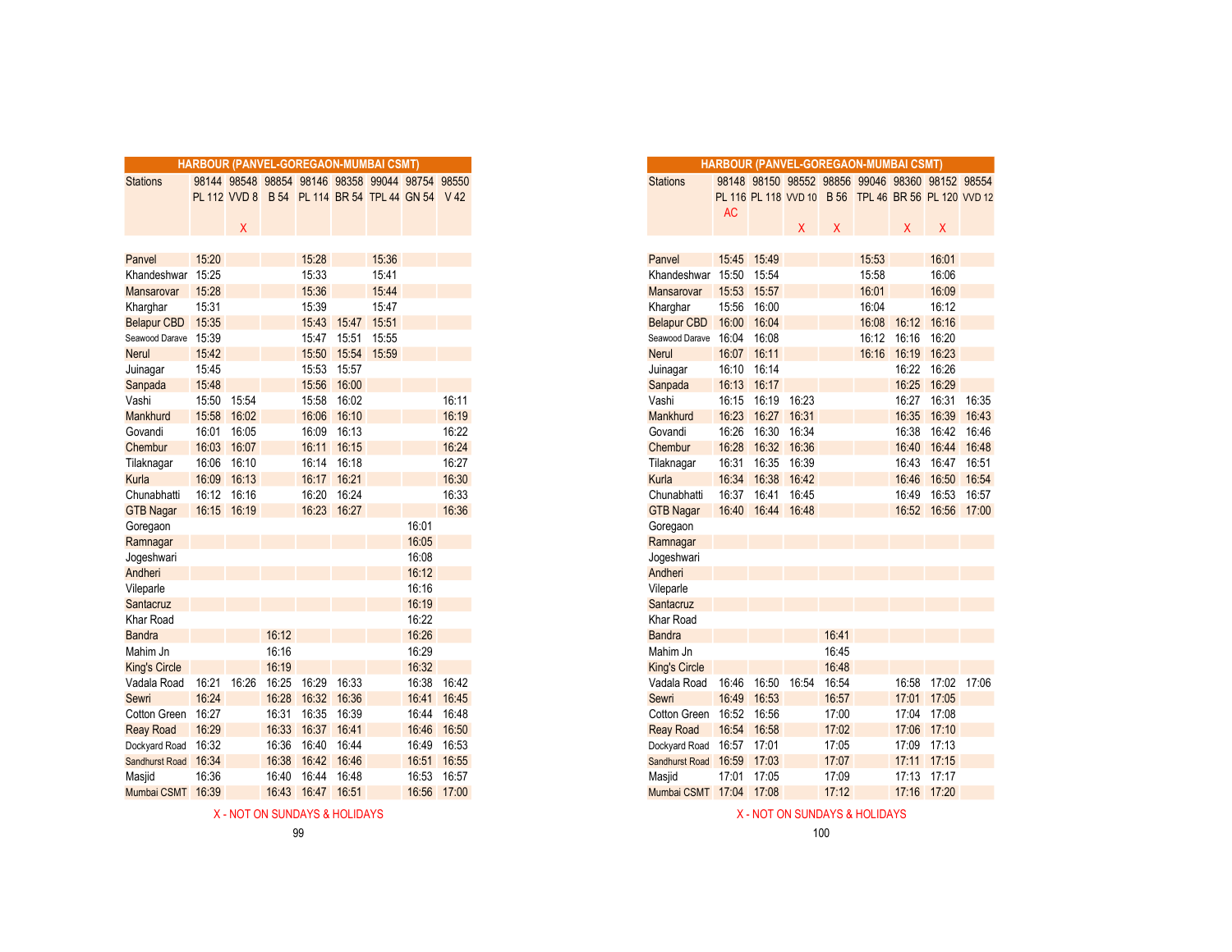## HARBOUR (PANVEL-GOREGAON-MUMBAI CSMT)

| Stations | 98144 | 98548 | 98854 | 98146 | 98358 | 99044 | 98754 | 98550 |
|---|---|---|---|---|---|---|---|---|
| | PL 112 | VVD 8 | B 54 | PL 114 | BR 54 | TPL 44 | GN 54 | V 42 |
| | | X | | | | | | |
| Panvel | 15:20 | | | 15:28 | | 15:36 | | |
| Khandeshwar | 15:25 | | | 15:33 | | 15:41 | | |
| Mansarovar | 15:28 | | | 15:36 | | 15:44 | | |
| Kharghar | 15:31 | | | 15:39 | | 15:47 | | |
| Belapur CBD | 15:35 | | | 15:43 | 15:47 | 15:51 | | |
| Seawood Darave | 15:39 | | | 15:47 | 15:51 | 15:55 | | |
| Nerul | 15:42 | | | 15:50 | 15:54 | 15:59 | | |
| Juinagar | 15:45 | | | 15:53 | 15:57 | | | |
| Sanpada | 15:48 | | | 15:56 | 16:00 | | | |
| Vashi | 15:50 | 15:54 | | 15:58 | 16:02 | | | 16:11 |
| Mankhurd | 15:58 | 16:02 | | 16:06 | 16:10 | | | 16:19 |
| Govandi | 16:01 | 16:05 | | 16:09 | 16:13 | | | 16:22 |
| Chembur | 16:03 | 16:07 | | 16:11 | 16:15 | | | 16:24 |
| Tilaknagar | 16:06 | 16:10 | | 16:14 | 16:18 | | | 16:27 |
| Kurla | 16:09 | 16:13 | | 16:17 | 16:21 | | | 16:30 |
| Chunabhatti | 16:12 | 16:16 | | 16:20 | 16:24 | | | 16:33 |
| GTB Nagar | 16:15 | 16:19 | | 16:23 | 16:27 | | | 16:36 |
| Goregaon | | | | | | | 16:01 | |
| Ramnagar | | | | | | | 16:05 | |
| Jogeshwari | | | | | | | 16:08 | |
| Andheri | | | | | | | 16:12 | |
| Vileparle | | | | | | | 16:16 | |
| Santacruz | | | | | | | 16:19 | |
| Khar Road | | | | | | | 16:22 | |
| Bandra | | | 16:12 | | | | 16:26 | |
| Mahim Jn | | | 16:16 | | | | 16:29 | |
| King's Circle | | | 16:19 | | | | 16:32 | |
| Vadala Road | 16:21 | 16:26 | 16:25 | 16:29 | 16:33 | | 16:38 | 16:42 |
| Sewri | 16:24 | | 16:28 | 16:32 | 16:36 | | 16:41 | 16:45 |
| Cotton Green | 16:27 | | 16:31 | 16:35 | 16:39 | | 16:44 | 16:48 |
| Reay Road | 16:29 | | 16:33 | 16:37 | 16:41 | | 16:46 | 16:50 |
| Dockyard Road | 16:32 | | 16:36 | 16:40 | 16:44 | | 16:49 | 16:53 |
| Sandhurst Road | 16:34 | | 16:38 | 16:42 | 16:46 | | 16:51 | 16:55 |
| Masjid | 16:36 | | 16:40 | 16:44 | 16:48 | | 16:53 | 16:57 |
| Mumbai CSMT | 16:39 | | 16:43 | 16:47 | 16:51 | | 16:56 | 17:00 |

X - NOT ON SUNDAYS & HOLIDAYS

## HARBOUR (PANVEL-GOREGAON-MUMBAI CSMT)

| Stations | 98148 | 98150 | 98552 | 98856 | 99046 | 98360 | 98152 | 98554 |
|---|---|---|---|---|---|---|---|---|
| | PL 116 | PL 118 | VVD 10 | B 56 | TPL 46 | BR 56 | PL 120 | VVD 12 |
| | AC | | X | X | | X | X | |
| Panvel | 15:45 | 15:49 | | | 15:53 | | 16:01 | |
| Khandeshwar | 15:50 | 15:54 | | | 15:58 | | 16:06 | |
| Mansarovar | 15:53 | 15:57 | | | 16:01 | | 16:09 | |
| Kharghar | 15:56 | 16:00 | | | 16:04 | | 16:12 | |
| Belapur CBD | 16:00 | 16:04 | | | 16:08 | 16:12 | 16:16 | |
| Seawood Darave | 16:04 | 16:08 | | | 16:12 | 16:16 | 16:20 | |
| Nerul | 16:07 | 16:11 | | | 16:16 | 16:19 | 16:23 | |
| Juinagar | 16:10 | 16:14 | | | | 16:22 | 16:26 | |
| Sanpada | 16:13 | 16:17 | | | | 16:25 | 16:29 | |
| Vashi | 16:15 | 16:19 | 16:23 | | | 16:27 | 16:31 | 16:35 |
| Mankhurd | 16:23 | 16:27 | 16:31 | | | 16:35 | 16:39 | 16:43 |
| Govandi | 16:26 | 16:30 | 16:34 | | | 16:38 | 16:42 | 16:46 |
| Chembur | 16:28 | 16:32 | 16:36 | | | 16:40 | 16:44 | 16:48 |
| Tilaknagar | 16:31 | 16:35 | 16:39 | | | 16:43 | 16:47 | 16:51 |
| Kurla | 16:34 | 16:38 | 16:42 | | | 16:46 | 16:50 | 16:54 |
| Chunabhatti | 16:37 | 16:41 | 16:45 | | | 16:49 | 16:53 | 16:57 |
| GTB Nagar | 16:40 | 16:44 | 16:48 | | | 16:52 | 16:56 | 17:00 |
| Goregaon | | | | | | | | |
| Ramnagar | | | | | | | | |
| Jogeshwari | | | | | | | | |
| Andheri | | | | | | | | |
| Vileparle | | | | | | | | |
| Santacruz | | | | | | | | |
| Khar Road | | | | | | | | |
| Bandra | | | | 16:41 | | | | |
| Mahim Jn | | | | 16:45 | | | | |
| King's Circle | | | | 16:48 | | | | |
| Vadala Road | 16:46 | 16:50 | 16:54 | 16:54 | | 16:58 | 17:02 | 17:06 |
| Sewri | 16:49 | 16:53 | | 16:57 | | 17:01 | 17:05 | |
| Cotton Green | 16:52 | 16:56 | | 17:00 | | 17:04 | 17:08 | |
| Reay Road | 16:54 | 16:58 | | 17:02 | | 17:06 | 17:10 | |
| Dockyard Road | 16:57 | 17:01 | | 17:05 | | 17:09 | 17:13 | |
| Sandhurst Road | 16:59 | 17:03 | | 17:07 | | 17:11 | 17:15 | |
| Masjid | 17:01 | 17:05 | | 17:09 | | 17:13 | 17:17 | |
| Mumbai CSMT | 17:04 | 17:08 | | 17:12 | | 17:16 | 17:20 | |

X - NOT ON SUNDAYS & HOLIDAYS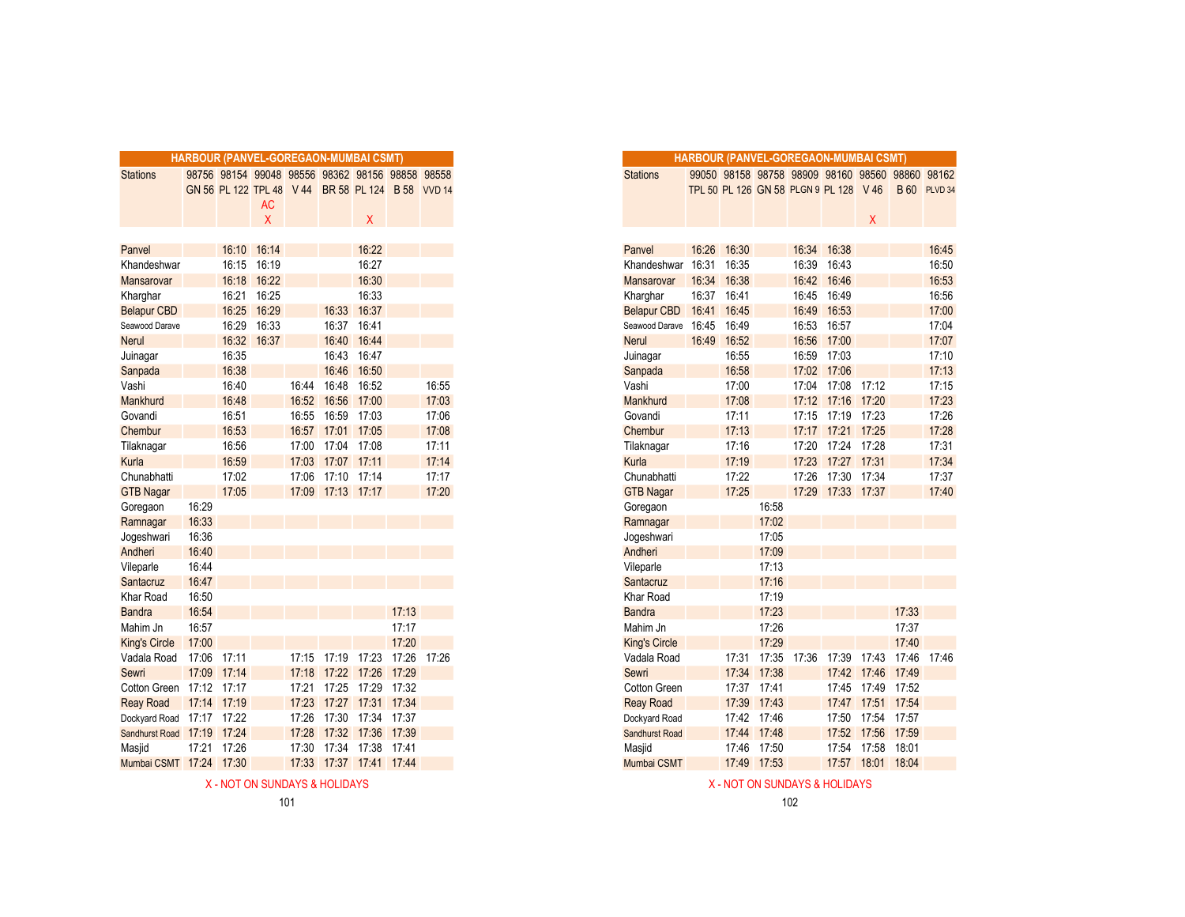## HARBOUR (PANVEL-GOREGAON-MUMBAI CSMT)

| Stations | 98756 GN 56 | 98154 PL 122 | 99048 TPL 48 AC X | 98556 V 44 | 98362 BR 58 | 98156 PL 124 X | 98858 B 58 | 98558 VVD 14 |
|---|---|---|---|---|---|---|---|---|
| Panvel | | 16:10 | 16:14 | | | 16:22 | | |
| Khandeshwar | | 16:15 | 16:19 | | | 16:27 | | |
| Mansarovar | | 16:18 | 16:22 | | | 16:30 | | |
| Kharghar | | 16:21 | 16:25 | | | 16:33 | | |
| Belapur CBD | | 16:25 | 16:29 | | 16:33 | 16:37 | | |
| Seawood Darave | | 16:29 | 16:33 | | 16:37 | 16:41 | | |
| Nerul | | 16:32 | 16:37 | | 16:40 | 16:44 | | |
| Juinagar | | 16:35 | | | 16:43 | 16:47 | | |
| Sanpada | | 16:38 | | | 16:46 | 16:50 | | |
| Vashi | | 16:40 | | 16:44 | 16:48 | 16:52 | | 16:55 |
| Mankhurd | | 16:48 | | 16:52 | 16:56 | 17:00 | | 17:03 |
| Govandi | | 16:51 | | 16:55 | 16:59 | 17:03 | | 17:06 |
| Chembur | | 16:53 | | 16:57 | 17:01 | 17:05 | | 17:08 |
| Tilaknagar | | 16:56 | | 17:00 | 17:04 | 17:08 | | 17:11 |
| Kurla | | 16:59 | | 17:03 | 17:07 | 17:11 | | 17:14 |
| Chunabhatti | | 17:02 | | 17:06 | 17:10 | 17:14 | | 17:17 |
| GTB Nagar | | 17:05 | | 17:09 | 17:13 | 17:17 | | 17:20 |
| Goregaon | 16:29 | | | | | | | |
| Ramnagar | 16:33 | | | | | | | |
| Jogeshwari | 16:36 | | | | | | | |
| Andheri | 16:40 | | | | | | | |
| Vileparle | 16:44 | | | | | | | |
| Santacruz | 16:47 | | | | | | | |
| Khar Road | 16:50 | | | | | | | |
| Bandra | 16:54 | | | | | | 17:13 | |
| Mahim Jn | 16:57 | | | | | | 17:17 | |
| King's Circle | 17:00 | | | | | | 17:20 | |
| Vadala Road | 17:06 | 17:11 | | 17:15 | 17:19 | 17:23 | 17:26 | 17:26 |
| Sewri | 17:09 | 17:14 | | 17:18 | 17:22 | 17:26 | 17:29 | |
| Cotton Green | 17:12 | 17:17 | | 17:21 | 17:25 | 17:29 | 17:32 | |
| Reay Road | 17:14 | 17:19 | | 17:23 | 17:27 | 17:31 | 17:34 | |
| Dockyard Road | 17:17 | 17:22 | | 17:26 | 17:30 | 17:34 | 17:37 | |
| Sandhurst Road | 17:19 | 17:24 | | 17:28 | 17:32 | 17:36 | 17:39 | |
| Masjid | 17:21 | 17:26 | | 17:30 | 17:34 | 17:38 | 17:41 | |
| Mumbai CSMT | 17:24 | 17:30 | | 17:33 | 17:37 | 17:41 | 17:44 | |

X - NOT ON SUNDAYS & HOLIDAYS

## HARBOUR (PANVEL-GOREGAON-MUMBAI CSMT)

| Stations | 99050 TPL 50 | 98158 PL 126 | 98758 GN 58 | 98909 PLGN 9 | 98160 PL 128 | 98560 V 46 X | 98860 B 60 | 98162 PLVD 34 |
|---|---|---|---|---|---|---|---|---|
| Panvel | 16:26 | 16:30 | | 16:34 | 16:38 | | | 16:45 |
| Khandeshwar | 16:31 | 16:35 | | 16:39 | 16:43 | | | 16:50 |
| Mansarovar | 16:34 | 16:38 | | 16:42 | 16:46 | | | 16:53 |
| Kharghar | 16:37 | 16:41 | | 16:45 | 16:49 | | | 16:56 |
| Belapur CBD | 16:41 | 16:45 | | 16:49 | 16:53 | | | 17:00 |
| Seawood Darave | 16:45 | 16:49 | | 16:53 | 16:57 | | | 17:04 |
| Nerul | 16:49 | 16:52 | | 16:56 | 17:00 | | | 17:07 |
| Juinagar | | 16:55 | | 16:59 | 17:03 | | | 17:10 |
| Sanpada | | 16:58 | | 17:02 | 17:06 | | | 17:13 |
| Vashi | | 17:00 | | 17:04 | 17:08 | 17:12 | | 17:15 |
| Mankhurd | | 17:08 | | 17:12 | 17:16 | 17:20 | | 17:23 |
| Govandi | | 17:11 | | 17:15 | 17:19 | 17:23 | | 17:26 |
| Chembur | | 17:13 | | 17:17 | 17:21 | 17:25 | | 17:28 |
| Tilaknagar | | 17:16 | | 17:20 | 17:24 | 17:28 | | 17:31 |
| Kurla | | 17:19 | | 17:23 | 17:27 | 17:31 | | 17:34 |
| Chunabhatti | | 17:22 | | 17:26 | 17:30 | 17:34 | | 17:37 |
| GTB Nagar | | 17:25 | | 17:29 | 17:33 | 17:37 | | 17:40 |
| Goregaon | | | 16:58 | | | | | |
| Ramnagar | | | 17:02 | | | | | |
| Jogeshwari | | | 17:05 | | | | | |
| Andheri | | | 17:09 | | | | | |
| Vileparle | | | 17:13 | | | | | |
| Santacruz | | | 17:16 | | | | | |
| Khar Road | | | 17:19 | | | | | |
| Bandra | | | 17:23 | | | | 17:33 | |
| Mahim Jn | | | 17:26 | | | | 17:37 | |
| King's Circle | | | 17:29 | | | | 17:40 | |
| Vadala Road | | 17:31 | 17:35 | 17:36 | 17:39 | 17:43 | 17:46 | 17:46 |
| Sewri | | 17:34 | 17:38 | | 17:42 | 17:46 | 17:49 | |
| Cotton Green | | 17:37 | 17:41 | | 17:45 | 17:49 | 17:52 | |
| Reay Road | | 17:39 | 17:43 | | 17:47 | 17:51 | 17:54 | |
| Dockyard Road | | 17:42 | 17:46 | | 17:50 | 17:54 | 17:57 | |
| Sandhurst Road | | 17:44 | 17:48 | | 17:52 | 17:56 | 17:59 | |
| Masjid | | 17:46 | 17:50 | | 17:54 | 17:58 | 18:01 | |
| Mumbai CSMT | | 17:49 | 17:53 | | 17:57 | 18:01 | 18:04 | |

X - NOT ON SUNDAYS & HOLIDAYS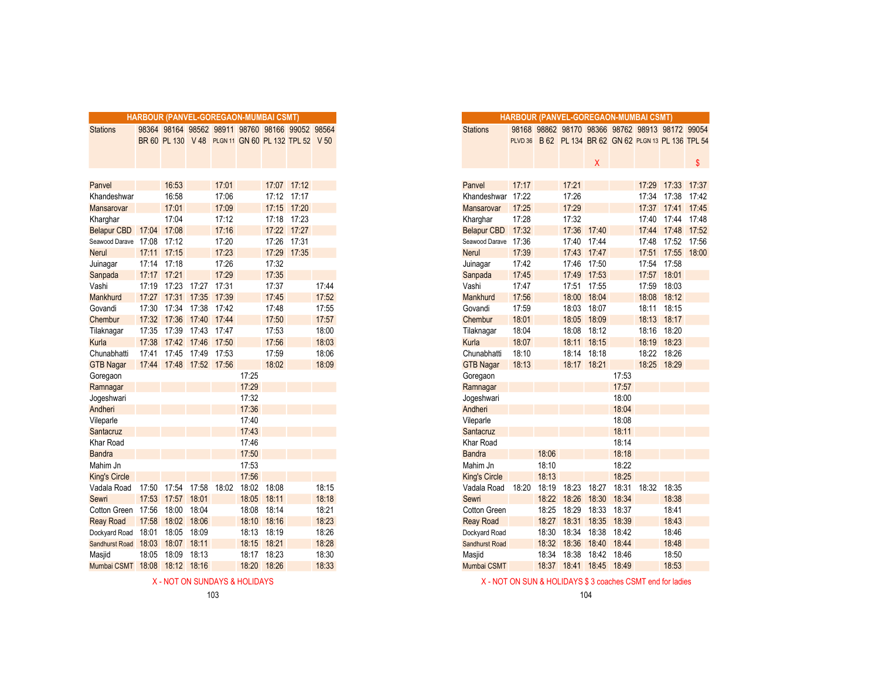## HARBOUR (PANVEL-GOREGAON-MUMBAI CSMT)

| Stations | 98364 BR 60 | 98164 PL 130 | 98562 V 48 | 98911 PLGN 11 | 98760 GN 60 | 98166 PL 132 | 99052 TPL 52 | 98564 V 50 |
|---|---|---|---|---|---|---|---|---|
| Panvel | | 16:53 | | 17:01 | | 17:07 | 17:12 | |
| Khandeshwar | | 16:58 | | 17:06 | | 17:12 | 17:17 | |
| Mansarovar | | 17:01 | | 17:09 | | 17:15 | 17:20 | |
| Kharghar | | 17:04 | | 17:12 | | 17:18 | 17:23 | |
| Belapur CBD | 17:04 | 17:08 | | 17:16 | | 17:22 | 17:27 | |
| Seawood Darave | 17:08 | 17:12 | | 17:20 | | 17:26 | 17:31 | |
| Nerul | 17:11 | 17:15 | | 17:23 | | 17:29 | 17:35 | |
| Juinagar | 17:14 | 17:18 | | 17:26 | | 17:32 | | |
| Sanpada | 17:17 | 17:21 | | 17:29 | | 17:35 | | |
| Vashi | 17:19 | 17:23 | 17:27 | 17:31 | | 17:37 | | 17:44 |
| Mankhurd | 17:27 | 17:31 | 17:35 | 17:39 | | 17:45 | | 17:52 |
| Govandi | 17:30 | 17:34 | 17:38 | 17:42 | | 17:48 | | 17:55 |
| Chembur | 17:32 | 17:36 | 17:40 | 17:44 | | 17:50 | | 17:57 |
| Tilaknagar | 17:35 | 17:39 | 17:43 | 17:47 | | 17:53 | | 18:00 |
| Kurla | 17:38 | 17:42 | 17:46 | 17:50 | | 17:56 | | 18:03 |
| Chunabhatti | 17:41 | 17:45 | 17:49 | 17:53 | | 17:59 | | 18:06 |
| GTB Nagar | 17:44 | 17:48 | 17:52 | 17:56 | | 18:02 | | 18:09 |
| Goregaon | | | | | 17:25 | | | |
| Ramnagar | | | | | 17:29 | | | |
| Jogeshwari | | | | | 17:32 | | | |
| Andheri | | | | | 17:36 | | | |
| Vileparle | | | | | 17:40 | | | |
| Santacruz | | | | | 17:43 | | | |
| Khar Road | | | | | 17:46 | | | |
| Bandra | | | | | 17:50 | | | |
| Mahim Jn | | | | | 17:53 | | | |
| King's Circle | | | | | 17:56 | | | |
| Vadala Road | 17:50 | 17:54 | 17:58 | 18:02 | 18:02 | 18:08 | | 18:15 |
| Sewri | 17:53 | 17:57 | 18:01 | | 18:05 | 18:11 | | 18:18 |
| Cotton Green | 17:56 | 18:00 | 18:04 | | 18:08 | 18:14 | | 18:21 |
| Reay Road | 17:58 | 18:02 | 18:06 | | 18:10 | 18:16 | | 18:23 |
| Dockyard Road | 18:01 | 18:05 | 18:09 | | 18:13 | 18:19 | | 18:26 |
| Sandhurst Road | 18:03 | 18:07 | 18:11 | | 18:15 | 18:21 | | 18:28 |
| Masjid | 18:05 | 18:09 | 18:13 | | 18:17 | 18:23 | | 18:30 |
| Mumbai CSMT | 18:08 | 18:12 | 18:16 | | 18:20 | 18:26 | | 18:33 |

X - NOT ON SUNDAYS & HOLIDAYS

## HARBOUR (PANVEL-GOREGAON-MUMBAI CSMT)

| Stations | 98168 PLVD 36 | 98862 B 62 | 98170 PL 134 | 98366 BR 62 X | 98762 GN 62 | 98913 PLGN 13 | 98172 PL 136 | 99054 TPL 54 $ |
|---|---|---|---|---|---|---|---|---|
| Panvel | 17:17 | | 17:21 | | | 17:29 | 17:33 | 17:37 |
| Khandeshwar | 17:22 | | 17:26 | | | 17:34 | 17:38 | 17:42 |
| Mansarovar | 17:25 | | 17:29 | | | 17:37 | 17:41 | 17:45 |
| Kharghar | 17:28 | | 17:32 | | | 17:40 | 17:44 | 17:48 |
| Belapur CBD | 17:32 | | 17:36 | 17:40 | | 17:44 | 17:48 | 17:52 |
| Seawood Darave | 17:36 | | 17:40 | 17:44 | | 17:48 | 17:52 | 17:56 |
| Nerul | 17:39 | | 17:43 | 17:47 | | 17:51 | 17:55 | 18:00 |
| Juinagar | 17:42 | | 17:46 | 17:50 | | 17:54 | 17:58 | |
| Sanpada | 17:45 | | 17:49 | 17:53 | | 17:57 | 18:01 | |
| Vashi | 17:47 | | 17:51 | 17:55 | | 17:59 | 18:03 | |
| Mankhurd | 17:56 | | 18:00 | 18:04 | | 18:08 | 18:12 | |
| Govandi | 17:59 | | 18:03 | 18:07 | | 18:11 | 18:15 | |
| Chembur | 18:01 | | 18:05 | 18:09 | | 18:13 | 18:17 | |
| Tilaknagar | 18:04 | | 18:08 | 18:12 | | 18:16 | 18:20 | |
| Kurla | 18:07 | | 18:11 | 18:15 | | 18:19 | 18:23 | |
| Chunabhatti | 18:10 | | 18:14 | 18:18 | | 18:22 | 18:26 | |
| GTB Nagar | 18:13 | | 18:17 | 18:21 | | 18:25 | 18:29 | |
| Goregaon | | | | | 17:53 | | | |
| Ramnagar | | | | | 17:57 | | | |
| Jogeshwari | | | | | 18:00 | | | |
| Andheri | | | | | 18:04 | | | |
| Vileparle | | | | | 18:08 | | | |
| Santacruz | | | | | 18:11 | | | |
| Khar Road | | | | | 18:14 | | | |
| Bandra | | 18:06 | | | 18:18 | | | |
| Mahim Jn | | 18:10 | | | 18:22 | | | |
| King's Circle | | 18:13 | | | 18:25 | | | |
| Vadala Road | 18:20 | 18:19 | 18:23 | 18:27 | 18:31 | 18:32 | 18:35 | |
| Sewri | | 18:22 | 18:26 | 18:30 | 18:34 | | 18:38 | |
| Cotton Green | | 18:25 | 18:29 | 18:33 | 18:37 | | 18:41 | |
| Reay Road | | 18:27 | 18:31 | 18:35 | 18:39 | | 18:43 | |
| Dockyard Road | | 18:30 | 18:34 | 18:38 | 18:42 | | 18:46 | |
| Sandhurst Road | | 18:32 | 18:36 | 18:40 | 18:44 | | 18:48 | |
| Masjid | | 18:34 | 18:38 | 18:42 | 18:46 | | 18:50 | |
| Mumbai CSMT | | 18:37 | 18:41 | 18:45 | 18:49 | | 18:53 | |

X - NOT ON SUN & HOLIDAYS $ 3 coaches CSMT end for ladies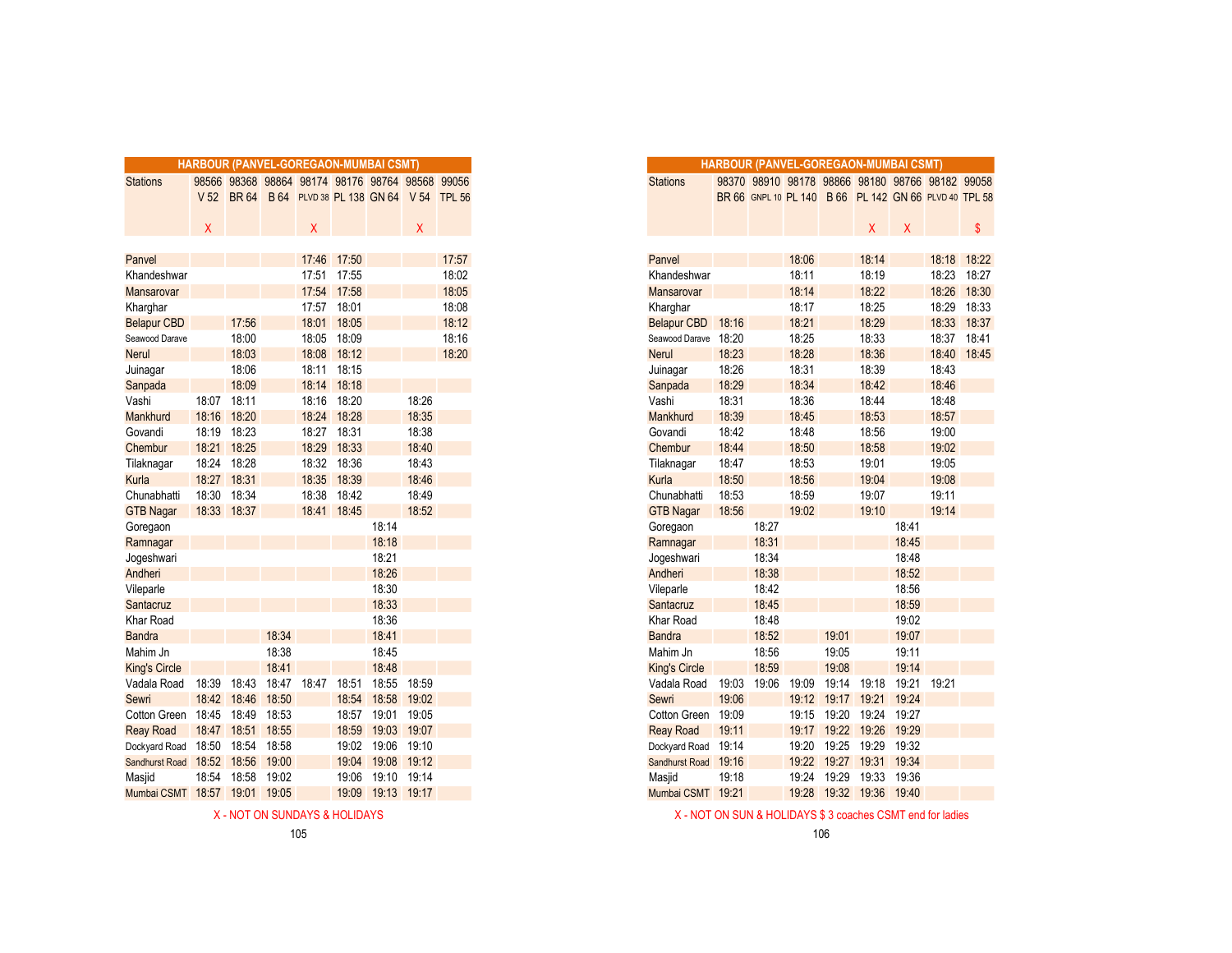## HARBOUR (PANVEL-GOREGAON-MUMBAI CSMT)

| Stations | 98566 | 98368 | 98864 | 98174 | 98176 | 98764 | 98568 | 99056 |
|---|---|---|---|---|---|---|---|---|
| | V 52 | BR 64 | B 64 | PLVD 38 | PL 138 | GN 64 | V 54 | TPL 56 |
| | X | | | X | | | X | |
| Panvel | | | | 17:46 | 17:50 | | | 17:57 |
| Khandeshwar | | | | 17:51 | 17:55 | | | 18:02 |
| Mansarovar | | | | 17:54 | 17:58 | | | 18:05 |
| Kharghar | | | | 17:57 | 18:01 | | | 18:08 |
| Belapur CBD | | 17:56 | | 18:01 | 18:05 | | | 18:12 |
| Seawood Darave | | 18:00 | | 18:05 | 18:09 | | | 18:16 |
| Nerul | | 18:03 | | 18:08 | 18:12 | | | 18:20 |
| Juinagar | | 18:06 | | 18:11 | 18:15 | | | |
| Sanpada | | 18:09 | | 18:14 | 18:18 | | | |
| Vashi | 18:07 | 18:11 | | 18:16 | 18:20 | | 18:26 | |
| Mankhurd | 18:16 | 18:20 | | 18:24 | 18:28 | | 18:35 | |
| Govandi | 18:19 | 18:23 | | 18:27 | 18:31 | | 18:38 | |
| Chembur | 18:21 | 18:25 | | 18:29 | 18:33 | | 18:40 | |
| Tilaknagar | 18:24 | 18:28 | | 18:32 | 18:36 | | 18:43 | |
| Kurla | 18:27 | 18:31 | | 18:35 | 18:39 | | 18:46 | |
| Chunabhatti | 18:30 | 18:34 | | 18:38 | 18:42 | | 18:49 | |
| GTB Nagar | 18:33 | 18:37 | | 18:41 | 18:45 | | 18:52 | |
| Goregaon | | | | | | 18:14 | | |
| Ramnagar | | | | | | 18:18 | | |
| Jogeshwari | | | | | | 18:21 | | |
| Andheri | | | | | | 18:26 | | |
| Vileparle | | | | | | 18:30 | | |
| Santacruz | | | | | | 18:33 | | |
| Khar Road | | | | | | 18:36 | | |
| Bandra | | | 18:34 | | | 18:41 | | |
| Mahim Jn | | | 18:38 | | | 18:45 | | |
| King's Circle | | | 18:41 | | | 18:48 | | |
| Vadala Road | 18:39 | 18:43 | 18:47 | 18:47 | 18:51 | 18:55 | 18:59 | |
| Sewri | 18:42 | 18:46 | 18:50 | | 18:54 | 18:58 | 19:02 | |
| Cotton Green | 18:45 | 18:49 | 18:53 | | 18:57 | 19:01 | 19:05 | |
| Reay Road | 18:47 | 18:51 | 18:55 | | 18:59 | 19:03 | 19:07 | |
| Dockyard Road | 18:50 | 18:54 | 18:58 | | 19:02 | 19:06 | 19:10 | |
| Sandhurst Road | 18:52 | 18:56 | 19:00 | | 19:04 | 19:08 | 19:12 | |
| Masjid | 18:54 | 18:58 | 19:02 | | 19:06 | 19:10 | 19:14 | |
| Mumbai CSMT | 18:57 | 19:01 | 19:05 | | 19:09 | 19:13 | 19:17 | |

X - NOT ON SUNDAYS & HOLIDAYS

## HARBOUR (PANVEL-GOREGAON-MUMBAI CSMT)

| Stations | 98370 | 98910 | 98178 | 98866 | 98180 | 98766 | 98182 | 99058 |
|---|---|---|---|---|---|---|---|---|
| | BR 66 | GNPL 10 | PL 140 | B 66 | PL 142 | GN 66 | PLVD 40 | TPL 58 |
| | | | | | X | X | | $ |
| Panvel | | | 18:06 | | 18:14 | | 18:18 | 18:22 |
| Khandeshwar | | | 18:11 | | 18:19 | | 18:23 | 18:27 |
| Mansarovar | | | 18:14 | | 18:22 | | 18:26 | 18:30 |
| Kharghar | | | 18:17 | | 18:25 | | 18:29 | 18:33 |
| Belapur CBD | 18:16 | | 18:21 | | 18:29 | | 18:33 | 18:37 |
| Seawood Darave | 18:20 | | 18:25 | | 18:33 | | 18:37 | 18:41 |
| Nerul | 18:23 | | 18:28 | | 18:36 | | 18:40 | 18:45 |
| Juinagar | 18:26 | | 18:31 | | 18:39 | | 18:43 | |
| Sanpada | 18:29 | | 18:34 | | 18:42 | | 18:46 | |
| Vashi | 18:31 | | 18:36 | | 18:44 | | 18:48 | |
| Mankhurd | 18:39 | | 18:45 | | 18:53 | | 18:57 | |
| Govandi | 18:42 | | 18:48 | | 18:56 | | 19:00 | |
| Chembur | 18:44 | | 18:50 | | 18:58 | | 19:02 | |
| Tilaknagar | 18:47 | | 18:53 | | 19:01 | | 19:05 | |
| Kurla | 18:50 | | 18:56 | | 19:04 | | 19:08 | |
| Chunabhatti | 18:53 | | 18:59 | | 19:07 | | 19:11 | |
| GTB Nagar | 18:56 | | 19:02 | | 19:10 | | 19:14 | |
| Goregaon | | 18:27 | | | | 18:41 | | |
| Ramnagar | | 18:31 | | | | 18:45 | | |
| Jogeshwari | | 18:34 | | | | 18:48 | | |
| Andheri | | 18:38 | | | | 18:52 | | |
| Vileparle | | 18:42 | | | | 18:56 | | |
| Santacruz | | 18:45 | | | | 18:59 | | |
| Khar Road | | 18:48 | | | | 19:02 | | |
| Bandra | | 18:52 | | 19:01 | | 19:07 | | |
| Mahim Jn | | 18:56 | | 19:05 | | 19:11 | | |
| King's Circle | | 18:59 | | 19:08 | | 19:14 | | |
| Vadala Road | 19:03 | 19:06 | 19:09 | 19:14 | 19:18 | 19:21 | 19:21 | |
| Sewri | 19:06 | | 19:12 | 19:17 | 19:21 | 19:24 | | |
| Cotton Green | 19:09 | | 19:15 | 19:20 | 19:24 | 19:27 | | |
| Reay Road | 19:11 | | 19:17 | 19:22 | 19:26 | 19:29 | | |
| Dockyard Road | 19:14 | | 19:20 | 19:25 | 19:29 | 19:32 | | |
| Sandhurst Road | 19:16 | | 19:22 | 19:27 | 19:31 | 19:34 | | |
| Masjid | 19:18 | | 19:24 | 19:29 | 19:33 | 19:36 | | |
| Mumbai CSMT | 19:21 | | 19:28 | 19:32 | 19:36 | 19:40 | | |

X - NOT ON SUN & HOLIDAYS $ 3 coaches CSMT end for ladies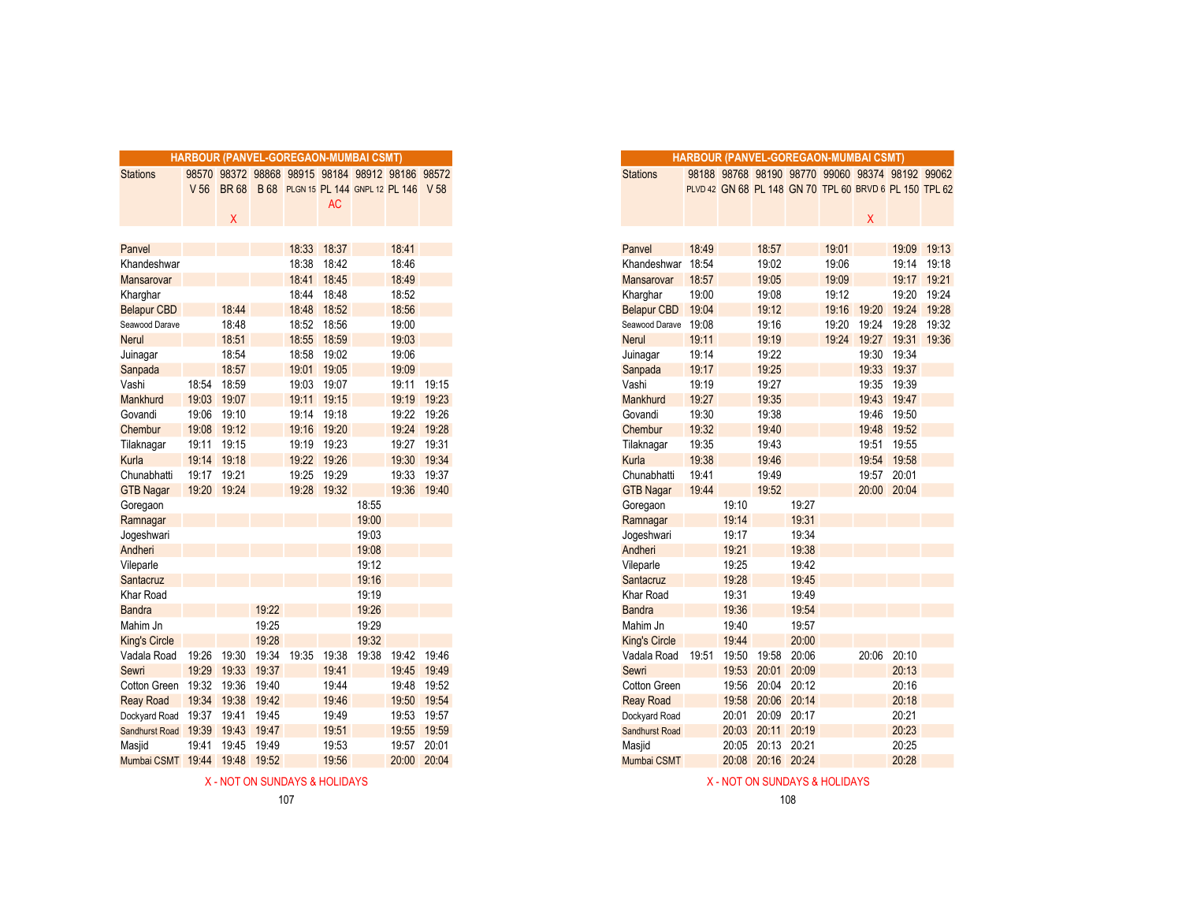## HARBOUR (PANVEL-GOREGAON-MUMBAI CSMT)

| Stations | 98570 V 56 | 98372 BR 68 X | 98868 B 68 | 98915 PLGN 15 | 98184 PL 144 AC | 98912 GNPL 12 | 98186 PL 146 | 98572 V 58 |
|---|---|---|---|---|---|---|---|---|
| Panvel | | | | 18:33 | 18:37 | | 18:41 | |
| Khandeshwar | | | | 18:38 | 18:42 | | 18:46 | |
| Mansarovar | | | | 18:41 | 18:45 | | 18:49 | |
| Kharghar | | | | 18:44 | 18:48 | | 18:52 | |
| Belapur CBD | | 18:44 | | 18:48 | 18:52 | | 18:56 | |
| Seawood Darave | | 18:48 | | 18:52 | 18:56 | | 19:00 | |
| Nerul | | 18:51 | | 18:55 | 18:59 | | 19:03 | |
| Juinagar | | 18:54 | | 18:58 | 19:02 | | 19:06 | |
| Sanpada | | 18:57 | | 19:01 | 19:05 | | 19:09 | |
| Vashi | 18:54 | 18:59 | | 19:03 | 19:07 | | 19:11 | 19:15 |
| Mankhurd | 19:03 | 19:07 | | 19:11 | 19:15 | | 19:19 | 19:23 |
| Govandi | 19:06 | 19:10 | | 19:14 | 19:18 | | 19:22 | 19:26 |
| Chembur | 19:08 | 19:12 | | 19:16 | 19:20 | | 19:24 | 19:28 |
| Tilaknagar | 19:11 | 19:15 | | 19:19 | 19:23 | | 19:27 | 19:31 |
| Kurla | 19:14 | 19:18 | | 19:22 | 19:26 | | 19:30 | 19:34 |
| Chunabhatti | 19:17 | 19:21 | | 19:25 | 19:29 | | 19:33 | 19:37 |
| GTB Nagar | 19:20 | 19:24 | | 19:28 | 19:32 | | 19:36 | 19:40 |
| Goregaon | | | | | | 18:55 | | |
| Ramnagar | | | | | | 19:00 | | |
| Jogeshwari | | | | | | 19:03 | | |
| Andheri | | | | | | 19:08 | | |
| Vileparle | | | | | | 19:12 | | |
| Santacruz | | | | | | 19:16 | | |
| Khar Road | | | | | | 19:19 | | |
| Bandra | | | 19:22 | | | 19:26 | | |
| Mahim Jn | | | 19:25 | | | 19:29 | | |
| King's Circle | | | 19:28 | | | 19:32 | | |
| Vadala Road | 19:26 | 19:30 | 19:34 | 19:35 | 19:38 | 19:38 | 19:42 | 19:46 |
| Sewri | 19:29 | 19:33 | 19:37 | | 19:41 | | 19:45 | 19:49 |
| Cotton Green | 19:32 | 19:36 | 19:40 | | 19:44 | | 19:48 | 19:52 |
| Reay Road | 19:34 | 19:38 | 19:42 | | 19:46 | | 19:50 | 19:54 |
| Dockyard Road | 19:37 | 19:41 | 19:45 | | 19:49 | | 19:53 | 19:57 |
| Sandhurst Road | 19:39 | 19:43 | 19:47 | | 19:51 | | 19:55 | 19:59 |
| Masjid | 19:41 | 19:45 | 19:49 | | 19:53 | | 19:57 | 20:01 |
| Mumbai CSMT | 19:44 | 19:48 | 19:52 | | 19:56 | | 20:00 | 20:04 |

X - NOT ON SUNDAYS & HOLIDAYS

## HARBOUR (PANVEL-GOREGAON-MUMBAI CSMT)

| Stations | 98188 PLVD 42 | 98768 GN 68 | 98190 PL 148 | 98770 GN 70 | 99060 TPL 60 | 98374 BRVD 6 X | 98192 PL 150 | 99062 TPL 62 |
|---|---|---|---|---|---|---|---|---|
| Panvel | 18:49 | | 18:57 | | 19:01 | | 19:09 | 19:13 |
| Khandeshwar | 18:54 | | 19:02 | | 19:06 | | 19:14 | 19:18 |
| Mansarovar | 18:57 | | 19:05 | | 19:09 | | 19:17 | 19:21 |
| Kharghar | 19:00 | | 19:08 | | 19:12 | | 19:20 | 19:24 |
| Belapur CBD | 19:04 | | 19:12 | | 19:16 | 19:20 | 19:24 | 19:28 |
| Seawood Darave | 19:08 | | 19:16 | | 19:20 | 19:24 | 19:28 | 19:32 |
| Nerul | 19:11 | | 19:19 | | 19:24 | 19:27 | 19:31 | 19:36 |
| Juinagar | 19:14 | | 19:22 | | | 19:30 | 19:34 | |
| Sanpada | 19:17 | | 19:25 | | | 19:33 | 19:37 | |
| Vashi | 19:19 | | 19:27 | | | 19:35 | 19:39 | |
| Mankhurd | 19:27 | | 19:35 | | | 19:43 | 19:47 | |
| Govandi | 19:30 | | 19:38 | | | 19:46 | 19:50 | |
| Chembur | 19:32 | | 19:40 | | | 19:48 | 19:52 | |
| Tilaknagar | 19:35 | | 19:43 | | | 19:51 | 19:55 | |
| Kurla | 19:38 | | 19:46 | | | 19:54 | 19:58 | |
| Chunabhatti | 19:41 | | 19:49 | | | 19:57 | 20:01 | |
| GTB Nagar | 19:44 | | 19:52 | | | 20:00 | 20:04 | |
| Goregaon | | 19:10 | | 19:27 | | | | |
| Ramnagar | | 19:14 | | 19:31 | | | | |
| Jogeshwari | | 19:17 | | 19:34 | | | | |
| Andheri | | 19:21 | | 19:38 | | | | |
| Vileparle | | 19:25 | | 19:42 | | | | |
| Santacruz | | 19:28 | | 19:45 | | | | |
| Khar Road | | 19:31 | | 19:49 | | | | |
| Bandra | | 19:36 | | 19:54 | | | | |
| Mahim Jn | | 19:40 | | 19:57 | | | | |
| King's Circle | | 19:44 | | 20:00 | | | | |
| Vadala Road | 19:51 | 19:50 | 19:58 | 20:06 | | 20:06 | 20:10 | |
| Sewri | | 19:53 | 20:01 | 20:09 | | | 20:13 | |
| Cotton Green | | 19:56 | 20:04 | 20:12 | | | 20:16 | |
| Reay Road | | 19:58 | 20:06 | 20:14 | | | 20:18 | |
| Dockyard Road | | 20:01 | 20:09 | 20:17 | | | 20:21 | |
| Sandhurst Road | | 20:03 | 20:11 | 20:19 | | | 20:23 | |
| Masjid | | 20:05 | 20:13 | 20:21 | | | 20:25 | |
| Mumbai CSMT | | 20:08 | 20:16 | 20:24 | | | 20:28 | |

X - NOT ON SUNDAYS & HOLIDAYS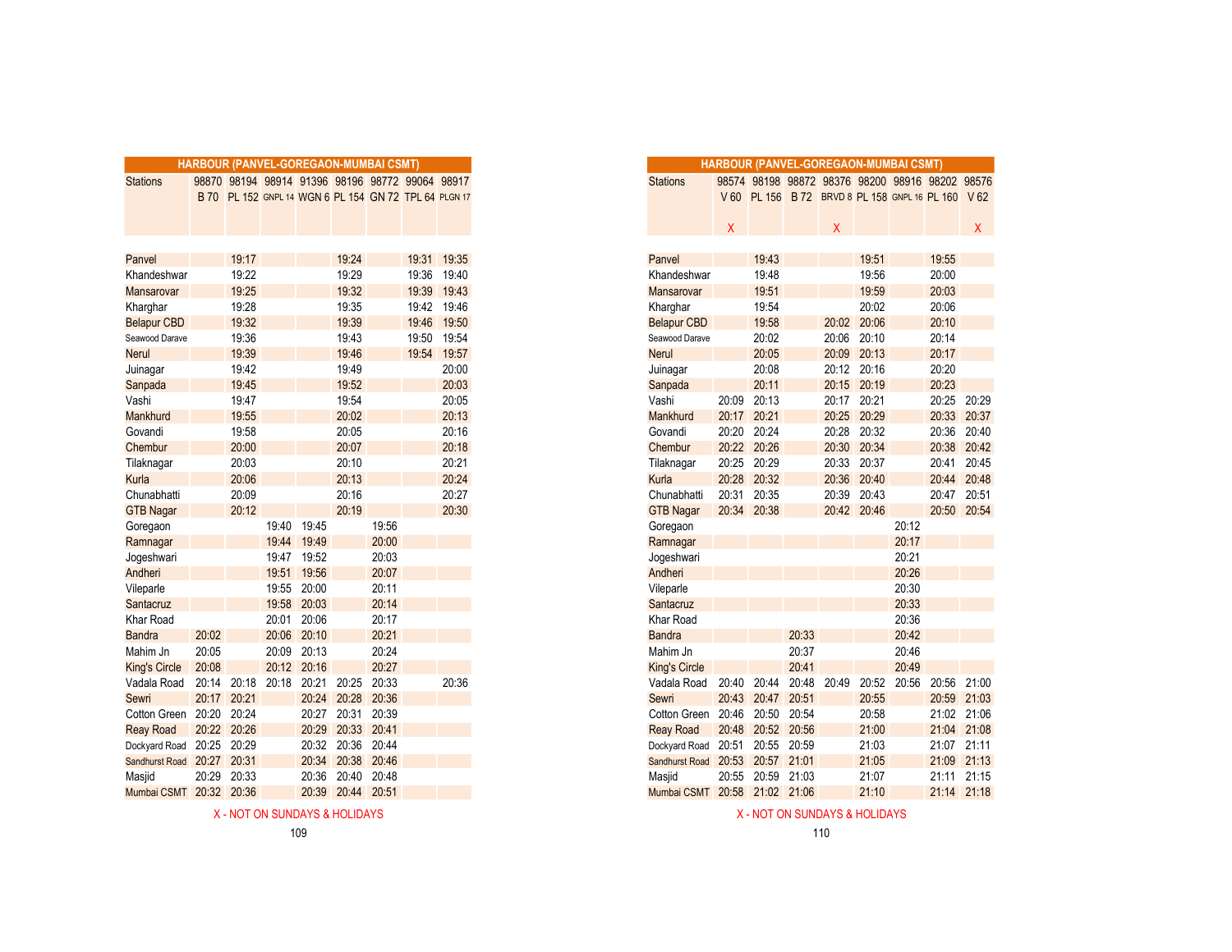## HARBOUR (PANVEL-GOREGAON-MUMBAI CSMT)

| Stations | 98870 B 70 | 98194 PL 152 | 98914 GNPL 14 | 91396 WGN 6 | 98196 PL 154 | 98772 GN 72 | 99064 TPL 64 | 98917 PLGN 17 |
|---|---|---|---|---|---|---|---|---|
| Panvel | | 19:17 | | | 19:24 | | 19:31 | 19:35 |
| Khandeshwar | | 19:22 | | | 19:29 | | 19:36 | 19:40 |
| Mansarovar | | 19:25 | | | 19:32 | | 19:39 | 19:43 |
| Kharghar | | 19:28 | | | 19:35 | | 19:42 | 19:46 |
| Belapur CBD | | 19:32 | | | 19:39 | | 19:46 | 19:50 |
| Seawood Darave | | 19:36 | | | 19:43 | | 19:50 | 19:54 |
| Nerul | | 19:39 | | | 19:46 | | 19:54 | 19:57 |
| Juinagar | | 19:42 | | | 19:49 | | | 20:00 |
| Sanpada | | 19:45 | | | 19:52 | | | 20:03 |
| Vashi | | 19:47 | | | 19:54 | | | 20:05 |
| Mankhurd | | 19:55 | | | 20:02 | | | 20:13 |
| Govandi | | 19:58 | | | 20:05 | | | 20:16 |
| Chembur | | 20:00 | | | 20:07 | | | 20:18 |
| Tilaknagar | | 20:03 | | | 20:10 | | | 20:21 |
| Kurla | | 20:06 | | | 20:13 | | | 20:24 |
| Chunabhatti | | 20:09 | | | 20:16 | | | 20:27 |
| GTB Nagar | | 20:12 | | | 20:19 | | | 20:30 |
| Goregaon | | | 19:40 | 19:45 | | 19:56 | | |
| Ramnagar | | | 19:44 | 19:49 | | 20:00 | | |
| Jogeshwari | | | 19:47 | 19:52 | | 20:03 | | |
| Andheri | | | 19:51 | 19:56 | | 20:07 | | |
| Vileparle | | | 19:55 | 20:00 | | 20:11 | | |
| Santacruz | | | 19:58 | 20:03 | | 20:14 | | |
| Khar Road | | | 20:01 | 20:06 | | 20:17 | | |
| Bandra | 20:02 | | 20:06 | 20:10 | | 20:21 | | |
| Mahim Jn | 20:05 | | 20:09 | 20:13 | | 20:24 | | |
| King's Circle | 20:08 | | 20:12 | 20:16 | | 20:27 | | |
| Vadala Road | 20:14 | 20:18 | 20:18 | 20:21 | 20:25 | 20:33 | | 20:36 |
| Sewri | 20:17 | 20:21 | | 20:24 | 20:28 | 20:36 | | |
| Cotton Green | 20:20 | 20:24 | | 20:27 | 20:31 | 20:39 | | |
| Reay Road | 20:22 | 20:26 | | 20:29 | 20:33 | 20:41 | | |
| Dockyard Road | 20:25 | 20:29 | | 20:32 | 20:36 | 20:44 | | |
| Sandhurst Road | 20:27 | 20:31 | | 20:34 | 20:38 | 20:46 | | |
| Masjid | 20:29 | 20:33 | | 20:36 | 20:40 | 20:48 | | |
| Mumbai CSMT | 20:32 | 20:36 | | 20:39 | 20:44 | 20:51 | | |

X - NOT ON SUNDAYS & HOLIDAYS

## HARBOUR (PANVEL-GOREGAON-MUMBAI CSMT)

| Stations | 98574 V 60 X | 98198 PL 156 | 98872 B 72 | 98376 BRVD 8 X | 98200 PL 158 | 98916 GNPL 16 | 98202 PL 160 | 98576 V 62 X |
|---|---|---|---|---|---|---|---|---|
| Panvel | | 19:43 | | | 19:51 | | 19:55 | |
| Khandeshwar | | 19:48 | | | 19:56 | | 20:00 | |
| Mansarovar | | 19:51 | | | 19:59 | | 20:03 | |
| Kharghar | | 19:54 | | | 20:02 | | 20:06 | |
| Belapur CBD | | 19:58 | | 20:02 | 20:06 | | 20:10 | |
| Seawood Darave | | 20:02 | | 20:06 | 20:10 | | 20:14 | |
| Nerul | | 20:05 | | 20:09 | 20:13 | | 20:17 | |
| Juinagar | | 20:08 | | 20:12 | 20:16 | | 20:20 | |
| Sanpada | | 20:11 | | 20:15 | 20:19 | | 20:23 | |
| Vashi | 20:09 | 20:13 | | 20:17 | 20:21 | | 20:25 | 20:29 |
| Mankhurd | 20:17 | 20:21 | | 20:25 | 20:29 | | 20:33 | 20:37 |
| Govandi | 20:20 | 20:24 | | 20:28 | 20:32 | | 20:36 | 20:40 |
| Chembur | 20:22 | 20:26 | | 20:30 | 20:34 | | 20:38 | 20:42 |
| Tilaknagar | 20:25 | 20:29 | | 20:33 | 20:37 | | 20:41 | 20:45 |
| Kurla | 20:28 | 20:32 | | 20:36 | 20:40 | | 20:44 | 20:48 |
| Chunabhatti | 20:31 | 20:35 | | 20:39 | 20:43 | | 20:47 | 20:51 |
| GTB Nagar | 20:34 | 20:38 | | 20:42 | 20:46 | | 20:50 | 20:54 |
| Goregaon | | | | | | 20:12 | | |
| Ramnagar | | | | | | 20:17 | | |
| Jogeshwari | | | | | | 20:21 | | |
| Andheri | | | | | | 20:26 | | |
| Vileparle | | | | | | 20:30 | | |
| Santacruz | | | | | | 20:33 | | |
| Khar Road | | | | | | 20:36 | | |
| Bandra | | | 20:33 | | | 20:42 | | |
| Mahim Jn | | | 20:37 | | | 20:46 | | |
| King's Circle | | | 20:41 | | | 20:49 | | |
| Vadala Road | 20:40 | 20:44 | 20:48 | 20:49 | 20:52 | 20:56 | 20:56 | 21:00 |
| Sewri | 20:43 | 20:47 | 20:51 | | 20:55 | | 20:59 | 21:03 |
| Cotton Green | 20:46 | 20:50 | 20:54 | | 20:58 | | 21:02 | 21:06 |
| Reay Road | 20:48 | 20:52 | 20:56 | | 21:00 | | 21:04 | 21:08 |
| Dockyard Road | 20:51 | 20:55 | 20:59 | | 21:03 | | 21:07 | 21:11 |
| Sandhurst Road | 20:53 | 20:57 | 21:01 | | 21:05 | | 21:09 | 21:13 |
| Masjid | 20:55 | 20:59 | 21:03 | | 21:07 | | 21:11 | 21:15 |
| Mumbai CSMT | 20:58 | 21:02 | 21:06 | | 21:10 | | 21:14 | 21:18 |

X - NOT ON SUNDAYS & HOLIDAYS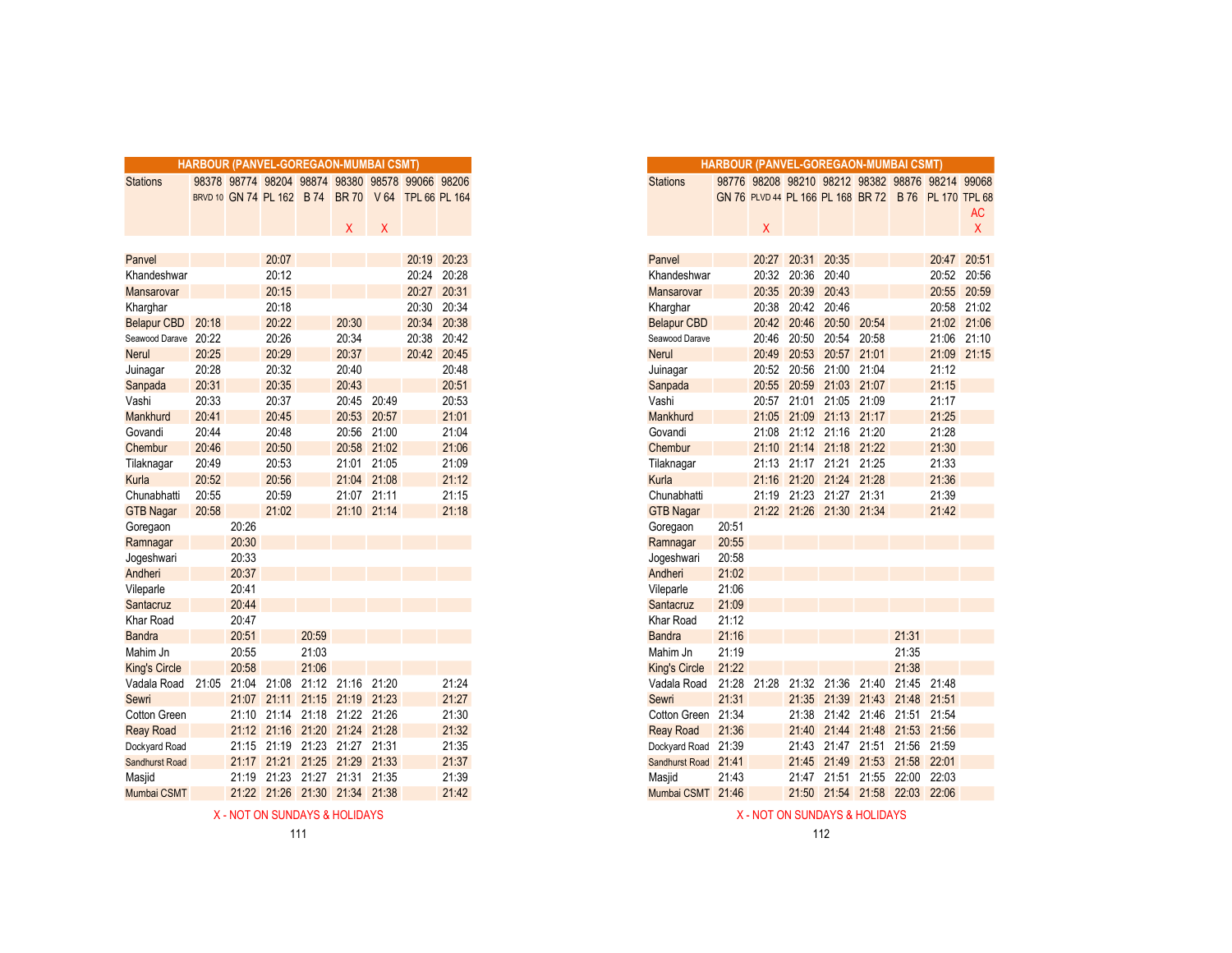## HARBOUR (PANVEL-GOREGAON-MUMBAI CSMT)

| Stations | 98378 | 98774 | 98204 | 98874 | 98380 | 98578 | 99066 | 98206 |
|---|---|---|---|---|---|---|---|---|
| | BRVD 10 | GN 74 | PL 162 | B 74 | BR 70 | V 64 | TPL 66 | PL 164 |
| | | | | | X | X | | |
| Panvel | | | 20:07 | | | | 20:19 | 20:23 |
| Khandeshwar | | | 20:12 | | | | 20:24 | 20:28 |
| Mansarovar | | | 20:15 | | | | 20:27 | 20:31 |
| Kharghar | | | 20:18 | | | | 20:30 | 20:34 |
| Belapur CBD | 20:18 | | 20:22 | | 20:30 | | 20:34 | 20:38 |
| Seawood Darave | 20:22 | | 20:26 | | 20:34 | | 20:38 | 20:42 |
| Nerul | 20:25 | | 20:29 | | 20:37 | | 20:42 | 20:45 |
| Juinagar | 20:28 | | 20:32 | | 20:40 | | | 20:48 |
| Sanpada | 20:31 | | 20:35 | | 20:43 | | | 20:51 |
| Vashi | 20:33 | | 20:37 | | 20:45 | 20:49 | | 20:53 |
| Mankhurd | 20:41 | | 20:45 | | 20:53 | 20:57 | | 21:01 |
| Govandi | 20:44 | | 20:48 | | 20:56 | 21:00 | | 21:04 |
| Chembur | 20:46 | | 20:50 | | 20:58 | 21:02 | | 21:06 |
| Tilaknagar | 20:49 | | 20:53 | | 21:01 | 21:05 | | 21:09 |
| Kurla | 20:52 | | 20:56 | | 21:04 | 21:08 | | 21:12 |
| Chunabhatti | 20:55 | | 20:59 | | 21:07 | 21:11 | | 21:15 |
| GTB Nagar | 20:58 | | 21:02 | | 21:10 | 21:14 | | 21:18 |
| Goregaon | | 20:26 | | | | | | |
| Ramnagar | | 20:30 | | | | | | |
| Jogeshwari | | 20:33 | | | | | | |
| Andheri | | 20:37 | | | | | | |
| Vileparle | | 20:41 | | | | | | |
| Santacruz | | 20:44 | | | | | | |
| Khar Road | | 20:47 | | | | | | |
| Bandra | | 20:51 | | 20:59 | | | | |
| Mahim Jn | | 20:55 | | 21:03 | | | | |
| King's Circle | | 20:58 | | 21:06 | | | | |
| Vadala Road | 21:05 | 21:04 | 21:08 | 21:12 | 21:16 | 21:20 | | 21:24 |
| Sewri | | 21:07 | 21:11 | 21:15 | 21:19 | 21:23 | | 21:27 |
| Cotton Green | | 21:10 | 21:14 | 21:18 | 21:22 | 21:26 | | 21:30 |
| Reay Road | | 21:12 | 21:16 | 21:20 | 21:24 | 21:28 | | 21:32 |
| Dockyard Road | | 21:15 | 21:19 | 21:23 | 21:27 | 21:31 | | 21:35 |
| Sandhurst Road | | 21:17 | 21:21 | 21:25 | 21:29 | 21:33 | | 21:37 |
| Masjid | | 21:19 | 21:23 | 21:27 | 21:31 | 21:35 | | 21:39 |
| Mumbai CSMT | | 21:22 | 21:26 | 21:30 | 21:34 | 21:38 | | 21:42 |

X - NOT ON SUNDAYS & HOLIDAYS

## HARBOUR (PANVEL-GOREGAON-MUMBAI CSMT)

| Stations | 98776 | 98208 | 98210 | 98212 | 98382 | 98876 | 98214 | 99068 |
|---|---|---|---|---|---|---|---|---|
| | GN 76 | PLVD 44 | PL 166 | PL 168 | BR 72 | B 76 | PL 170 | TPL 68 |
| | | | | | | | | AC |
| | | X | | | | | | X |
| Panvel | | 20:27 | 20:31 | 20:35 | | | 20:47 | 20:51 |
| Khandeshwar | | 20:32 | 20:36 | 20:40 | | | 20:52 | 20:56 |
| Mansarovar | | 20:35 | 20:39 | 20:43 | | | 20:55 | 20:59 |
| Kharghar | | 20:38 | 20:42 | 20:46 | | | 20:58 | 21:02 |
| Belapur CBD | | 20:42 | 20:46 | 20:50 | 20:54 | | 21:02 | 21:06 |
| Seawood Darave | | 20:46 | 20:50 | 20:54 | 20:58 | | 21:06 | 21:10 |
| Nerul | | 20:49 | 20:53 | 20:57 | 21:01 | | 21:09 | 21:15 |
| Juinagar | | 20:52 | 20:56 | 21:00 | 21:04 | | 21:12 | |
| Sanpada | | 20:55 | 20:59 | 21:03 | 21:07 | | 21:15 | |
| Vashi | | 20:57 | 21:01 | 21:05 | 21:09 | | 21:17 | |
| Mankhurd | | 21:05 | 21:09 | 21:13 | 21:17 | | 21:25 | |
| Govandi | | 21:08 | 21:12 | 21:16 | 21:20 | | 21:28 | |
| Chembur | | 21:10 | 21:14 | 21:18 | 21:22 | | 21:30 | |
| Tilaknagar | | 21:13 | 21:17 | 21:21 | 21:25 | | 21:33 | |
| Kurla | | 21:16 | 21:20 | 21:24 | 21:28 | | 21:36 | |
| Chunabhatti | | 21:19 | 21:23 | 21:27 | 21:31 | | 21:39 | |
| GTB Nagar | | 21:22 | 21:26 | 21:30 | 21:34 | | 21:42 | |
| Goregaon | 20:51 | | | | | | | |
| Ramnagar | 20:55 | | | | | | | |
| Jogeshwari | 20:58 | | | | | | | |
| Andheri | 21:02 | | | | | | | |
| Vileparle | 21:06 | | | | | | | |
| Santacruz | 21:09 | | | | | | | |
| Khar Road | 21:12 | | | | | | | |
| Bandra | 21:16 | | | | | 21:31 | | |
| Mahim Jn | 21:19 | | | | | 21:35 | | |
| King's Circle | 21:22 | | | | | 21:38 | | |
| Vadala Road | 21:28 | 21:28 | 21:32 | 21:36 | 21:40 | 21:45 | 21:48 | |
| Sewri | 21:31 | | 21:35 | 21:39 | 21:43 | 21:48 | 21:51 | |
| Cotton Green | 21:34 | | 21:38 | 21:42 | 21:46 | 21:51 | 21:54 | |
| Reay Road | 21:36 | | 21:40 | 21:44 | 21:48 | 21:53 | 21:56 | |
| Dockyard Road | 21:39 | | 21:43 | 21:47 | 21:51 | 21:56 | 21:59 | |
| Sandhurst Road | 21:41 | | 21:45 | 21:49 | 21:53 | 21:58 | 22:01 | |
| Masjid | 21:43 | | 21:47 | 21:51 | 21:55 | 22:00 | 22:03 | |
| Mumbai CSMT | 21:46 | | 21:50 | 21:54 | 21:58 | 22:03 | 22:06 | |

X - NOT ON SUNDAYS & HOLIDAYS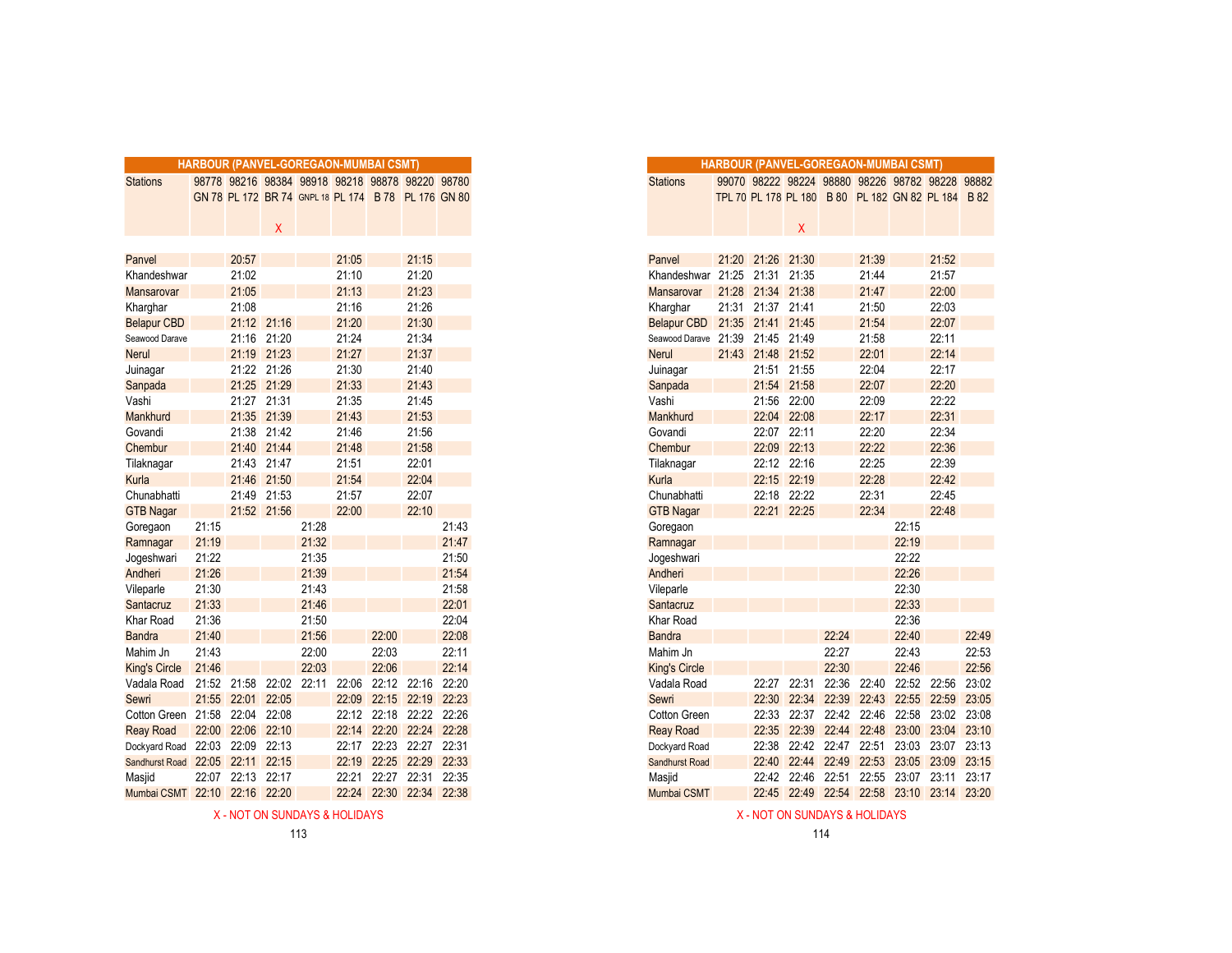## HARBOUR (PANVEL-GOREGAON-MUMBAI CSMT)

| Stations | 98778 GN 78 | 98216 PL 172 | 98384 BR 74 X | 98918 GNPL 18 | 98218 PL 174 | 98878 B 78 | 98220 PL 176 | 98780 GN 80 |
|---|---|---|---|---|---|---|---|---|
| Panvel | | 20:57 | | | 21:05 | | 21:15 | |
| Khandeshwar | | 21:02 | | | 21:10 | | 21:20 | |
| Mansarovar | | 21:05 | | | 21:13 | | 21:23 | |
| Kharghar | | 21:08 | | | 21:16 | | 21:26 | |
| Belapur CBD | | 21:12 | 21:16 | | 21:20 | | 21:30 | |
| Seawood Darave | | 21:16 | 21:20 | | 21:24 | | 21:34 | |
| Nerul | | 21:19 | 21:23 | | 21:27 | | 21:37 | |
| Juinagar | | 21:22 | 21:26 | | 21:30 | | 21:40 | |
| Sanpada | | 21:25 | 21:29 | | 21:33 | | 21:43 | |
| Vashi | | 21:27 | 21:31 | | 21:35 | | 21:45 | |
| Mankhurd | | 21:35 | 21:39 | | 21:43 | | 21:53 | |
| Govandi | | 21:38 | 21:42 | | 21:46 | | 21:56 | |
| Chembur | | 21:40 | 21:44 | | 21:48 | | 21:58 | |
| Tilaknagar | | 21:43 | 21:47 | | 21:51 | | 22:01 | |
| Kurla | | 21:46 | 21:50 | | 21:54 | | 22:04 | |
| Chunabhatti | | 21:49 | 21:53 | | 21:57 | | 22:07 | |
| GTB Nagar | | 21:52 | 21:56 | | 22:00 | | 22:10 | |
| Goregaon | 21:15 | | | 21:28 | | | | 21:43 |
| Ramnagar | 21:19 | | | 21:32 | | | | 21:47 |
| Jogeshwari | 21:22 | | | 21:35 | | | | 21:50 |
| Andheri | 21:26 | | | 21:39 | | | | 21:54 |
| Vileparle | 21:30 | | | 21:43 | | | | 21:58 |
| Santacruz | 21:33 | | | 21:46 | | | | 22:01 |
| Khar Road | 21:36 | | | 21:50 | | | | 22:04 |
| Bandra | 21:40 | | | 21:56 | | 22:00 | | 22:08 |
| Mahim Jn | 21:43 | | | 22:00 | | 22:03 | | 22:11 |
| King's Circle | 21:46 | | | 22:03 | | 22:06 | | 22:14 |
| Vadala Road | 21:52 | 21:58 | 22:02 | 22:11 | 22:06 | 22:12 | 22:16 | 22:20 |
| Sewri | 21:55 | 22:01 | 22:05 | | 22:09 | 22:15 | 22:19 | 22:23 |
| Cotton Green | 21:58 | 22:04 | 22:08 | | 22:12 | 22:18 | 22:22 | 22:26 |
| Reay Road | 22:00 | 22:06 | 22:10 | | 22:14 | 22:20 | 22:24 | 22:28 |
| Dockyard Road | 22:03 | 22:09 | 22:13 | | 22:17 | 22:23 | 22:27 | 22:31 |
| Sandhurst Road | 22:05 | 22:11 | 22:15 | | 22:19 | 22:25 | 22:29 | 22:33 |
| Masjid | 22:07 | 22:13 | 22:17 | | 22:21 | 22:27 | 22:31 | 22:35 |
| Mumbai CSMT | 22:10 | 22:16 | 22:20 | | 22:24 | 22:30 | 22:34 | 22:38 |

X - NOT ON SUNDAYS & HOLIDAYS

## HARBOUR (PANVEL-GOREGAON-MUMBAI CSMT)

| Stations | 99070 TPL 70 | 98222 PL 178 | 98224 PL 180 X | 98880 B 80 | 98226 PL 182 | 98782 GN 82 | 98228 PL 184 | 98882 B 82 |
|---|---|---|---|---|---|---|---|---|
| Panvel | 21:20 | 21:26 | 21:30 | | 21:39 | | 21:52 | |
| Khandeshwar | 21:25 | 21:31 | 21:35 | | 21:44 | | 21:57 | |
| Mansarovar | 21:28 | 21:34 | 21:38 | | 21:47 | | 22:00 | |
| Kharghar | 21:31 | 21:37 | 21:41 | | 21:50 | | 22:03 | |
| Belapur CBD | 21:35 | 21:41 | 21:45 | | 21:54 | | 22:07 | |
| Seawood Darave | 21:39 | 21:45 | 21:49 | | 21:58 | | 22:11 | |
| Nerul | 21:43 | 21:48 | 21:52 | | 22:01 | | 22:14 | |
| Juinagar | | 21:51 | 21:55 | | 22:04 | | 22:17 | |
| Sanpada | | 21:54 | 21:58 | | 22:07 | | 22:20 | |
| Vashi | | 21:56 | 22:00 | | 22:09 | | 22:22 | |
| Mankhurd | | 22:04 | 22:08 | | 22:17 | | 22:31 | |
| Govandi | | 22:07 | 22:11 | | 22:20 | | 22:34 | |
| Chembur | | 22:09 | 22:13 | | 22:22 | | 22:36 | |
| Tilaknagar | | 22:12 | 22:16 | | 22:25 | | 22:39 | |
| Kurla | | 22:15 | 22:19 | | 22:28 | | 22:42 | |
| Chunabhatti | | 22:18 | 22:22 | | 22:31 | | 22:45 | |
| GTB Nagar | | 22:21 | 22:25 | | 22:34 | | 22:48 | |
| Goregaon | | | | | | 22:15 | | |
| Ramnagar | | | | | | 22:19 | | |
| Jogeshwari | | | | | | 22:22 | | |
| Andheri | | | | | | 22:26 | | |
| Vileparle | | | | | | 22:30 | | |
| Santacruz | | | | | | 22:33 | | |
| Khar Road | | | | | | 22:36 | | |
| Bandra | | | | 22:24 | | 22:40 | | 22:49 |
| Mahim Jn | | | | 22:27 | | 22:43 | | 22:53 |
| King's Circle | | | | 22:30 | | 22:46 | | 22:56 |
| Vadala Road | | 22:27 | 22:31 | 22:36 | 22:40 | 22:52 | 22:56 | 23:02 |
| Sewri | | 22:30 | 22:34 | 22:39 | 22:43 | 22:55 | 22:59 | 23:05 |
| Cotton Green | | 22:33 | 22:37 | 22:42 | 22:46 | 22:58 | 23:02 | 23:08 |
| Reay Road | | 22:35 | 22:39 | 22:44 | 22:48 | 23:00 | 23:04 | 23:10 |
| Dockyard Road | | 22:38 | 22:42 | 22:47 | 22:51 | 23:03 | 23:07 | 23:13 |
| Sandhurst Road | | 22:40 | 22:44 | 22:49 | 22:53 | 23:05 | 23:09 | 23:15 |
| Masjid | | 22:42 | 22:46 | 22:51 | 22:55 | 23:07 | 23:11 | 23:17 |
| Mumbai CSMT | | 22:45 | 22:49 | 22:54 | 22:58 | 23:10 | 23:14 | 23:20 |

X - NOT ON SUNDAYS & HOLIDAYS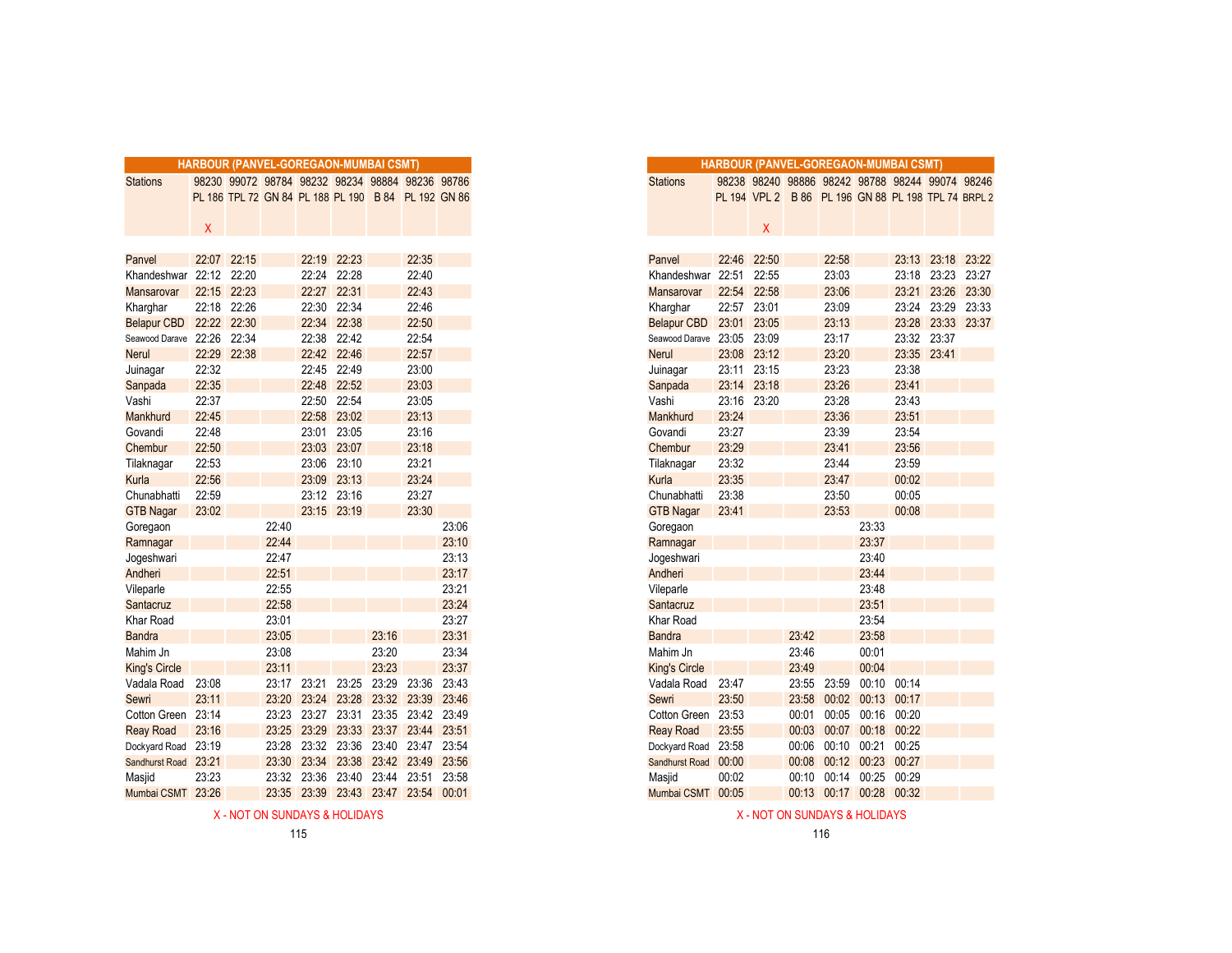## HARBOUR (PANVEL-GOREGAON-MUMBAI CSMT)

| Stations | 98230 | 99072 | 98784 | 98232 | 98234 | 98884 | 98236 | 98786 |
|---|---|---|---|---|---|---|---|---|
| | PL 186 | TPL 72 | GN 84 | PL 188 | PL 190 | B 84 | PL 192 | GN 86 |
| | X | | | | | | | |
| Panvel | 22:07 | 22:15 | | 22:19 | 22:23 | | 22:35 | |
| Khandeshwar | 22:12 | 22:20 | | 22:24 | 22:28 | | 22:40 | |
| Mansarovar | 22:15 | 22:23 | | 22:27 | 22:31 | | 22:43 | |
| Kharghar | 22:18 | 22:26 | | 22:30 | 22:34 | | 22:46 | |
| Belapur CBD | 22:22 | 22:30 | | 22:34 | 22:38 | | 22:50 | |
| Seawood Darave | 22:26 | 22:34 | | 22:38 | 22:42 | | 22:54 | |
| Nerul | 22:29 | 22:38 | | 22:42 | 22:46 | | 22:57 | |
| Juinagar | 22:32 | | | 22:45 | 22:49 | | 23:00 | |
| Sanpada | 22:35 | | | 22:48 | 22:52 | | 23:03 | |
| Vashi | 22:37 | | | 22:50 | 22:54 | | 23:05 | |
| Mankhurd | 22:45 | | | 22:58 | 23:02 | | 23:13 | |
| Govandi | 22:48 | | | 23:01 | 23:05 | | 23:16 | |
| Chembur | 22:50 | | | 23:03 | 23:07 | | 23:18 | |
| Tilaknagar | 22:53 | | | 23:06 | 23:10 | | 23:21 | |
| Kurla | 22:56 | | | 23:09 | 23:13 | | 23:24 | |
| Chunabhatti | 22:59 | | | 23:12 | 23:16 | | 23:27 | |
| GTB Nagar | 23:02 | | | 23:15 | 23:19 | | 23:30 | |
| Goregaon | | | 22:40 | | | | | 23:06 |
| Ramnagar | | | 22:44 | | | | | 23:10 |
| Jogeshwari | | | 22:47 | | | | | 23:13 |
| Andheri | | | 22:51 | | | | | 23:17 |
| Vileparle | | | 22:55 | | | | | 23:21 |
| Santacruz | | | 22:58 | | | | | 23:24 |
| Khar Road | | | 23:01 | | | | | 23:27 |
| Bandra | | | 23:05 | | | 23:16 | | 23:31 |
| Mahim Jn | | | 23:08 | | | 23:20 | | 23:34 |
| King's Circle | | | 23:11 | | | 23:23 | | 23:37 |
| Vadala Road | 23:08 | | 23:17 | 23:21 | 23:25 | 23:29 | 23:36 | 23:43 |
| Sewri | 23:11 | | 23:20 | 23:24 | 23:28 | 23:32 | 23:39 | 23:46 |
| Cotton Green | 23:14 | | 23:23 | 23:27 | 23:31 | 23:35 | 23:42 | 23:49 |
| Reay Road | 23:16 | | 23:25 | 23:29 | 23:33 | 23:37 | 23:44 | 23:51 |
| Dockyard Road | 23:19 | | 23:28 | 23:32 | 23:36 | 23:40 | 23:47 | 23:54 |
| Sandhurst Road | 23:21 | | 23:30 | 23:34 | 23:38 | 23:42 | 23:49 | 23:56 |
| Masjid | 23:23 | | 23:32 | 23:36 | 23:40 | 23:44 | 23:51 | 23:58 |
| Mumbai CSMT | 23:26 | | 23:35 | 23:39 | 23:43 | 23:47 | 23:54 | 00:01 |

X - NOT ON SUNDAYS & HOLIDAYS

## HARBOUR (PANVEL-GOREGAON-MUMBAI CSMT)

| Stations | 98238 | 98240 | 98886 | 98242 | 98788 | 98244 | 99074 | 98246 |
|---|---|---|---|---|---|---|---|---|
| | PL 194 | VPL 2 | B 86 | PL 196 | GN 88 | PL 198 | TPL 74 | BRPL 2 |
| | | X | | | | | | |
| Panvel | 22:46 | 22:50 | | 22:58 | | 23:13 | 23:18 | 23:22 |
| Khandeshwar | 22:51 | 22:55 | | 23:03 | | 23:18 | 23:23 | 23:27 |
| Mansarovar | 22:54 | 22:58 | | 23:06 | | 23:21 | 23:26 | 23:30 |
| Kharghar | 22:57 | 23:01 | | 23:09 | | 23:24 | 23:29 | 23:33 |
| Belapur CBD | 23:01 | 23:05 | | 23:13 | | 23:28 | 23:33 | 23:37 |
| Seawood Darave | 23:05 | 23:09 | | 23:17 | | 23:32 | 23:37 | |
| Nerul | 23:08 | 23:12 | | 23:20 | | 23:35 | 23:41 | |
| Juinagar | 23:11 | 23:15 | | 23:23 | | 23:38 | | |
| Sanpada | 23:14 | 23:18 | | 23:26 | | 23:41 | | |
| Vashi | 23:16 | 23:20 | | 23:28 | | 23:43 | | |
| Mankhurd | 23:24 | | | 23:36 | | 23:51 | | |
| Govandi | 23:27 | | | 23:39 | | 23:54 | | |
| Chembur | 23:29 | | | 23:41 | | 23:56 | | |
| Tilaknagar | 23:32 | | | 23:44 | | 23:59 | | |
| Kurla | 23:35 | | | 23:47 | | 00:02 | | |
| Chunabhatti | 23:38 | | | 23:50 | | 00:05 | | |
| GTB Nagar | 23:41 | | | 23:53 | | 00:08 | | |
| Goregaon | | | | | 23:33 | | | |
| Ramnagar | | | | | 23:37 | | | |
| Jogeshwari | | | | | 23:40 | | | |
| Andheri | | | | | 23:44 | | | |
| Vileparle | | | | | 23:48 | | | |
| Santacruz | | | | | 23:51 | | | |
| Khar Road | | | | | 23:54 | | | |
| Bandra | | | 23:42 | | 23:58 | | | |
| Mahim Jn | | | 23:46 | | 00:01 | | | |
| King's Circle | | | 23:49 | | 00:04 | | | |
| Vadala Road | 23:47 | | 23:55 | 23:59 | 00:10 | 00:14 | | |
| Sewri | 23:50 | | 23:58 | 00:02 | 00:13 | 00:17 | | |
| Cotton Green | 23:53 | | 00:01 | 00:05 | 00:16 | 00:20 | | |
| Reay Road | 23:55 | | 00:03 | 00:07 | 00:18 | 00:22 | | |
| Dockyard Road | 23:58 | | 00:06 | 00:10 | 00:21 | 00:25 | | |
| Sandhurst Road | 00:00 | | 00:08 | 00:12 | 00:23 | 00:27 | | |
| Masjid | 00:02 | | 00:10 | 00:14 | 00:25 | 00:29 | | |
| Mumbai CSMT | 00:05 | | 00:13 | 00:17 | 00:28 | 00:32 | | |

X - NOT ON SUNDAYS & HOLIDAYS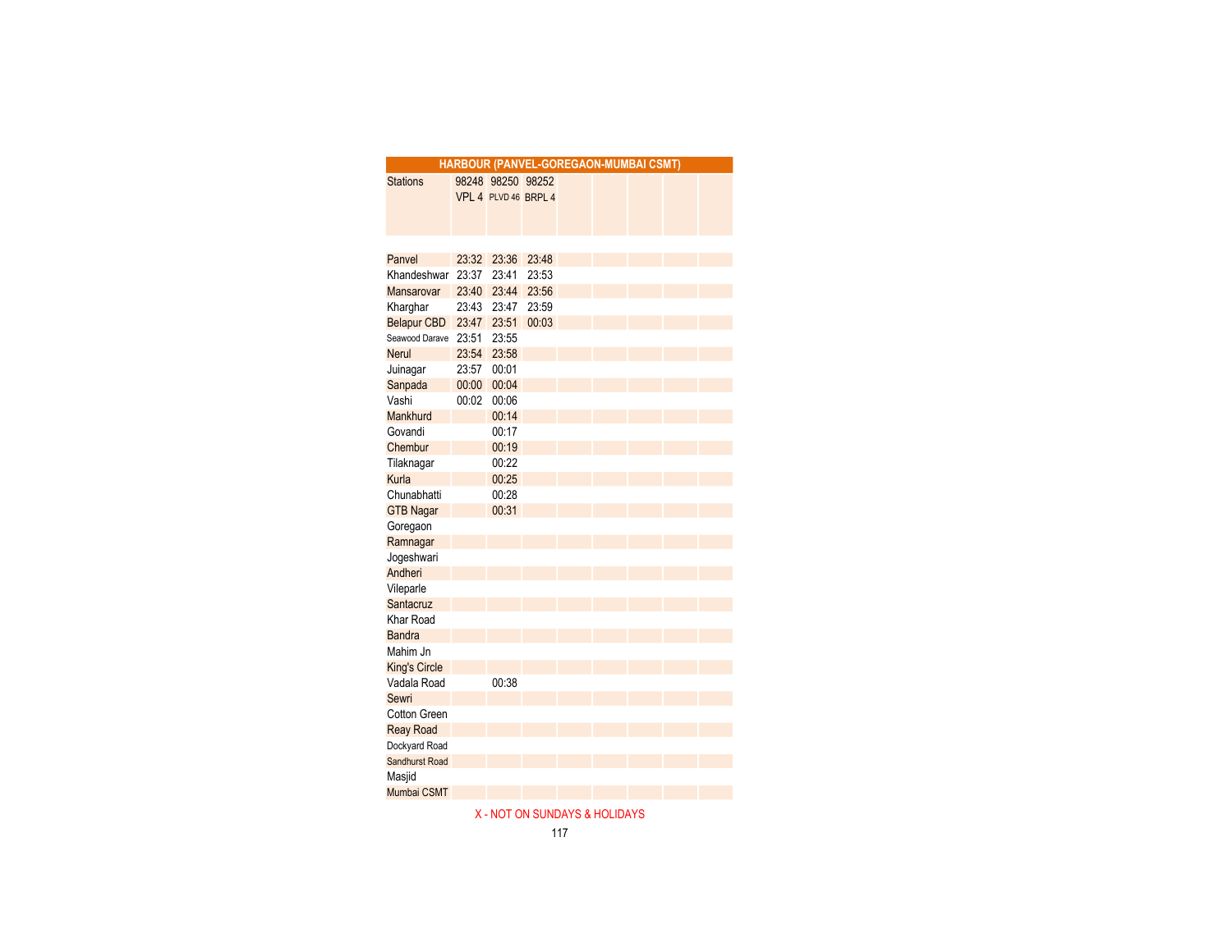## HARBOUR (PANVEL-GOREGAON-MUMBAI CSMT)

| Stations | 98248 VPL 4 | 98250 PLVD 46 | 98252 BRPL 4 | | | | | |
|---|---|---|---|---|---|---|---|---|
| Panvel | 23:32 | 23:36 | 23:48 | | | | | |
| Khandeshwar | 23:37 | 23:41 | 23:53 | | | | | |
| Mansarovar | 23:40 | 23:44 | 23:56 | | | | | |
| Kharghar | 23:43 | 23:47 | 23:59 | | | | | |
| Belapur CBD | 23:47 | 23:51 | 00:03 | | | | | |
| Seawood Darave | 23:51 | 23:55 | | | | | | |
| Nerul | 23:54 | 23:58 | | | | | | |
| Juinagar | 23:57 | 00:01 | | | | | | |
| Sanpada | 00:00 | 00:04 | | | | | | |
| Vashi | 00:02 | 00:06 | | | | | | |
| Mankhurd | | 00:14 | | | | | | |
| Govandi | | 00:17 | | | | | | |
| Chembur | | 00:19 | | | | | | |
| Tilaknagar | | 00:22 | | | | | | |
| Kurla | | 00:25 | | | | | | |
| Chunabhatti | | 00:28 | | | | | | |
| GTB Nagar | | 00:31 | | | | | | |
| Goregaon | | | | | | | | |
| Ramnagar | | | | | | | | |
| Jogeshwari | | | | | | | | |
| Andheri | | | | | | | | |
| Vileparle | | | | | | | | |
| Santacruz | | | | | | | | |
| Khar Road | | | | | | | | |
| Bandra | | | | | | | | |
| Mahim Jn | | | | | | | | |
| King's Circle | | | | | | | | |
| Vadala Road | | 00:38 | | | | | | |
| Sewri | | | | | | | | |
| Cotton Green | | | | | | | | |
| Reay Road | | | | | | | | |
| Dockyard Road | | | | | | | | |
| Sandhurst Road | | | | | | | | |
| Masjid | | | | | | | | |
| Mumbai CSMT | | | | | | | | |

X - NOT ON SUNDAYS & HOLIDAYS